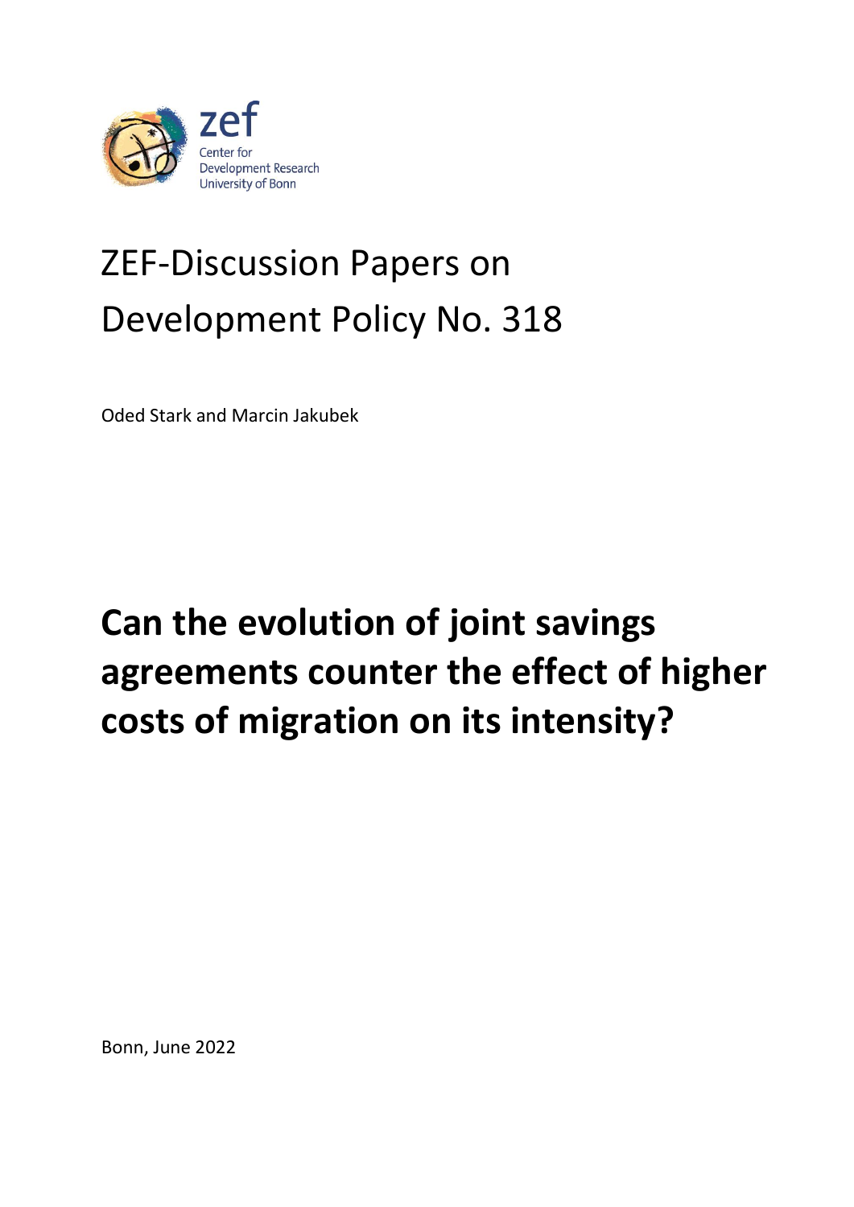zef
Center for Development Research
University of Bonn

# ZEF-Discussion Papers on Development Policy No. 318

Oded Stark and Marcin Jakubek

# Can the evolution of joint savings agreements counter the effect of higher costs of migration on its intensity?

Bonn, June 2022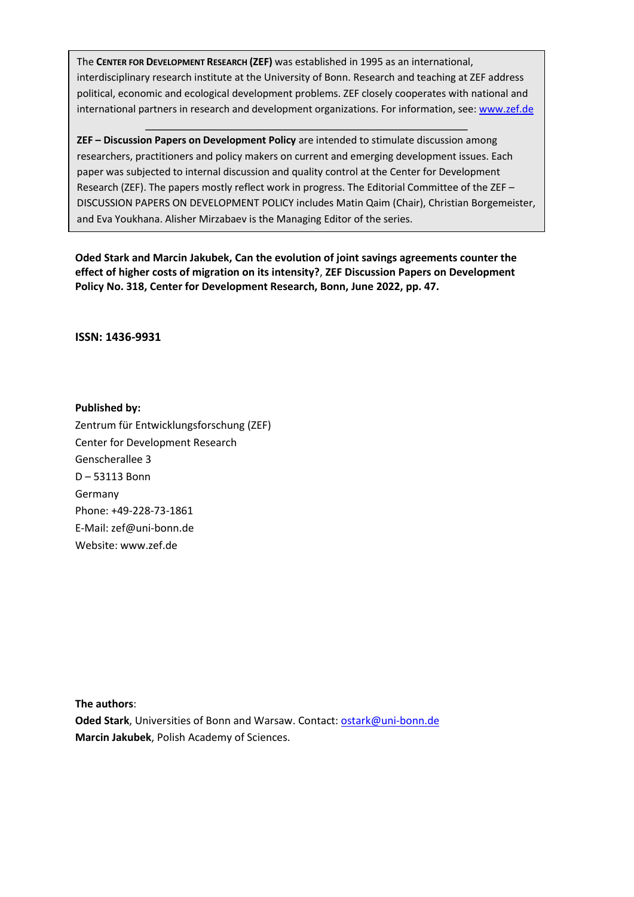The **CENTER FOR DEVELOPMENT RESEARCH (ZEF)** was established in 1995 as an international, interdisciplinary research institute at the University of Bonn. Research and teaching at ZEF address political, economic and ecological development problems. ZEF closely cooperates with national and international partners in research and development organizations. For information, see: www.zef.de

---

**ZEF – Discussion Papers on Development Policy** are intended to stimulate discussion among researchers, practitioners and policy makers on current and emerging development issues. Each paper was subjected to internal discussion and quality control at the Center for Development Research (ZEF). The papers mostly reflect work in progress. The Editorial Committee of the ZEF – DISCUSSION PAPERS ON DEVELOPMENT POLICY includes Matin Qaim (Chair), Christian Borgemeister, and Eva Youkhana. Alisher Mirzabaev is the Managing Editor of the series.

**Oded Stark and Marcin Jakubek, Can the evolution of joint savings agreements counter the effect of higher costs of migration on its intensity?**, **ZEF Discussion Papers on Development Policy No. 318, Center for Development Research, Bonn, June 2022, pp. 47.**

**ISSN: 1436-9931**

**Published by:**
Zentrum für Entwicklungsforschung (ZEF)
Center for Development Research
Genscherallee 3
D – 53113 Bonn
Germany
Phone: +49-228-73-1861
E-Mail: zef@uni-bonn.de
Website: www.zef.de

**The authors**:
**Oded Stark**, Universities of Bonn and Warsaw. Contact: ostark@uni-bonn.de
**Marcin Jakubek**, Polish Academy of Sciences.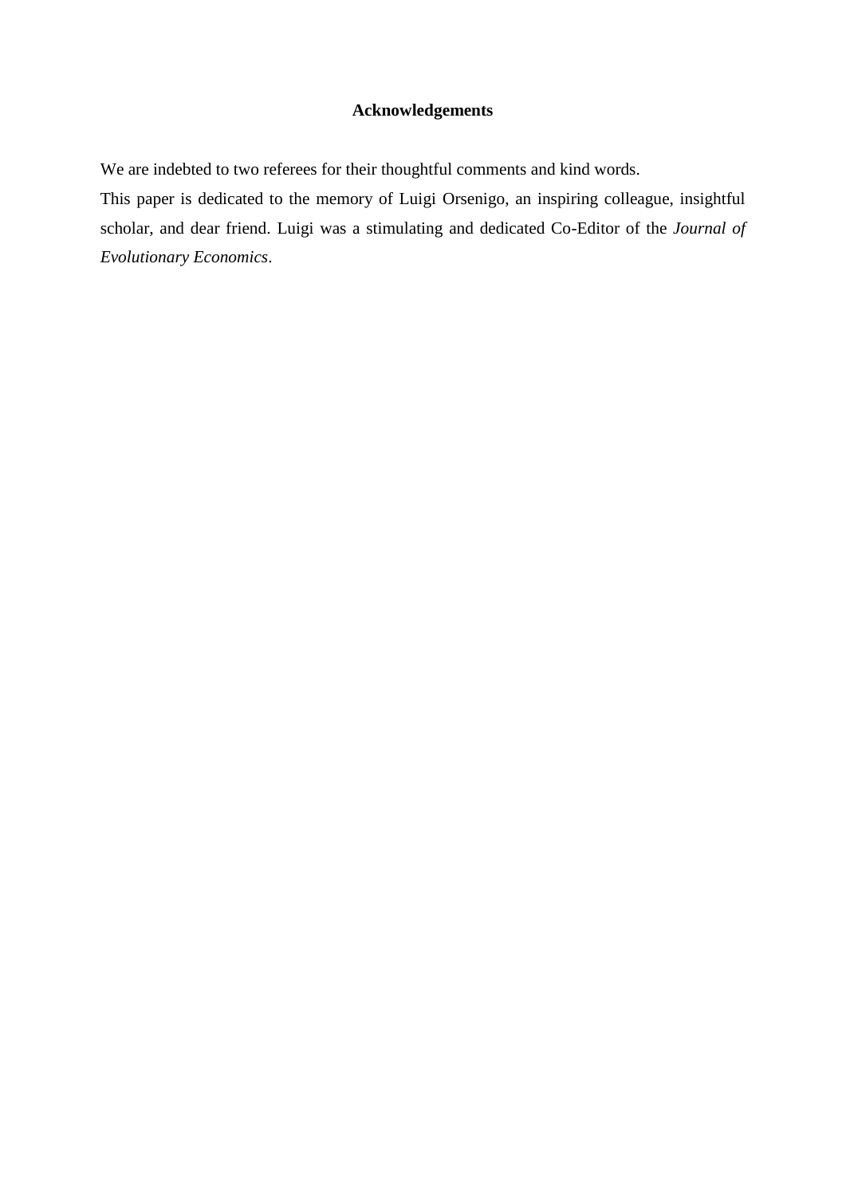## Acknowledgements

We are indebted to two referees for their thoughtful comments and kind words.

This paper is dedicated to the memory of Luigi Orsenigo, an inspiring colleague, insightful scholar, and dear friend. Luigi was a stimulating and dedicated Co-Editor of the *Journal of Evolutionary Economics*.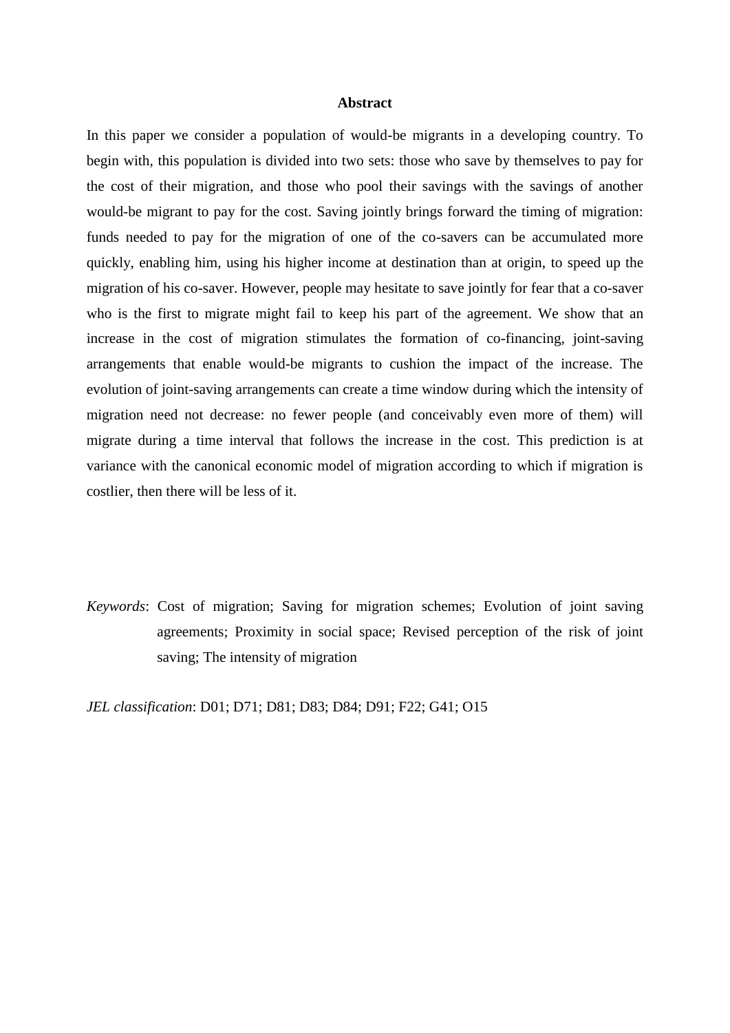## Abstract

In this paper we consider a population of would-be migrants in a developing country. To begin with, this population is divided into two sets: those who save by themselves to pay for the cost of their migration, and those who pool their savings with the savings of another would-be migrant to pay for the cost. Saving jointly brings forward the timing of migration: funds needed to pay for the migration of one of the co-savers can be accumulated more quickly, enabling him, using his higher income at destination than at origin, to speed up the migration of his co-saver. However, people may hesitate to save jointly for fear that a co-saver who is the first to migrate might fail to keep his part of the agreement. We show that an increase in the cost of migration stimulates the formation of co-financing, joint-saving arrangements that enable would-be migrants to cushion the impact of the increase. The evolution of joint-saving arrangements can create a time window during which the intensity of migration need not decrease: no fewer people (and conceivably even more of them) will migrate during a time interval that follows the increase in the cost. This prediction is at variance with the canonical economic model of migration according to which if migration is costlier, then there will be less of it.

*Keywords*: Cost of migration; Saving for migration schemes; Evolution of joint saving agreements; Proximity in social space; Revised perception of the risk of joint saving; The intensity of migration

*JEL classification*: D01; D71; D81; D83; D84; D91; F22; G41; O15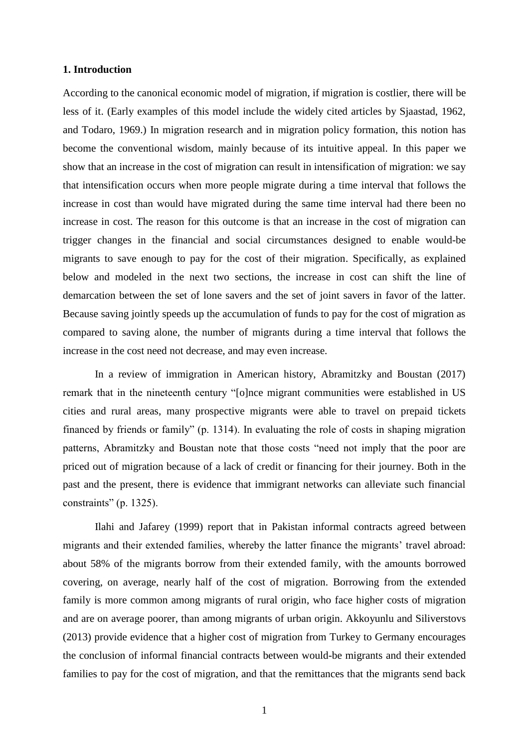## 1. Introduction

According to the canonical economic model of migration, if migration is costlier, there will be less of it. (Early examples of this model include the widely cited articles by Sjaastad, 1962, and Todaro, 1969.) In migration research and in migration policy formation, this notion has become the conventional wisdom, mainly because of its intuitive appeal. In this paper we show that an increase in the cost of migration can result in intensification of migration: we say that intensification occurs when more people migrate during a time interval that follows the increase in cost than would have migrated during the same time interval had there been no increase in cost. The reason for this outcome is that an increase in the cost of migration can trigger changes in the financial and social circumstances designed to enable would-be migrants to save enough to pay for the cost of their migration. Specifically, as explained below and modeled in the next two sections, the increase in cost can shift the line of demarcation between the set of lone savers and the set of joint savers in favor of the latter. Because saving jointly speeds up the accumulation of funds to pay for the cost of migration as compared to saving alone, the number of migrants during a time interval that follows the increase in the cost need not decrease, and may even increase.

In a review of immigration in American history, Abramitzky and Boustan (2017) remark that in the nineteenth century "[o]nce migrant communities were established in US cities and rural areas, many prospective migrants were able to travel on prepaid tickets financed by friends or family" (p. 1314). In evaluating the role of costs in shaping migration patterns, Abramitzky and Boustan note that those costs "need not imply that the poor are priced out of migration because of a lack of credit or financing for their journey. Both in the past and the present, there is evidence that immigrant networks can alleviate such financial constraints" (p. 1325).

Ilahi and Jafarey (1999) report that in Pakistan informal contracts agreed between migrants and their extended families, whereby the latter finance the migrants' travel abroad: about 58% of the migrants borrow from their extended family, with the amounts borrowed covering, on average, nearly half of the cost of migration. Borrowing from the extended family is more common among migrants of rural origin, who face higher costs of migration and are on average poorer, than among migrants of urban origin. Akkoyunlu and Siliverstovs (2013) provide evidence that a higher cost of migration from Turkey to Germany encourages the conclusion of informal financial contracts between would-be migrants and their extended families to pay for the cost of migration, and that the remittances that the migrants send back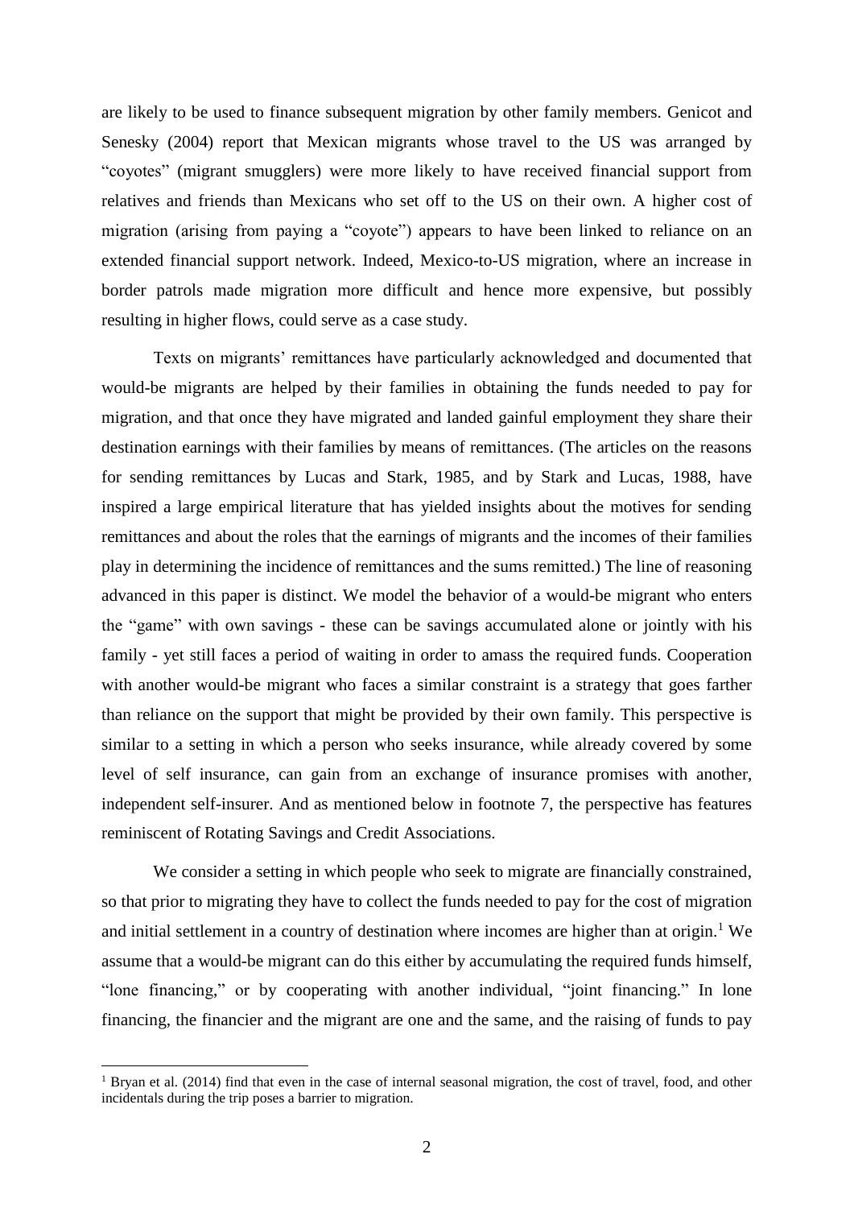are likely to be used to finance subsequent migration by other family members. Genicot and Senesky (2004) report that Mexican migrants whose travel to the US was arranged by "coyotes" (migrant smugglers) were more likely to have received financial support from relatives and friends than Mexicans who set off to the US on their own. A higher cost of migration (arising from paying a "coyote") appears to have been linked to reliance on an extended financial support network. Indeed, Mexico-to-US migration, where an increase in border patrols made migration more difficult and hence more expensive, but possibly resulting in higher flows, could serve as a case study.

Texts on migrants' remittances have particularly acknowledged and documented that would-be migrants are helped by their families in obtaining the funds needed to pay for migration, and that once they have migrated and landed gainful employment they share their destination earnings with their families by means of remittances. (The articles on the reasons for sending remittances by Lucas and Stark, 1985, and by Stark and Lucas, 1988, have inspired a large empirical literature that has yielded insights about the motives for sending remittances and about the roles that the earnings of migrants and the incomes of their families play in determining the incidence of remittances and the sums remitted.) The line of reasoning advanced in this paper is distinct. We model the behavior of a would-be migrant who enters the "game" with own savings - these can be savings accumulated alone or jointly with his family - yet still faces a period of waiting in order to amass the required funds. Cooperation with another would-be migrant who faces a similar constraint is a strategy that goes farther than reliance on the support that might be provided by their own family. This perspective is similar to a setting in which a person who seeks insurance, while already covered by some level of self insurance, can gain from an exchange of insurance promises with another, independent self-insurer. And as mentioned below in footnote 7, the perspective has features reminiscent of Rotating Savings and Credit Associations.

We consider a setting in which people who seek to migrate are financially constrained, so that prior to migrating they have to collect the funds needed to pay for the cost of migration and initial settlement in a country of destination where incomes are higher than at origin.[1] We assume that a would-be migrant can do this either by accumulating the required funds himself, "lone financing," or by cooperating with another individual, "joint financing." In lone financing, the financier and the migrant are one and the same, and the raising of funds to pay

[1] Bryan et al. (2014) find that even in the case of internal seasonal migration, the cost of travel, food, and other incidentals during the trip poses a barrier to migration.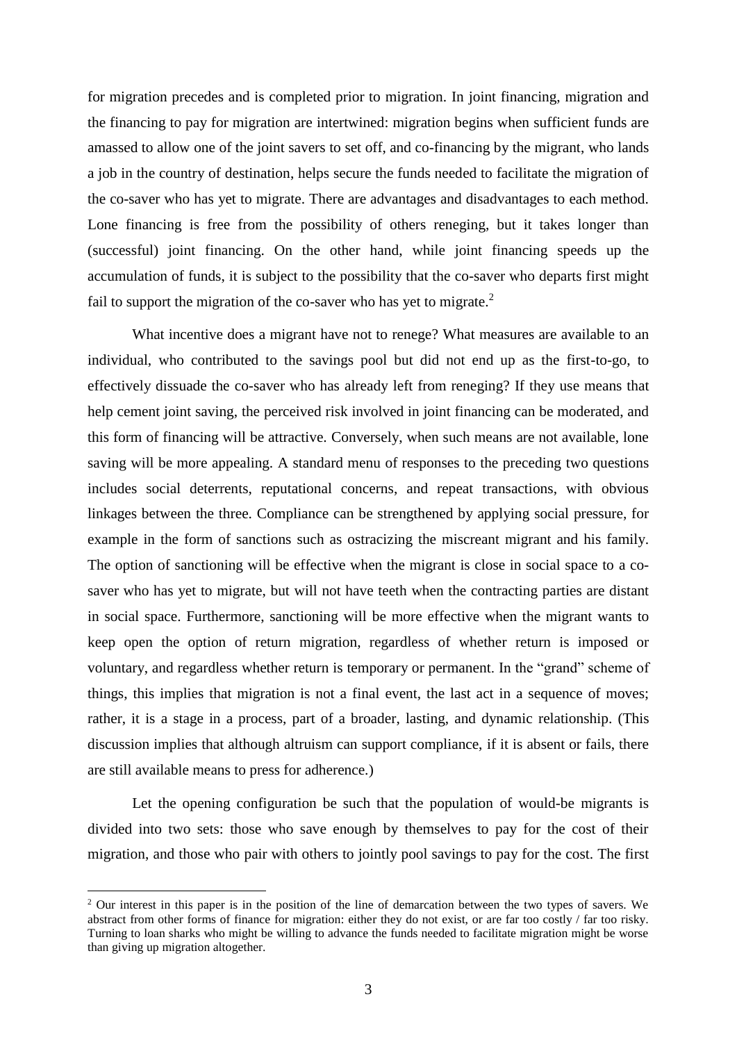for migration precedes and is completed prior to migration. In joint financing, migration and the financing to pay for migration are intertwined: migration begins when sufficient funds are amassed to allow one of the joint savers to set off, and co-financing by the migrant, who lands a job in the country of destination, helps secure the funds needed to facilitate the migration of the co-saver who has yet to migrate. There are advantages and disadvantages to each method. Lone financing is free from the possibility of others reneging, but it takes longer than (successful) joint financing. On the other hand, while joint financing speeds up the accumulation of funds, it is subject to the possibility that the co-saver who departs first might fail to support the migration of the co-saver who has yet to migrate.[2]

What incentive does a migrant have not to renege? What measures are available to an individual, who contributed to the savings pool but did not end up as the first-to-go, to effectively dissuade the co-saver who has already left from reneging? If they use means that help cement joint saving, the perceived risk involved in joint financing can be moderated, and this form of financing will be attractive. Conversely, when such means are not available, lone saving will be more appealing. A standard menu of responses to the preceding two questions includes social deterrents, reputational concerns, and repeat transactions, with obvious linkages between the three. Compliance can be strengthened by applying social pressure, for example in the form of sanctions such as ostracizing the miscreant migrant and his family. The option of sanctioning will be effective when the migrant is close in social space to a co-saver who has yet to migrate, but will not have teeth when the contracting parties are distant in social space. Furthermore, sanctioning will be more effective when the migrant wants to keep open the option of return migration, regardless of whether return is imposed or voluntary, and regardless whether return is temporary or permanent. In the "grand" scheme of things, this implies that migration is not a final event, the last act in a sequence of moves; rather, it is a stage in a process, part of a broader, lasting, and dynamic relationship. (This discussion implies that although altruism can support compliance, if it is absent or fails, there are still available means to press for adherence.)

Let the opening configuration be such that the population of would-be migrants is divided into two sets: those who save enough by themselves to pay for the cost of their migration, and those who pair with others to jointly pool savings to pay for the cost. The first

[2] Our interest in this paper is in the position of the line of demarcation between the two types of savers. We abstract from other forms of finance for migration: either they do not exist, or are far too costly / far too risky. Turning to loan sharks who might be willing to advance the funds needed to facilitate migration might be worse than giving up migration altogether.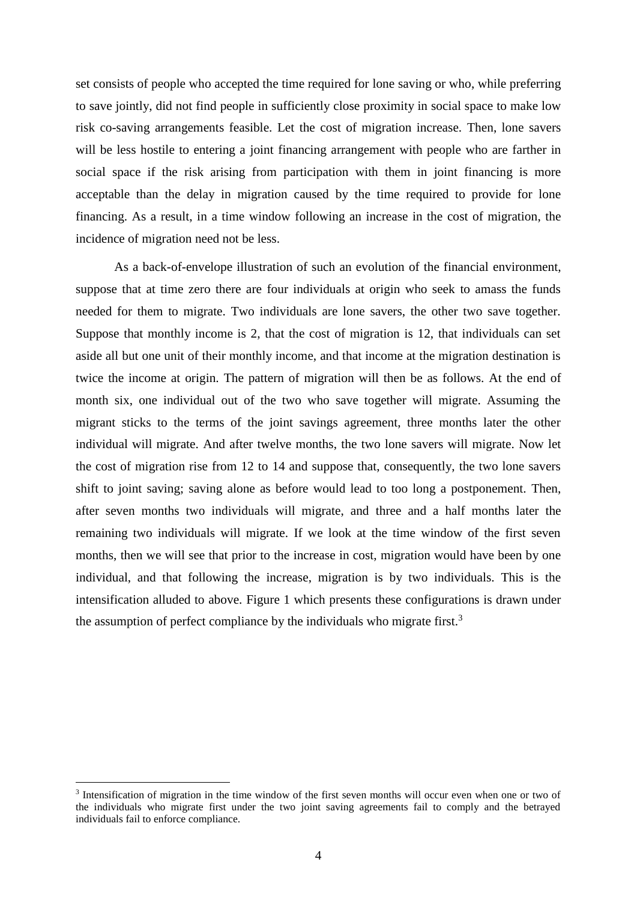set consists of people who accepted the time required for lone saving or who, while preferring to save jointly, did not find people in sufficiently close proximity in social space to make low risk co-saving arrangements feasible. Let the cost of migration increase. Then, lone savers will be less hostile to entering a joint financing arrangement with people who are farther in social space if the risk arising from participation with them in joint financing is more acceptable than the delay in migration caused by the time required to provide for lone financing. As a result, in a time window following an increase in the cost of migration, the incidence of migration need not be less.

As a back-of-envelope illustration of such an evolution of the financial environment, suppose that at time zero there are four individuals at origin who seek to amass the funds needed for them to migrate. Two individuals are lone savers, the other two save together. Suppose that monthly income is 2, that the cost of migration is 12, that individuals can set aside all but one unit of their monthly income, and that income at the migration destination is twice the income at origin. The pattern of migration will then be as follows. At the end of month six, one individual out of the two who save together will migrate. Assuming the migrant sticks to the terms of the joint savings agreement, three months later the other individual will migrate. And after twelve months, the two lone savers will migrate. Now let the cost of migration rise from 12 to 14 and suppose that, consequently, the two lone savers shift to joint saving; saving alone as before would lead to too long a postponement. Then, after seven months two individuals will migrate, and three and a half months later the remaining two individuals will migrate. If we look at the time window of the first seven months, then we will see that prior to the increase in cost, migration would have been by one individual, and that following the increase, migration is by two individuals. This is the intensification alluded to above. Figure 1 which presents these configurations is drawn under the assumption of perfect compliance by the individuals who migrate first.[3]

[3] Intensification of migration in the time window of the first seven months will occur even when one or two of the individuals who migrate first under the two joint saving agreements fail to comply and the betrayed individuals fail to enforce compliance.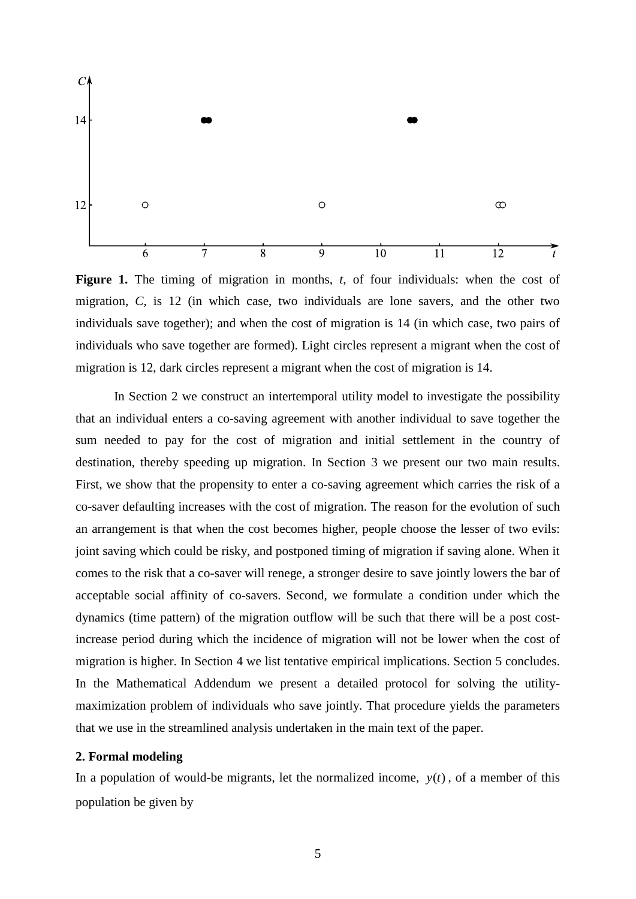**Figure 1.** The timing of migration in months, *t*, of four individuals: when the cost of migration, *C*, is 12 (in which case, two individuals are lone savers, and the other two individuals save together); and when the cost of migration is 14 (in which case, two pairs of individuals who save together are formed). Light circles represent a migrant when the cost of migration is 12, dark circles represent a migrant when the cost of migration is 14.

In Section 2 we construct an intertemporal utility model to investigate the possibility that an individual enters a co-saving agreement with another individual to save together the sum needed to pay for the cost of migration and initial settlement in the country of destination, thereby speeding up migration. In Section 3 we present our two main results. First, we show that the propensity to enter a co-saving agreement which carries the risk of a co-saver defaulting increases with the cost of migration. The reason for the evolution of such an arrangement is that when the cost becomes higher, people choose the lesser of two evils: joint saving which could be risky, and postponed timing of migration if saving alone. When it comes to the risk that a co-saver will renege, a stronger desire to save jointly lowers the bar of acceptable social affinity of co-savers. Second, we formulate a condition under which the dynamics (time pattern) of the migration outflow will be such that there will be a post cost-increase period during which the incidence of migration will not be lower when the cost of migration is higher. In Section 4 we list tentative empirical implications. Section 5 concludes. In the Mathematical Addendum we present a detailed protocol for solving the utility-maximization problem of individuals who save jointly. That procedure yields the parameters that we use in the streamlined analysis undertaken in the main text of the paper.

## 2. Formal modeling

In a population of would-be migrants, let the normalized income, $y(t)$, of a member of this population be given by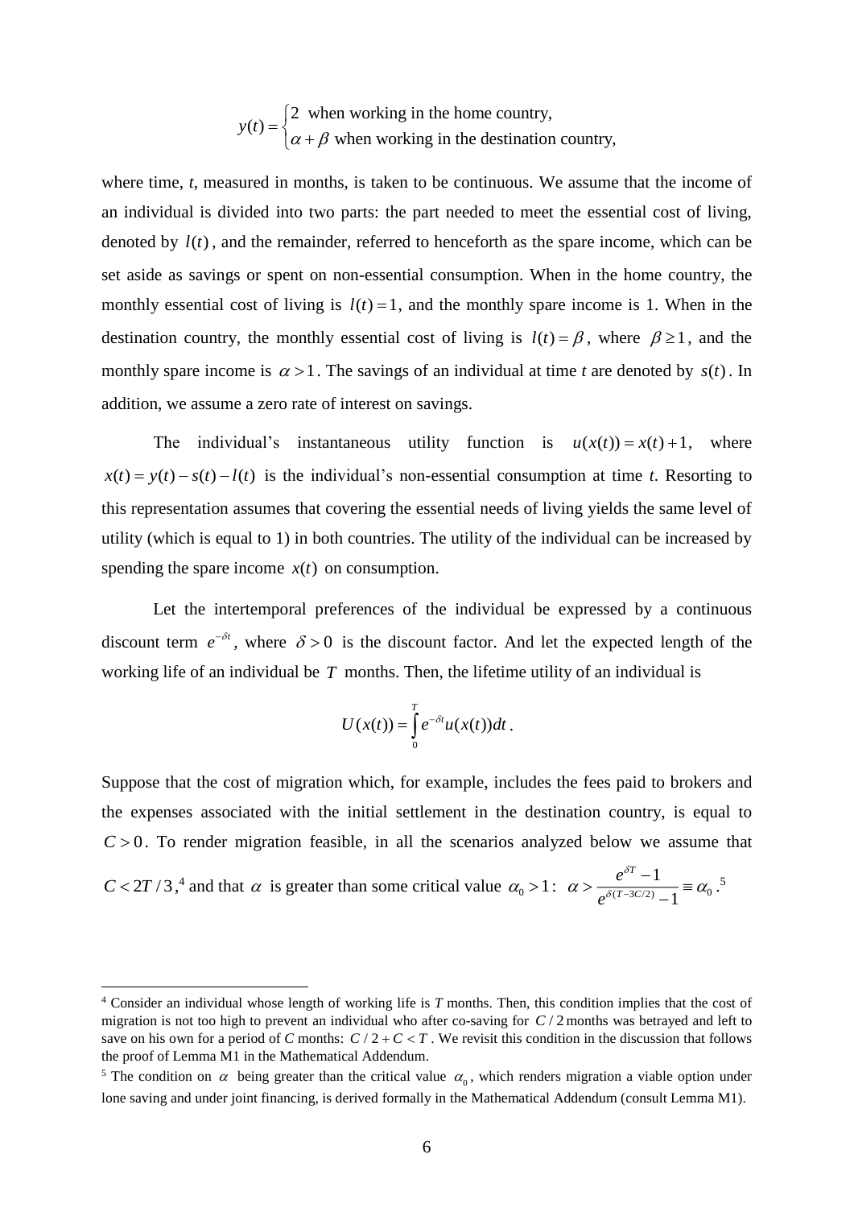$$y(t) = \begin{cases} 2 & \text{when working in the home country,} \\ \alpha + \beta & \text{when working in the destination country,} \end{cases}$$

where time, *t*, measured in months, is taken to be continuous. We assume that the income of an individual is divided into two parts: the part needed to meet the essential cost of living, denoted by $l(t)$, and the remainder, referred to henceforth as the spare income, which can be set aside as savings or spent on non-essential consumption. When in the home country, the monthly essential cost of living is $l(t) = 1$, and the monthly spare income is 1. When in the destination country, the monthly essential cost of living is $l(t) = \beta$, where $\beta \geq 1$, and the monthly spare income is $\alpha > 1$. The savings of an individual at time *t* are denoted by $s(t)$. In addition, we assume a zero rate of interest on savings.

The individual's instantaneous utility function is $u(x(t)) = x(t) + 1$, where $x(t) = y(t) - s(t) - l(t)$ is the individual's non-essential consumption at time *t*. Resorting to this representation assumes that covering the essential needs of living yields the same level of utility (which is equal to 1) in both countries. The utility of the individual can be increased by spending the spare income $x(t)$ on consumption.

Let the intertemporal preferences of the individual be expressed by a continuous discount term $e^{-\delta t}$, where $\delta > 0$ is the discount factor. And let the expected length of the working life of an individual be $T$ months. Then, the lifetime utility of an individual is

$$U(x(t)) = \int_0^T e^{-\delta t} u(x(t)) dt .$$

Suppose that the cost of migration which, for example, includes the fees paid to brokers and the expenses associated with the initial settlement in the destination country, is equal to $C > 0$. To render migration feasible, in all the scenarios analyzed below we assume that $C < 2T/3$,[4] and that $\alpha$ is greater than some critical value $\alpha_0 > 1$: $\alpha > \dfrac{e^{\delta T} - 1}{e^{\delta(T - 3C/2)} - 1} \equiv \alpha_0$.[5]

---

[4] Consider an individual whose length of working life is *T* months. Then, this condition implies that the cost of migration is not too high to prevent an individual who after co-saving for $C/2$ months was betrayed and left to save on his own for a period of *C* months: $C/2 + C < T$. We revisit this condition in the discussion that follows the proof of Lemma M1 in the Mathematical Addendum.

[5] The condition on $\alpha$ being greater than the critical value $\alpha_0$, which renders migration a viable option under lone saving and under joint financing, is derived formally in the Mathematical Addendum (consult Lemma M1).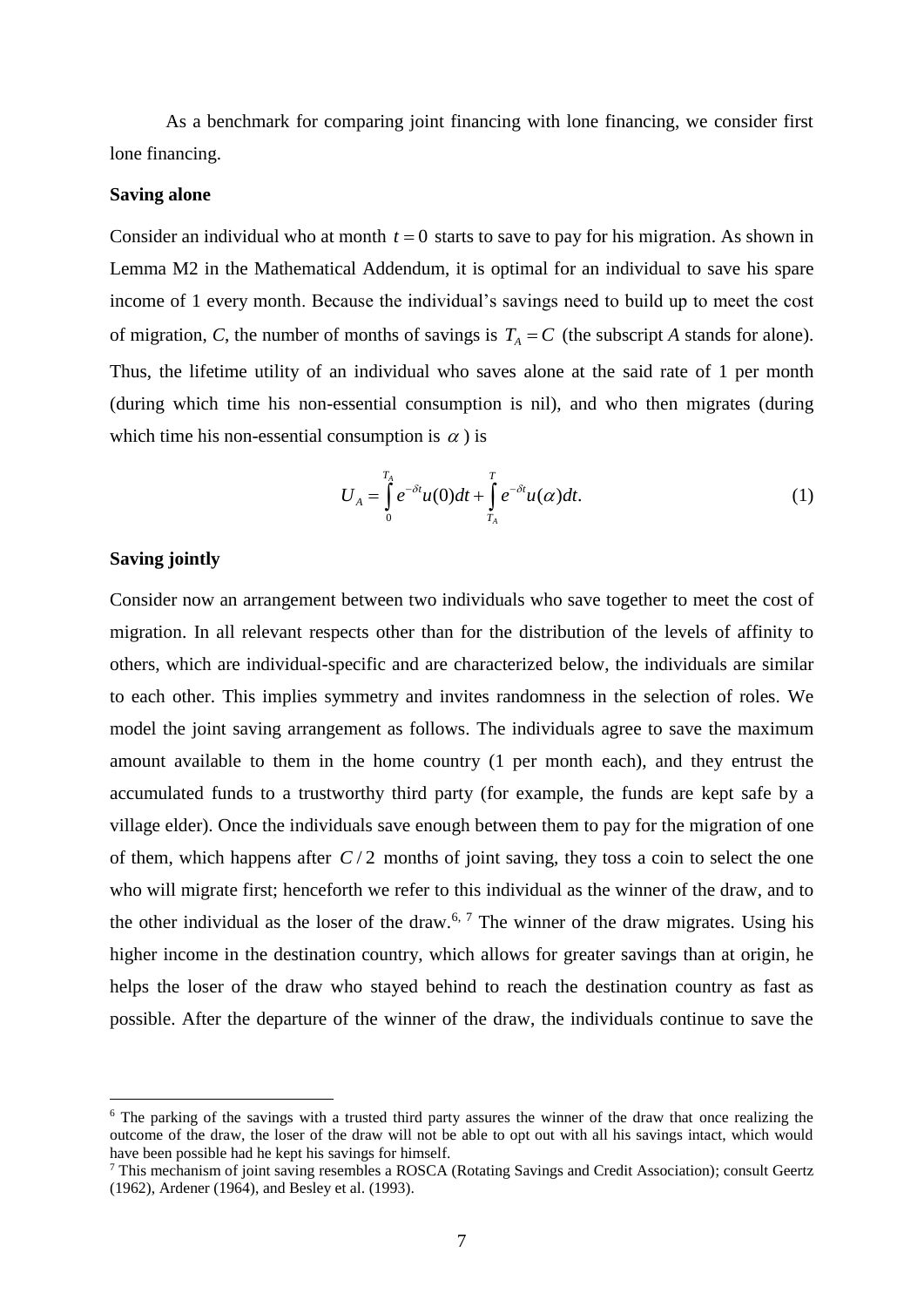As a benchmark for comparing joint financing with lone financing, we consider first lone financing.

**Saving alone**

Consider an individual who at month $t = 0$ starts to save to pay for his migration. As shown in Lemma M2 in the Mathematical Addendum, it is optimal for an individual to save his spare income of 1 every month. Because the individual's savings need to build up to meet the cost of migration, *C*, the number of months of savings is $T_A = C$ (the subscript *A* stands for alone). Thus, the lifetime utility of an individual who saves alone at the said rate of 1 per month (during which time his non-essential consumption is nil), and who then migrates (during which time his non-essential consumption is $\alpha$ ) is

$$U_A = \int_0^{T_A} e^{-\delta t} u(0) dt + \int_{T_A}^{T} e^{-\delta t} u(\alpha) dt. \tag{1}$$

**Saving jointly**

Consider now an arrangement between two individuals who save together to meet the cost of migration. In all relevant respects other than for the distribution of the levels of affinity to others, which are individual-specific and are characterized below, the individuals are similar to each other. This implies symmetry and invites randomness in the selection of roles. We model the joint saving arrangement as follows. The individuals agree to save the maximum amount available to them in the home country (1 per month each), and they entrust the accumulated funds to a trustworthy third party (for example, the funds are kept safe by a village elder). Once the individuals save enough between them to pay for the migration of one of them, which happens after $C/2$ months of joint saving, they toss a coin to select the one who will migrate first; henceforth we refer to this individual as the winner of the draw, and to the other individual as the loser of the draw.[6, 7] The winner of the draw migrates. Using his higher income in the destination country, which allows for greater savings than at origin, he helps the loser of the draw who stayed behind to reach the destination country as fast as possible. After the departure of the winner of the draw, the individuals continue to save the

---

[6] The parking of the savings with a trusted third party assures the winner of the draw that once realizing the outcome of the draw, the loser of the draw will not be able to opt out with all his savings intact, which would have been possible had he kept his savings for himself.

[7] This mechanism of joint saving resembles a ROSCA (Rotating Savings and Credit Association); consult Geertz (1962), Ardener (1964), and Besley et al. (1993).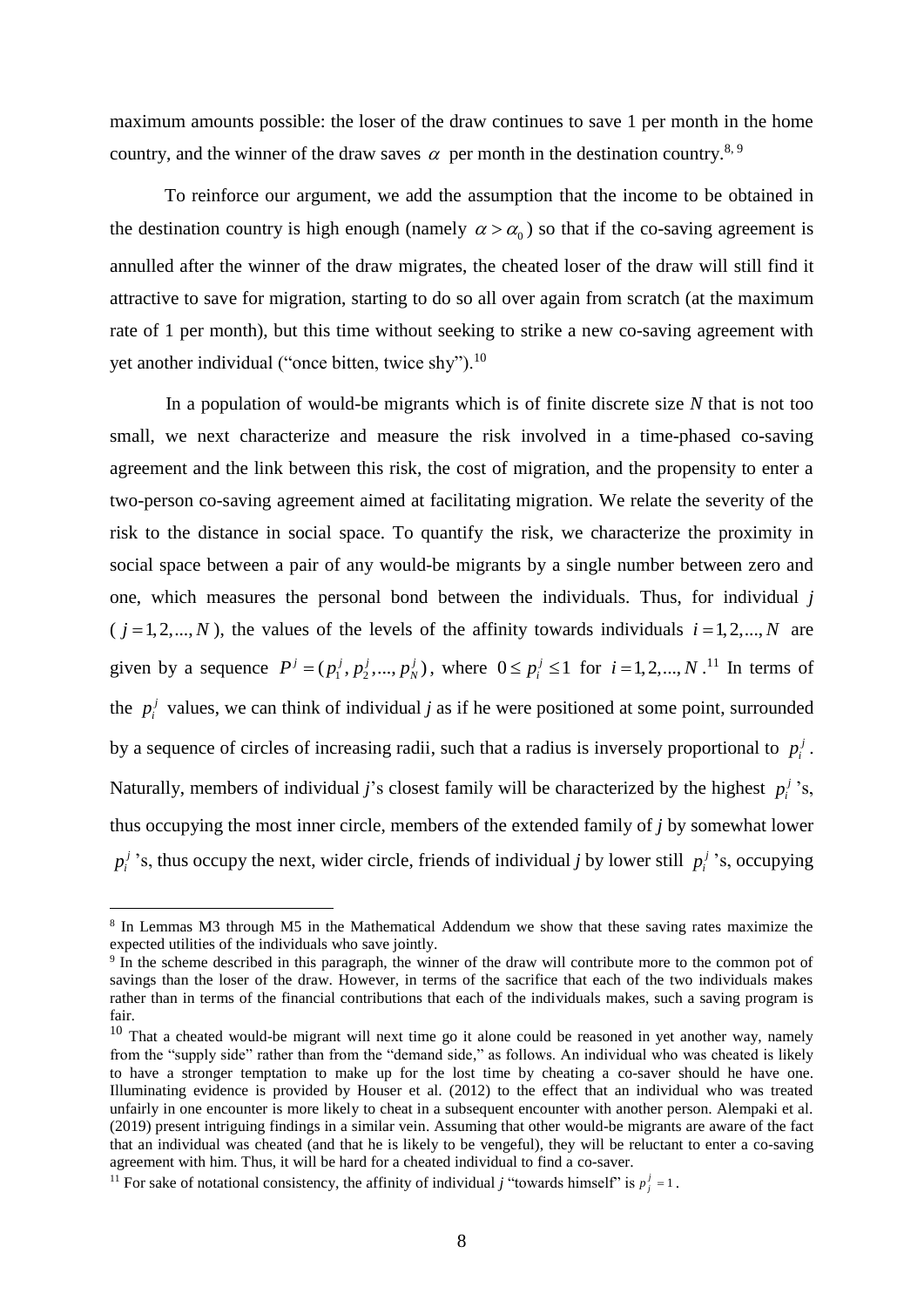maximum amounts possible: the loser of the draw continues to save 1 per month in the home country, and the winner of the draw saves $\alpha$ per month in the destination country.[8, 9]

To reinforce our argument, we add the assumption that the income to be obtained in the destination country is high enough (namely $\alpha > \alpha_0$) so that if the co-saving agreement is annulled after the winner of the draw migrates, the cheated loser of the draw will still find it attractive to save for migration, starting to do so all over again from scratch (at the maximum rate of 1 per month), but this time without seeking to strike a new co-saving agreement with yet another individual ("once bitten, twice shy").[10]

In a population of would-be migrants which is of finite discrete size *N* that is not too small, we next characterize and measure the risk involved in a time-phased co-saving agreement and the link between this risk, the cost of migration, and the propensity to enter a two-person co-saving agreement aimed at facilitating migration. We relate the severity of the risk to the distance in social space. To quantify the risk, we characterize the proximity in social space between a pair of any would-be migrants by a single number between zero and one, which measures the personal bond between the individuals. Thus, for individual *j* ($j = 1, 2, ..., N$), the values of the levels of the affinity towards individuals $i = 1, 2, ..., N$ are given by a sequence $P^j = (p_1^j, p_2^j, ..., p_N^j)$, where $0 \leq p_i^j \leq 1$ for $i = 1, 2, ..., N$.[11] In terms of the $p_i^j$ values, we can think of individual *j* as if he were positioned at some point, surrounded by a sequence of circles of increasing radii, such that a radius is inversely proportional to $p_i^j$. Naturally, members of individual *j*'s closest family will be characterized by the highest $p_i^j$'s, thus occupying the most inner circle, members of the extended family of *j* by somewhat lower $p_i^j$'s, thus occupy the next, wider circle, friends of individual *j* by lower still $p_i^j$'s, occupying

---

[8] In Lemmas M3 through M5 in the Mathematical Addendum we show that these saving rates maximize the expected utilities of the individuals who save jointly.

[9] In the scheme described in this paragraph, the winner of the draw will contribute more to the common pot of savings than the loser of the draw. However, in terms of the sacrifice that each of the two individuals makes rather than in terms of the financial contributions that each of the individuals makes, such a saving program is fair.

[10] That a cheated would-be migrant will next time go it alone could be reasoned in yet another way, namely from the "supply side" rather than from the "demand side," as follows. An individual who was cheated is likely to have a stronger temptation to make up for the lost time by cheating a co-saver should he have one. Illuminating evidence is provided by Houser et al. (2012) to the effect that an individual who was treated unfairly in one encounter is more likely to cheat in a subsequent encounter with another person. Alempaki et al. (2019) present intriguing findings in a similar vein. Assuming that other would-be migrants are aware of the fact that an individual was cheated (and that he is likely to be vengeful), they will be reluctant to enter a co-saving agreement with him. Thus, it will be hard for a cheated individual to find a co-saver.

[11] For sake of notational consistency, the affinity of individual *j* "towards himself" is $p_j^j = 1$.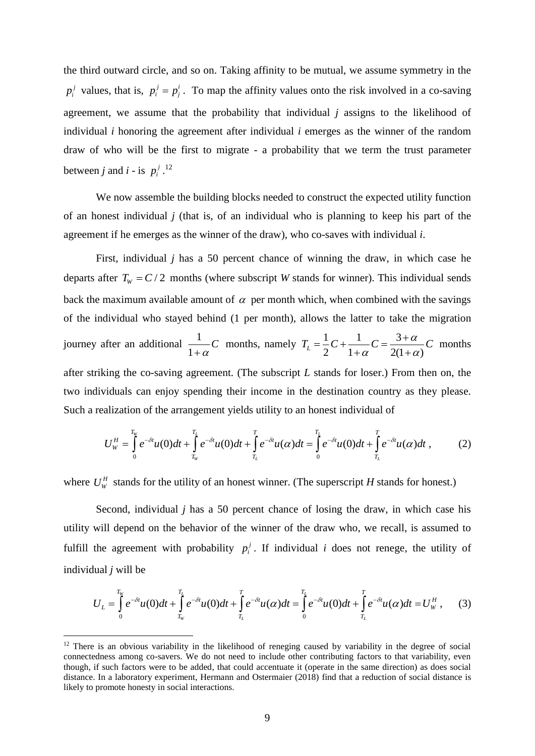the third outward circle, and so on. Taking affinity to be mutual, we assume symmetry in the $p_i^j$ values, that is, $p_i^j = p_j^i$. To map the affinity values onto the risk involved in a co-saving agreement, we assume that the probability that individual *j* assigns to the likelihood of individual *i* honoring the agreement after individual *i* emerges as the winner of the random draw of who will be the first to migrate - a probability that we term the trust parameter between *j* and *i* - is $p_i^j$.[12]

We now assemble the building blocks needed to construct the expected utility function of an honest individual *j* (that is, of an individual who is planning to keep his part of the agreement if he emerges as the winner of the draw), who co-saves with individual *i*.

First, individual *j* has a 50 percent chance of winning the draw, in which case he departs after $T_W = C/2$ months (where subscript *W* stands for winner). This individual sends back the maximum available amount of $\alpha$ per month which, when combined with the savings of the individual who stayed behind (1 per month), allows the latter to take the migration journey after an additional $\frac{1}{1+\alpha}C$ months, namely $T_L = \frac{1}{2}C + \frac{1}{1+\alpha}C = \frac{3+\alpha}{2(1+\alpha)}C$ months after striking the co-saving agreement. (The subscript *L* stands for loser.) From then on, the two individuals can enjoy spending their income in the destination country as they please. Such a realization of the arrangement yields utility to an honest individual of

$$U_W^H = \int_0^{T_W} e^{-\delta t}u(0)dt + \int_{T_W}^{T_L} e^{-\delta t}u(0)dt + \int_{T_L}^{T} e^{-\delta t}u(\alpha)dt = \int_0^{T_L} e^{-\delta t}u(0)dt + \int_{T_L}^{T} e^{-\delta t}u(\alpha)dt\,, \qquad (2)$$

where $U_W^H$ stands for the utility of an honest winner. (The superscript *H* stands for honest.)

Second, individual *j* has a 50 percent chance of losing the draw, in which case his utility will depend on the behavior of the winner of the draw who, we recall, is assumed to fulfill the agreement with probability $p_i^j$. If individual *i* does not renege, the utility of individual *j* will be

$$U_L = \int_0^{T_W} e^{-\delta t}u(0)dt + \int_{T_W}^{T_L} e^{-\delta t}u(0)dt + \int_{T_L}^{T} e^{-\delta t}u(\alpha)dt = \int_0^{T_L} e^{-\delta t}u(0)dt + \int_{T_L}^{T} e^{-\delta t}u(\alpha)dt = U_W^H\,, \qquad (3)$$

[12] There is an obvious variability in the likelihood of reneging caused by variability in the degree of social connectedness among co-savers. We do not need to include other contributing factors to that variability, even though, if such factors were to be added, that could accentuate it (operate in the same direction) as does social distance. In a laboratory experiment, Hermann and Ostermaier (2018) find that a reduction of social distance is likely to promote honesty in social interactions.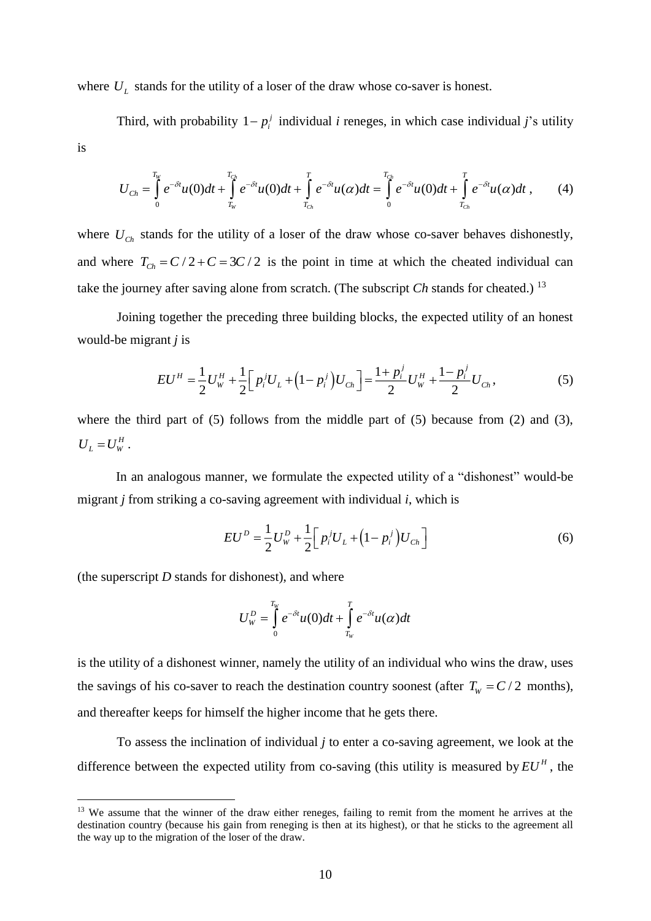where $U_L$ stands for the utility of a loser of the draw whose co-saver is honest.

Third, with probability $1-p_i^j$ individual *i* reneges, in which case individual *j*'s utility is

$$U_{Ch} = \int_0^{T_W} e^{-\delta t}u(0)dt + \int_{T_W}^{T_{Ch}} e^{-\delta t}u(0)dt + \int_{T_{Ch}}^{T} e^{-\delta t}u(\alpha)dt = \int_0^{T_{Ch}} e^{-\delta t}u(0)dt + \int_{T_{Ch}}^{T} e^{-\delta t}u(\alpha)dt\,, \qquad (4)$$

where $U_{Ch}$ stands for the utility of a loser of the draw whose co-saver behaves dishonestly, and where $T_{Ch} = C/2 + C = 3C/2$ is the point in time at which the cheated individual can take the journey after saving alone from scratch. (The subscript *Ch* stands for cheated.) [13]

Joining together the preceding three building blocks, the expected utility of an honest would-be migrant *j* is

$$EU^H = \frac{1}{2}U_W^H + \frac{1}{2}\left[p_i^j U_L + \left(1-p_i^j\right)U_{Ch}\right] = \frac{1+p_i^j}{2}U_W^H + \frac{1-p_i^j}{2}U_{Ch}\,, \qquad (5)$$

where the third part of (5) follows from the middle part of (5) because from (2) and (3), $U_L = U_W^H$.

In an analogous manner, we formulate the expected utility of a "dishonest" would-be migrant *j* from striking a co-saving agreement with individual *i*, which is

$$EU^D = \frac{1}{2}U_W^D + \frac{1}{2}\left[p_i^j U_L + \left(1-p_i^j\right)U_{Ch}\right] \qquad (6)$$

(the superscript *D* stands for dishonest), and where

$$U_W^D = \int_0^{T_W} e^{-\delta t}u(0)dt + \int_{T_W}^{T} e^{-\delta t}u(\alpha)dt$$

is the utility of a dishonest winner, namely the utility of an individual who wins the draw, uses the savings of his co-saver to reach the destination country soonest (after $T_W = C/2$ months), and thereafter keeps for himself the higher income that he gets there.

To assess the inclination of individual *j* to enter a co-saving agreement, we look at the difference between the expected utility from co-saving (this utility is measured by $EU^H$, the

[13] We assume that the winner of the draw either reneges, failing to remit from the moment he arrives at the destination country (because his gain from reneging is then at its highest), or that he sticks to the agreement all the way up to the migration of the loser of the draw.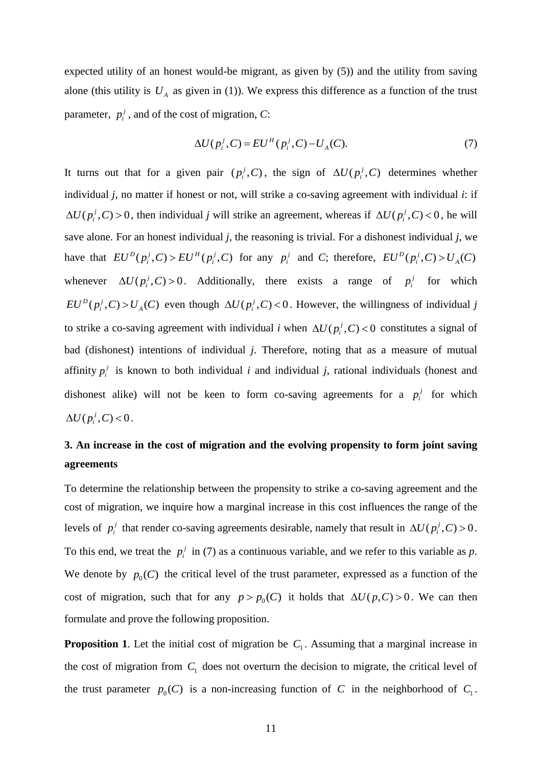expected utility of an honest would-be migrant, as given by (5)) and the utility from saving alone (this utility is $U_A$ as given in (1)). We express this difference as a function of the trust parameter, $p_i^j$, and of the cost of migration, *C*:

$$\Delta U(p_i^j, C) = EU^H(p_i^j, C) - U_A(C). \tag{7}$$

It turns out that for a given pair $(p_i^j, C)$, the sign of $\Delta U(p_i^j, C)$ determines whether individual *j*, no matter if honest or not, will strike a co-saving agreement with individual *i*: if $\Delta U(p_i^j, C) > 0$, then individual *j* will strike an agreement, whereas if $\Delta U(p_i^j, C) < 0$, he will save alone. For an honest individual *j*, the reasoning is trivial. For a dishonest individual *j*, we have that $EU^D(p_i^j, C) > EU^H(p_i^j, C)$ for any $p_i^j$ and *C*; therefore, $EU^D(p_i^j, C) > U_A(C)$ whenever $\Delta U(p_i^j, C) > 0$. Additionally, there exists a range of $p_i^j$ for which $EU^D(p_i^j, C) > U_A(C)$ even though $\Delta U(p_i^j, C) < 0$. However, the willingness of individual *j* to strike a co-saving agreement with individual *i* when $\Delta U(p_i^j, C) < 0$ constitutes a signal of bad (dishonest) intentions of individual *j*. Therefore, noting that as a measure of mutual affinity $p_i^j$ is known to both individual *i* and individual *j*, rational individuals (honest and dishonest alike) will not be keen to form co-saving agreements for a $p_i^j$ for which $\Delta U(p_i^j, C) < 0$.

## 3. An increase in the cost of migration and the evolving propensity to form joint saving agreements

To determine the relationship between the propensity to strike a co-saving agreement and the cost of migration, we inquire how a marginal increase in this cost influences the range of the levels of $p_i^j$ that render co-saving agreements desirable, namely that result in $\Delta U(p_i^j, C) > 0$. To this end, we treat the $p_i^j$ in (7) as a continuous variable, and we refer to this variable as *p*. We denote by $p_0(C)$ the critical level of the trust parameter, expressed as a function of the cost of migration, such that for any $p > p_0(C)$ it holds that $\Delta U(p, C) > 0$. We can then formulate and prove the following proposition.

**Proposition 1**. Let the initial cost of migration be $C_1$. Assuming that a marginal increase in the cost of migration from $C_1$ does not overturn the decision to migrate, the critical level of the trust parameter $p_0(C)$ is a non-increasing function of $C$ in the neighborhood of $C_1$.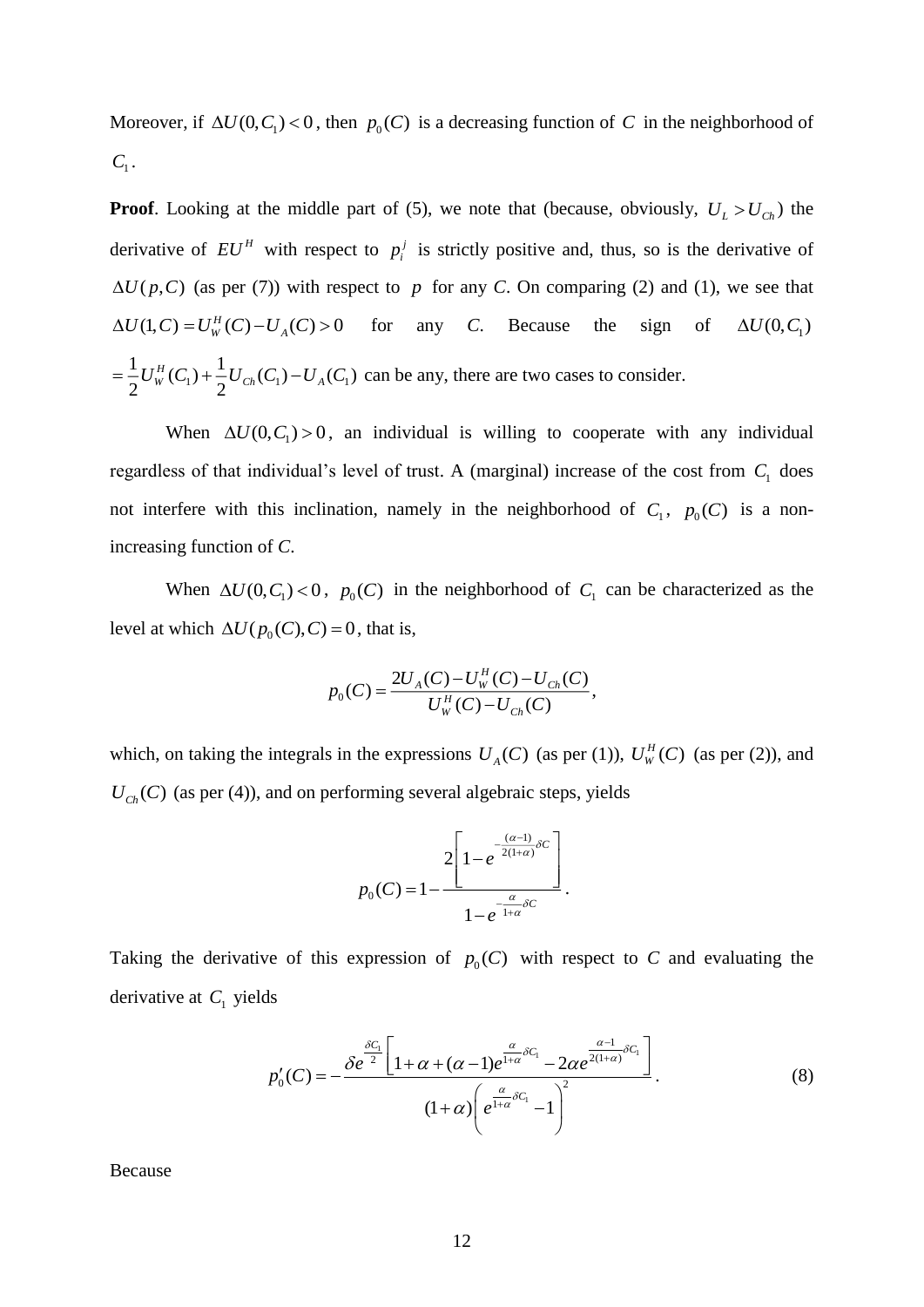Moreover, if $\Delta U(0,C_1)<0$, then $p_0(C)$ is a decreasing function of $C$ in the neighborhood of $C_1$.

**Proof**. Looking at the middle part of (5), we note that (because, obviously, $U_L > U_{Ch}$) the derivative of $EU^H$ with respect to $p_i^j$ is strictly positive and, thus, so is the derivative of $\Delta U(p,C)$ (as per (7)) with respect to $p$ for any *C*. On comparing (2) and (1), we see that $\Delta U(1,C)=U_W^H(C)-U_A(C)>0$ for any *C*. Because the sign of $\Delta U(0,C_1)$ $=\frac{1}{2}U_W^H(C_1)+\frac{1}{2}U_{Ch}(C_1)-U_A(C_1)$ can be any, there are two cases to consider.

When $\Delta U(0,C_1)>0$, an individual is willing to cooperate with any individual regardless of that individual's level of trust. A (marginal) increase of the cost from $C_1$ does not interfere with this inclination, namely in the neighborhood of $C_1$, $p_0(C)$ is a non-increasing function of *C*.

When $\Delta U(0,C_1)<0$, $p_0(C)$ in the neighborhood of $C_1$ can be characterized as the level at which $\Delta U(p_0(C),C)=0$, that is,

$$p_0(C)=\frac{2U_A(C)-U_W^H(C)-U_{Ch}(C)}{U_W^H(C)-U_{Ch}(C)},$$

which, on taking the integrals in the expressions $U_A(C)$ (as per (1)), $U_W^H(C)$ (as per (2)), and $U_{Ch}(C)$ (as per (4)), and on performing several algebraic steps, yields

$$p_0(C)=1-\frac{2\left[1-e^{-\frac{(\alpha-1)}{2(1+\alpha)}\delta C}\right]}{1-e^{-\frac{\alpha}{1+\alpha}\delta C}}.$$

Taking the derivative of this expression of $p_0(C)$ with respect to *C* and evaluating the derivative at $C_1$ yields

$$p_0'(C)=-\frac{\delta e^{\frac{\delta C_1}{2}}\left[1+\alpha+(\alpha-1)e^{\frac{\alpha}{1+\alpha}\delta C_1}-2\alpha e^{\frac{\alpha-1}{2(1+\alpha)}\delta C_1}\right]}{(1+\alpha)\left(e^{\frac{\alpha}{1+\alpha}\delta C_1}-1\right)^2}. \tag{8}$$

Because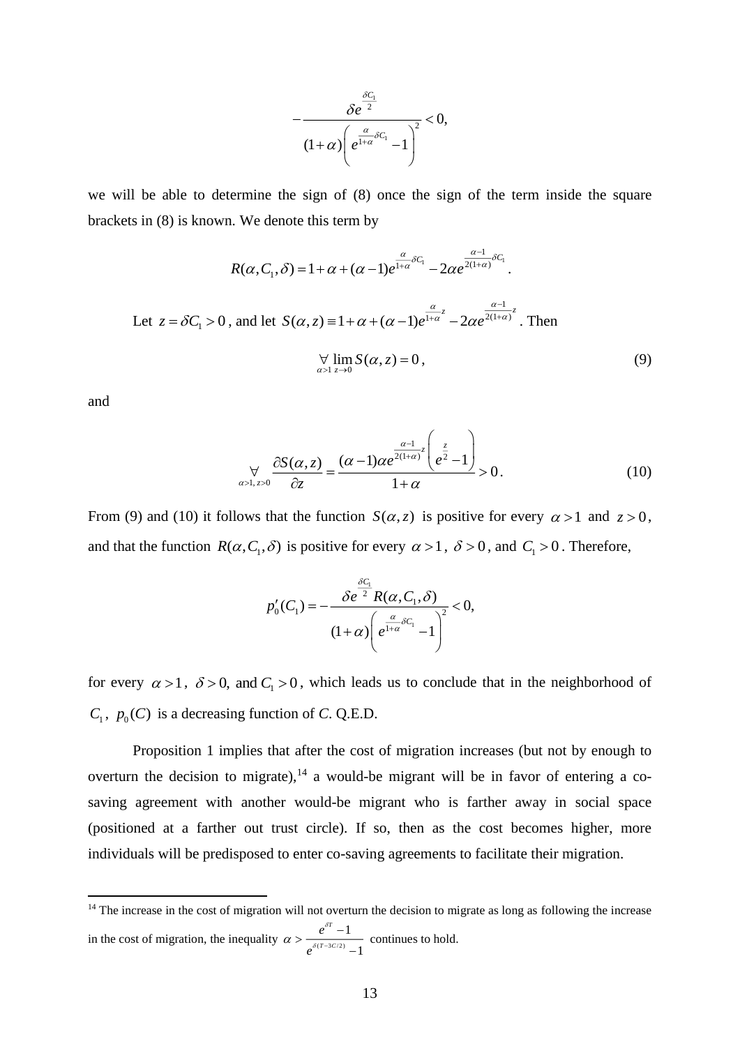$$-\frac{\delta e^{\frac{\delta C_1}{2}}}{(1+\alpha)\left(e^{\frac{\alpha}{1+\alpha}\delta C_1}-1\right)^2}<0,$$

we will be able to determine the sign of (8) once the sign of the term inside the square brackets in (8) is known. We denote this term by

$$R(\alpha,C_1,\delta)=1+\alpha+(\alpha-1)e^{\frac{\alpha}{1+\alpha}\delta C_1}-2\alpha e^{\frac{\alpha-1}{2(1+\alpha)}\delta C_1}.$$

Let $z=\delta C_1>0$, and let $S(\alpha,z)\equiv 1+\alpha+(\alpha-1)e^{\frac{\alpha}{1+\alpha}z}-2\alpha e^{\frac{\alpha-1}{2(1+\alpha)}z}$. Then

$$\underset{\alpha>1}{\forall}\lim_{z\to 0}S(\alpha,z)=0, \tag{9}$$

and

$$\underset{\alpha>1,\,z>0}{\forall}\frac{\partial S(\alpha,z)}{\partial z}=\frac{(\alpha-1)\alpha e^{\frac{\alpha-1}{2(1+\alpha)}z}\left(e^{\frac{z}{2}}-1\right)}{1+\alpha}>0. \tag{10}$$

From (9) and (10) it follows that the function $S(\alpha,z)$ is positive for every $\alpha>1$ and $z>0$, and that the function $R(\alpha,C_1,\delta)$ is positive for every $\alpha>1$, $\delta>0$, and $C_1>0$. Therefore,

$$p_0'(C_1)=-\frac{\delta e^{\frac{\delta C_1}{2}}R(\alpha,C_1,\delta)}{(1+\alpha)\left(e^{\frac{\alpha}{1+\alpha}\delta C_1}-1\right)^2}<0,$$

for every $\alpha>1$, $\delta>0$, and $C_1>0$, which leads us to conclude that in the neighborhood of $C_1$, $p_0(C)$ is a decreasing function of *C*. Q.E.D.

Proposition 1 implies that after the cost of migration increases (but not by enough to overturn the decision to migrate),[14] a would-be migrant will be in favor of entering a co-saving agreement with another would-be migrant who is farther away in social space (positioned at a farther out trust circle). If so, then as the cost becomes higher, more individuals will be predisposed to enter co-saving agreements to facilitate their migration.

---

[14] The increase in the cost of migration will not overturn the decision to migrate as long as following the increase in the cost of migration, the inequality $\alpha>\frac{e^{\delta T}-1}{e^{\delta(T-3C/2)}-1}$ continues to hold.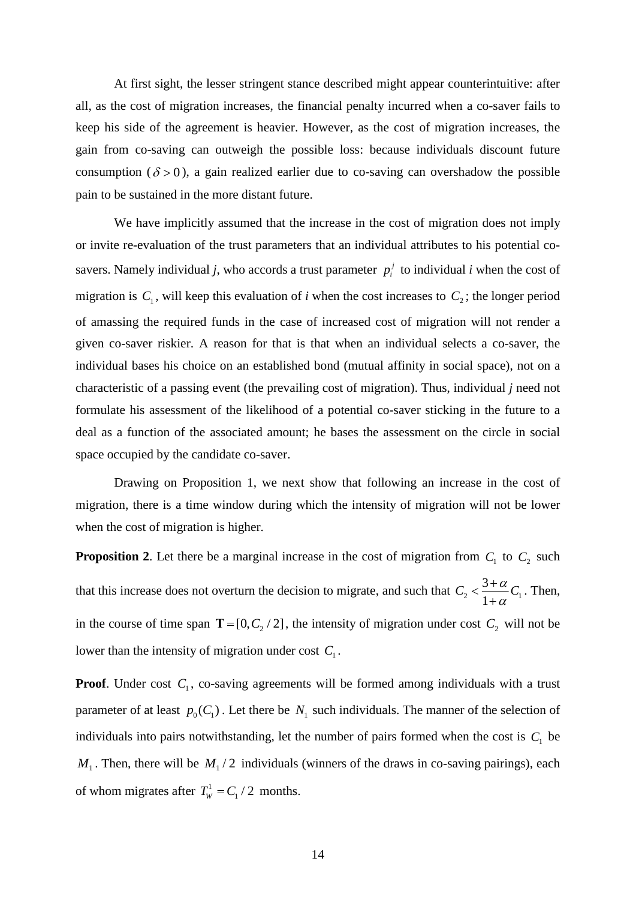At first sight, the lesser stringent stance described might appear counterintuitive: after all, as the cost of migration increases, the financial penalty incurred when a co-saver fails to keep his side of the agreement is heavier. However, as the cost of migration increases, the gain from co-saving can outweigh the possible loss: because individuals discount future consumption ($\delta > 0$), a gain realized earlier due to co-saving can overshadow the possible pain to be sustained in the more distant future.

We have implicitly assumed that the increase in the cost of migration does not imply or invite re-evaluation of the trust parameters that an individual attributes to his potential co-savers. Namely individual *j*, who accords a trust parameter $p_i^j$ to individual *i* when the cost of migration is $C_1$, will keep this evaluation of *i* when the cost increases to $C_2$; the longer period of amassing the required funds in the case of increased cost of migration will not render a given co-saver riskier. A reason for that is that when an individual selects a co-saver, the individual bases his choice on an established bond (mutual affinity in social space), not on a characteristic of a passing event (the prevailing cost of migration). Thus, individual *j* need not formulate his assessment of the likelihood of a potential co-saver sticking in the future to a deal as a function of the associated amount; he bases the assessment on the circle in social space occupied by the candidate co-saver.

Drawing on Proposition 1, we next show that following an increase in the cost of migration, there is a time window during which the intensity of migration will not be lower when the cost of migration is higher.

**Proposition 2**. Let there be a marginal increase in the cost of migration from $C_1$ to $C_2$ such that this increase does not overturn the decision to migrate, and such that $C_2 < \frac{3+\alpha}{1+\alpha} C_1$. Then, in the course of time span $\mathbf{T} = [0, C_2 / 2]$, the intensity of migration under cost $C_2$ will not be lower than the intensity of migration under cost $C_1$.

**Proof**. Under cost $C_1$, co-saving agreements will be formed among individuals with a trust parameter of at least $p_0(C_1)$. Let there be $N_1$ such individuals. The manner of the selection of individuals into pairs notwithstanding, let the number of pairs formed when the cost is $C_1$ be $M_1$. Then, there will be $M_1 / 2$ individuals (winners of the draws in co-saving pairings), each of whom migrates after $T_W^1 = C_1 / 2$ months.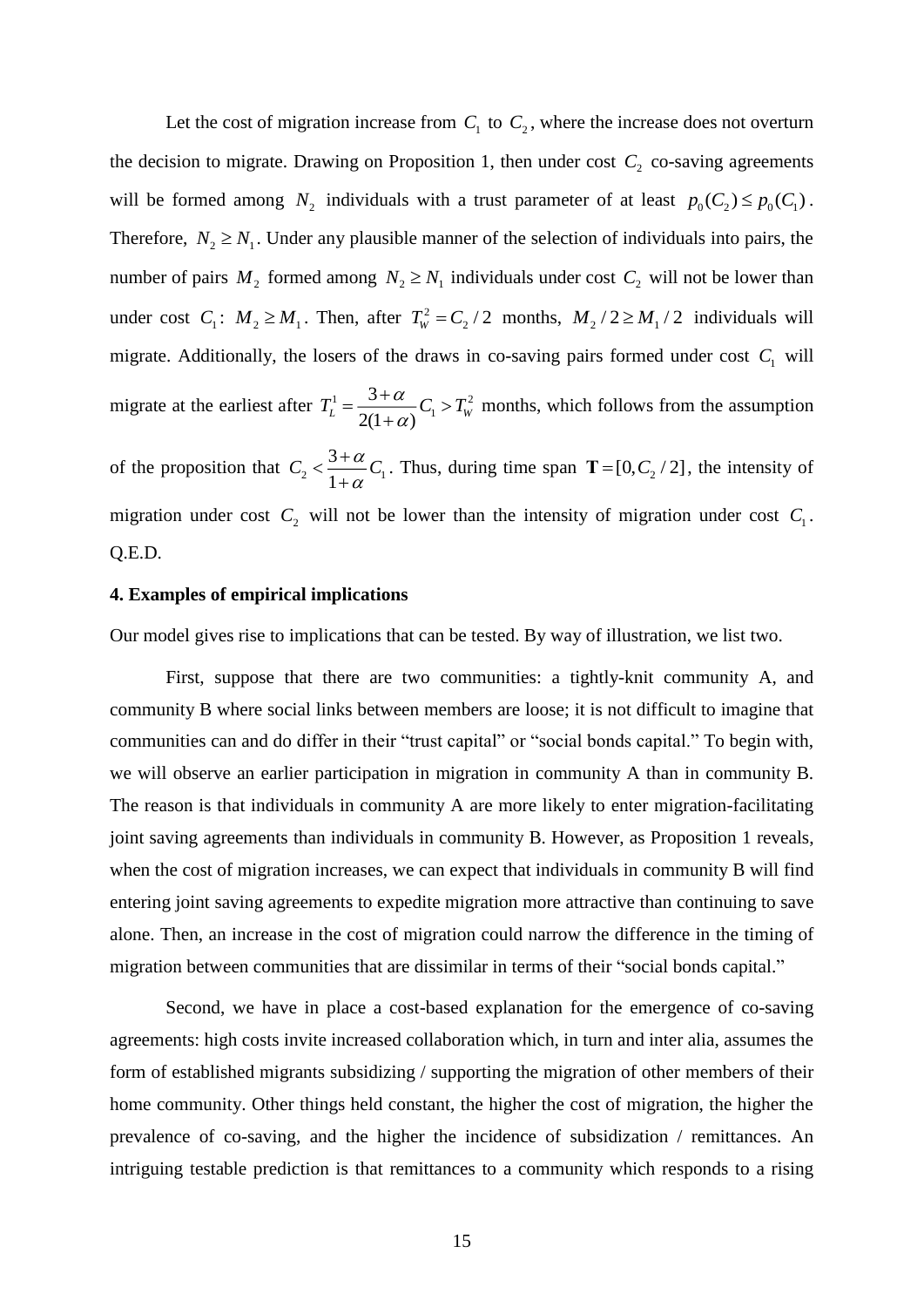Let the cost of migration increase from $C_1$ to $C_2$, where the increase does not overturn the decision to migrate. Drawing on Proposition 1, then under cost $C_2$ co-saving agreements will be formed among $N_2$ individuals with a trust parameter of at least $p_0(C_2) \leq p_0(C_1)$. Therefore, $N_2 \geq N_1$. Under any plausible manner of the selection of individuals into pairs, the number of pairs $M_2$ formed among $N_2 \geq N_1$ individuals under cost $C_2$ will not be lower than under cost $C_1$: $M_2 \geq M_1$. Then, after $T_W^2 = C_2 / 2$ months, $M_2 / 2 \geq M_1 / 2$ individuals will migrate. Additionally, the losers of the draws in co-saving pairs formed under cost $C_1$ will migrate at the earliest after $T_L^1 = \frac{3+\alpha}{2(1+\alpha)} C_1 > T_W^2$ months, which follows from the assumption of the proposition that $C_2 < \frac{3+\alpha}{1+\alpha} C_1$. Thus, during time span $\mathbf{T} = [0, C_2 / 2]$, the intensity of migration under cost $C_2$ will not be lower than the intensity of migration under cost $C_1$. Q.E.D.

### 4. Examples of empirical implications

Our model gives rise to implications that can be tested. By way of illustration, we list two.

First, suppose that there are two communities: a tightly-knit community A, and community B where social links between members are loose; it is not difficult to imagine that communities can and do differ in their "trust capital" or "social bonds capital." To begin with, we will observe an earlier participation in migration in community A than in community B. The reason is that individuals in community A are more likely to enter migration-facilitating joint saving agreements than individuals in community B. However, as Proposition 1 reveals, when the cost of migration increases, we can expect that individuals in community B will find entering joint saving agreements to expedite migration more attractive than continuing to save alone. Then, an increase in the cost of migration could narrow the difference in the timing of migration between communities that are dissimilar in terms of their "social bonds capital."

Second, we have in place a cost-based explanation for the emergence of co-saving agreements: high costs invite increased collaboration which, in turn and inter alia, assumes the form of established migrants subsidizing / supporting the migration of other members of their home community. Other things held constant, the higher the cost of migration, the higher the prevalence of co-saving, and the higher the incidence of subsidization / remittances. An intriguing testable prediction is that remittances to a community which responds to a rising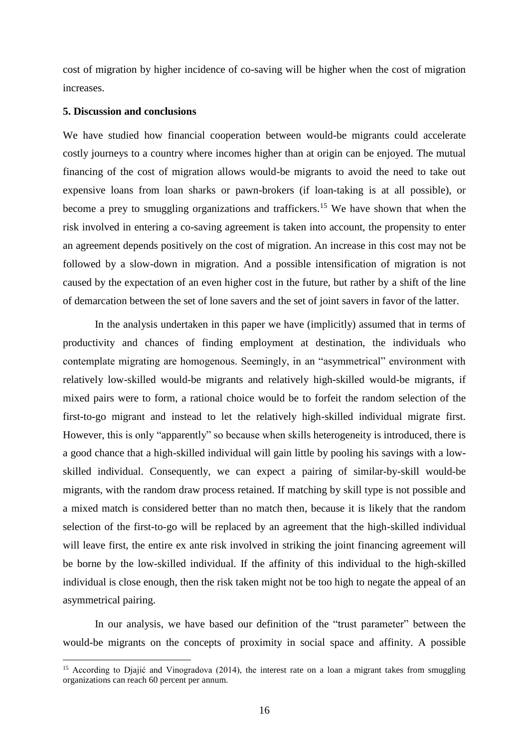cost of migration by higher incidence of co-saving will be higher when the cost of migration increases.

## 5. Discussion and conclusions

We have studied how financial cooperation between would-be migrants could accelerate costly journeys to a country where incomes higher than at origin can be enjoyed. The mutual financing of the cost of migration allows would-be migrants to avoid the need to take out expensive loans from loan sharks or pawn-brokers (if loan-taking is at all possible), or become a prey to smuggling organizations and traffickers.[15] We have shown that when the risk involved in entering a co-saving agreement is taken into account, the propensity to enter an agreement depends positively on the cost of migration. An increase in this cost may not be followed by a slow-down in migration. And a possible intensification of migration is not caused by the expectation of an even higher cost in the future, but rather by a shift of the line of demarcation between the set of lone savers and the set of joint savers in favor of the latter.

In the analysis undertaken in this paper we have (implicitly) assumed that in terms of productivity and chances of finding employment at destination, the individuals who contemplate migrating are homogenous. Seemingly, in an "asymmetrical" environment with relatively low-skilled would-be migrants and relatively high-skilled would-be migrants, if mixed pairs were to form, a rational choice would be to forfeit the random selection of the first-to-go migrant and instead to let the relatively high-skilled individual migrate first. However, this is only "apparently" so because when skills heterogeneity is introduced, there is a good chance that a high-skilled individual will gain little by pooling his savings with a low-skilled individual. Consequently, we can expect a pairing of similar-by-skill would-be migrants, with the random draw process retained. If matching by skill type is not possible and a mixed match is considered better than no match then, because it is likely that the random selection of the first-to-go will be replaced by an agreement that the high-skilled individual will leave first, the entire ex ante risk involved in striking the joint financing agreement will be borne by the low-skilled individual. If the affinity of this individual to the high-skilled individual is close enough, then the risk taken might not be too high to negate the appeal of an asymmetrical pairing.

In our analysis, we have based our definition of the "trust parameter" between the would-be migrants on the concepts of proximity in social space and affinity. A possible

[15] According to Djajić and Vinogradova (2014), the interest rate on a loan a migrant takes from smuggling organizations can reach 60 percent per annum.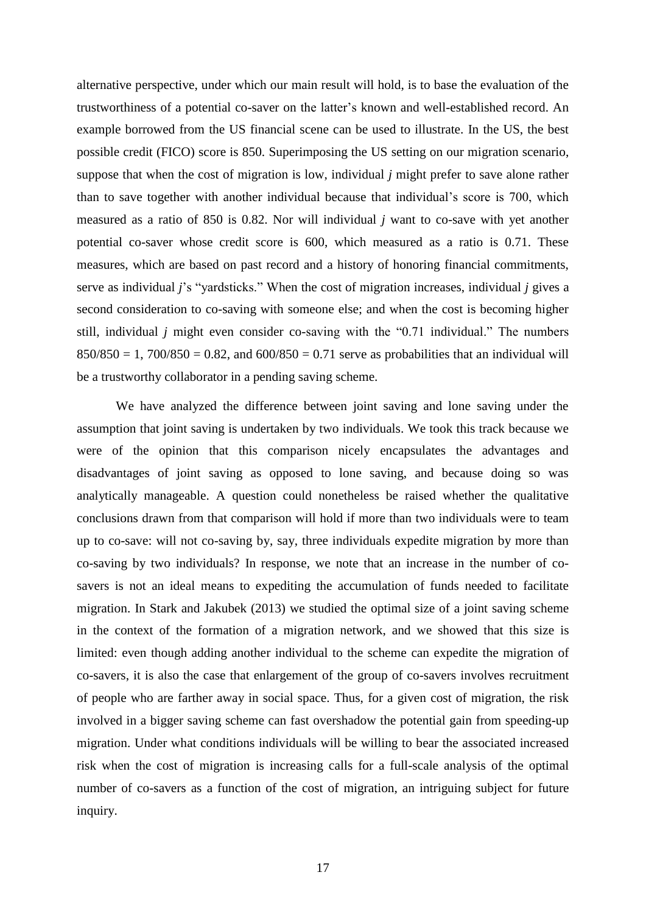alternative perspective, under which our main result will hold, is to base the evaluation of the trustworthiness of a potential co-saver on the latter's known and well-established record. An example borrowed from the US financial scene can be used to illustrate. In the US, the best possible credit (FICO) score is 850. Superimposing the US setting on our migration scenario, suppose that when the cost of migration is low, individual $j$ might prefer to save alone rather than to save together with another individual because that individual's score is 700, which measured as a ratio of 850 is 0.82. Nor will individual $j$ want to co-save with yet another potential co-saver whose credit score is 600, which measured as a ratio is 0.71. These measures, which are based on past record and a history of honoring financial commitments, serve as individual $j$'s "yardsticks." When the cost of migration increases, individual $j$ gives a second consideration to co-saving with someone else; and when the cost is becoming higher still, individual $j$ might even consider co-saving with the "0.71 individual." The numbers $850/850 = 1$, $700/850 = 0.82$, and $600/850 = 0.71$ serve as probabilities that an individual will be a trustworthy collaborator in a pending saving scheme.

We have analyzed the difference between joint saving and lone saving under the assumption that joint saving is undertaken by two individuals. We took this track because we were of the opinion that this comparison nicely encapsulates the advantages and disadvantages of joint saving as opposed to lone saving, and because doing so was analytically manageable. A question could nonetheless be raised whether the qualitative conclusions drawn from that comparison will hold if more than two individuals were to team up to co-save: will not co-saving by, say, three individuals expedite migration by more than co-saving by two individuals? In response, we note that an increase in the number of co-savers is not an ideal means to expediting the accumulation of funds needed to facilitate migration. In Stark and Jakubek (2013) we studied the optimal size of a joint saving scheme in the context of the formation of a migration network, and we showed that this size is limited: even though adding another individual to the scheme can expedite the migration of co-savers, it is also the case that enlargement of the group of co-savers involves recruitment of people who are farther away in social space. Thus, for a given cost of migration, the risk involved in a bigger saving scheme can fast overshadow the potential gain from speeding-up migration. Under what conditions individuals will be willing to bear the associated increased risk when the cost of migration is increasing calls for a full-scale analysis of the optimal number of co-savers as a function of the cost of migration, an intriguing subject for future inquiry.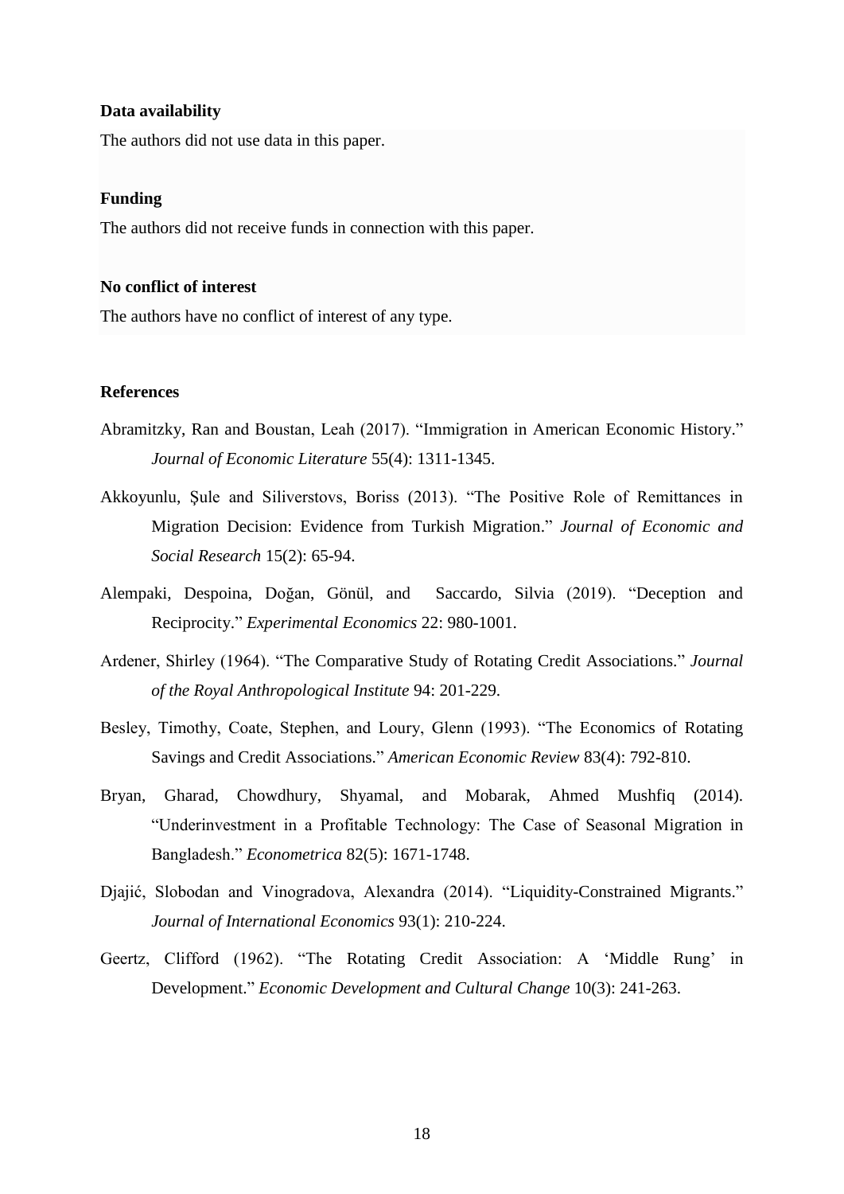**Data availability**

The authors did not use data in this paper.

**Funding**

The authors did not receive funds in connection with this paper.

**No conflict of interest**

The authors have no conflict of interest of any type.

**References**

Abramitzky, Ran and Boustan, Leah (2017). "Immigration in American Economic History." *Journal of Economic Literature* 55(4): 1311-1345.

Akkoyunlu, Şule and Siliverstovs, Boriss (2013). "The Positive Role of Remittances in Migration Decision: Evidence from Turkish Migration." *Journal of Economic and Social Research* 15(2): 65-94.

Alempaki, Despoina, Doğan, Gönül, and Saccardo, Silvia (2019). "Deception and Reciprocity." *Experimental Economics* 22: 980-1001.

Ardener, Shirley (1964). "The Comparative Study of Rotating Credit Associations." *Journal of the Royal Anthropological Institute* 94: 201-229.

Besley, Timothy, Coate, Stephen, and Loury, Glenn (1993). "The Economics of Rotating Savings and Credit Associations." *American Economic Review* 83(4): 792-810.

Bryan, Gharad, Chowdhury, Shyamal, and Mobarak, Ahmed Mushfiq (2014). "Underinvestment in a Profitable Technology: The Case of Seasonal Migration in Bangladesh." *Econometrica* 82(5): 1671-1748.

Djajić, Slobodan and Vinogradova, Alexandra (2014). "Liquidity-Constrained Migrants." *Journal of International Economics* 93(1): 210-224.

Geertz, Clifford (1962). "The Rotating Credit Association: A 'Middle Rung' in Development." *Economic Development and Cultural Change* 10(3): 241-263.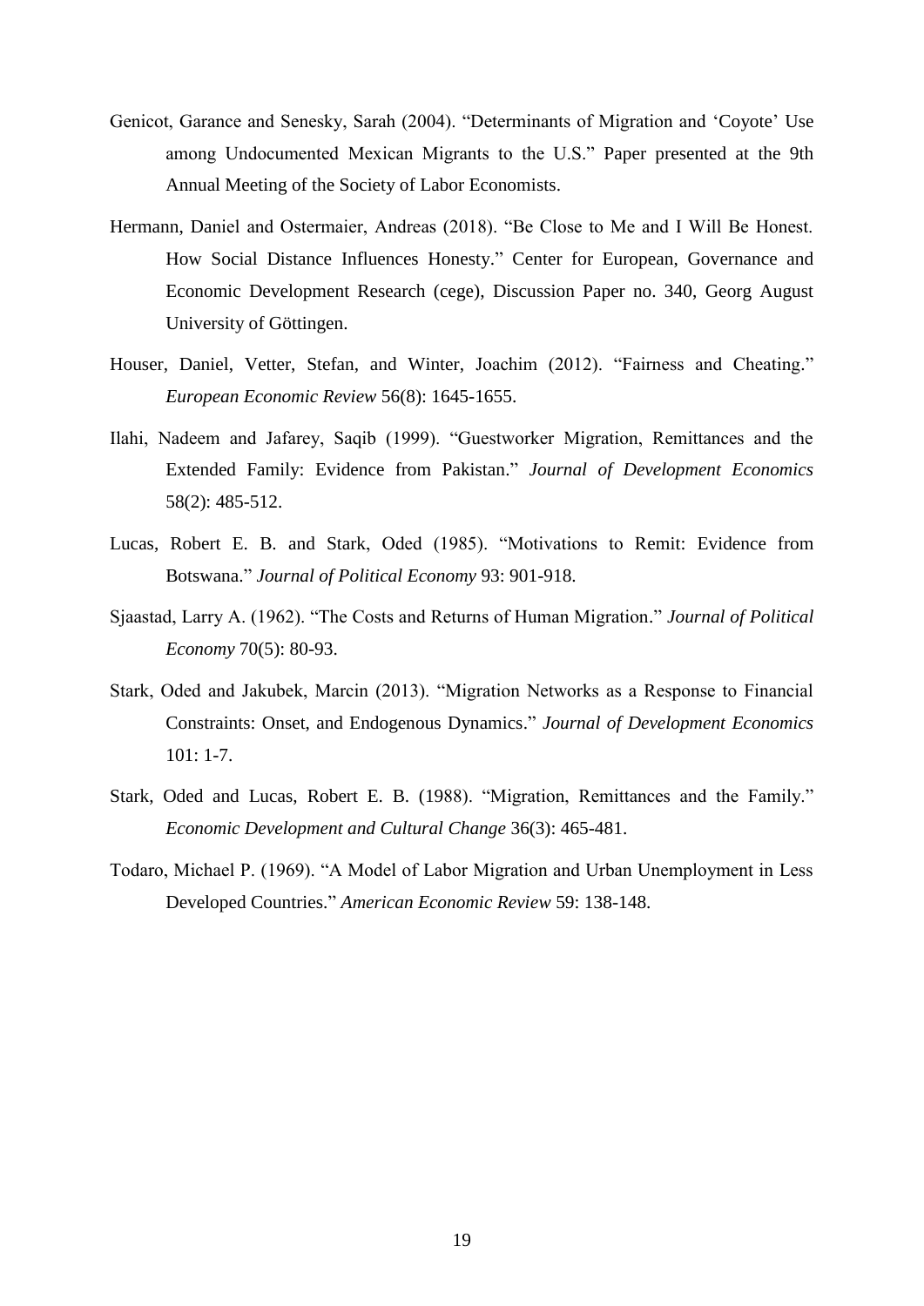Genicot, Garance and Senesky, Sarah (2004). "Determinants of Migration and 'Coyote' Use among Undocumented Mexican Migrants to the U.S." Paper presented at the 9th Annual Meeting of the Society of Labor Economists.

Hermann, Daniel and Ostermaier, Andreas (2018). "Be Close to Me and I Will Be Honest. How Social Distance Influences Honesty." Center for European, Governance and Economic Development Research (cege), Discussion Paper no. 340, Georg August University of Göttingen.

Houser, Daniel, Vetter, Stefan, and Winter, Joachim (2012). "Fairness and Cheating." *European Economic Review* 56(8): 1645-1655.

Ilahi, Nadeem and Jafarey, Saqib (1999). "Guestworker Migration, Remittances and the Extended Family: Evidence from Pakistan." *Journal of Development Economics* 58(2): 485-512.

Lucas, Robert E. B. and Stark, Oded (1985). "Motivations to Remit: Evidence from Botswana." *Journal of Political Economy* 93: 901-918.

Sjaastad, Larry A. (1962). "The Costs and Returns of Human Migration." *Journal of Political Economy* 70(5): 80-93.

Stark, Oded and Jakubek, Marcin (2013). "Migration Networks as a Response to Financial Constraints: Onset, and Endogenous Dynamics." *Journal of Development Economics* 101: 1-7.

Stark, Oded and Lucas, Robert E. B. (1988). "Migration, Remittances and the Family." *Economic Development and Cultural Change* 36(3): 465-481.

Todaro, Michael P. (1969). "A Model of Labor Migration and Urban Unemployment in Less Developed Countries." *American Economic Review* 59: 138-148.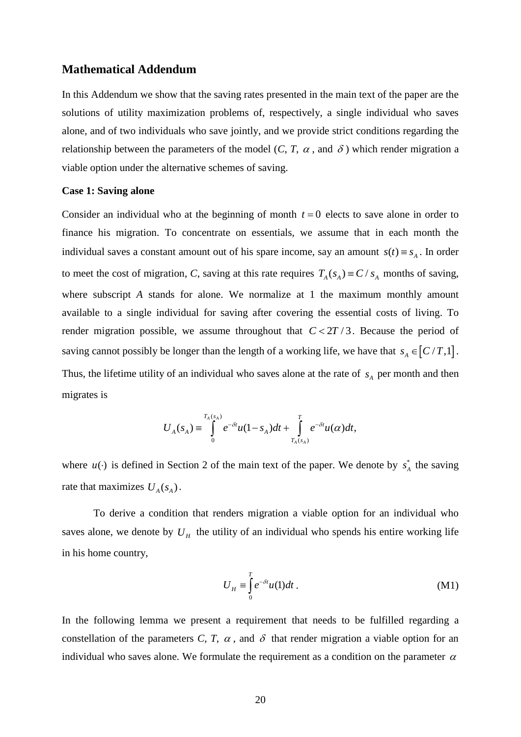## Mathematical Addendum

In this Addendum we show that the saving rates presented in the main text of the paper are the solutions of utility maximization problems of, respectively, a single individual who saves alone, and of two individuals who save jointly, and we provide strict conditions regarding the relationship between the parameters of the model ($C$, $T$, $\alpha$, and $\delta$) which render migration a viable option under the alternative schemes of saving.

**Case 1: Saving alone**

Consider an individual who at the beginning of month $t = 0$ elects to save alone in order to finance his migration. To concentrate on essentials, we assume that in each month the individual saves a constant amount out of his spare income, say an amount $s(t) \equiv s_A$. In order to meet the cost of migration, $C$, saving at this rate requires $T_A(s_A) \equiv C / s_A$ months of saving, where subscript $A$ stands for alone. We normalize at 1 the maximum monthly amount available to a single individual for saving after covering the essential costs of living. To render migration possible, we assume throughout that $C < 2T/3$. Because the period of saving cannot possibly be longer than the length of a working life, we have that $s_A \in [C/T, 1]$. Thus, the lifetime utility of an individual who saves alone at the rate of $s_A$ per month and then migrates is

$$U_A(s_A) \equiv \int_0^{T_A(s_A)} e^{-\delta t} u(1 - s_A) dt + \int_{T_A(s_A)}^{T} e^{-\delta t} u(\alpha) dt,$$

where $u(\cdot)$ is defined in Section 2 of the main text of the paper. We denote by $s_A^*$ the saving rate that maximizes $U_A(s_A)$.

To derive a condition that renders migration a viable option for an individual who saves alone, we denote by $U_H$ the utility of an individual who spends his entire working life in his home country,

$$U_H \equiv \int_0^T e^{-\delta t} u(1) dt \,. \tag{M1}$$

In the following lemma we present a requirement that needs to be fulfilled regarding a constellation of the parameters $C$, $T$, $\alpha$, and $\delta$ that render migration a viable option for an individual who saves alone. We formulate the requirement as a condition on the parameter $\alpha$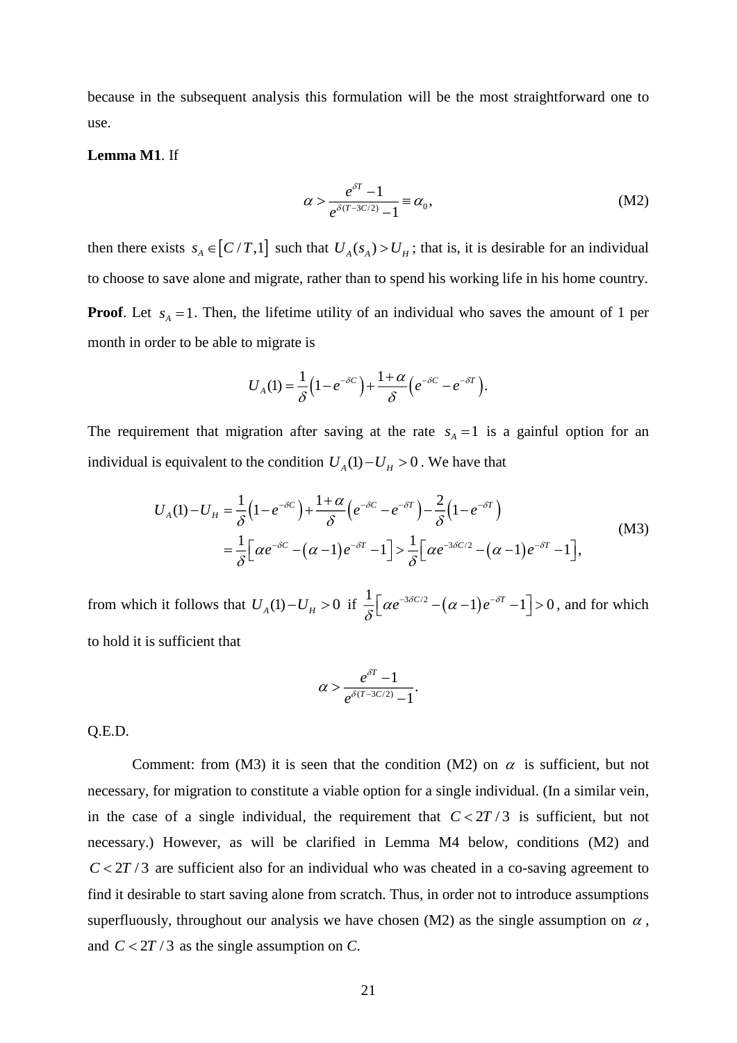because in the subsequent analysis this formulation will be the most straightforward one to use.

**Lemma M1**. If

$$\alpha > \frac{e^{\delta T} - 1}{e^{\delta(T - 3C/2)} - 1} \equiv \alpha_0, \tag{M2}$$

then there exists $s_A \in [C/T, 1]$ such that $U_A(s_A) > U_H$; that is, it is desirable for an individual to choose to save alone and migrate, rather than to spend his working life in his home country.

**Proof**. Let $s_A = 1$. Then, the lifetime utility of an individual who saves the amount of 1 per month in order to be able to migrate is

$$U_A(1) = \frac{1}{\delta}\left(1 - e^{-\delta C}\right) + \frac{1+\alpha}{\delta}\left(e^{-\delta C} - e^{-\delta T}\right).$$

The requirement that migration after saving at the rate $s_A = 1$ is a gainful option for an individual is equivalent to the condition $U_A(1) - U_H > 0$. We have that

$$\begin{aligned} U_A(1) - U_H &= \frac{1}{\delta}\left(1 - e^{-\delta C}\right) + \frac{1+\alpha}{\delta}\left(e^{-\delta C} - e^{-\delta T}\right) - \frac{2}{\delta}\left(1 - e^{-\delta T}\right) \\ &= \frac{1}{\delta}\left[\alpha e^{-\delta C} - (\alpha - 1)e^{-\delta T} - 1\right] > \frac{1}{\delta}\left[\alpha e^{-3\delta C/2} - (\alpha - 1)e^{-\delta T} - 1\right], \end{aligned} \tag{M3}$$

from which it follows that $U_A(1) - U_H > 0$ if $\frac{1}{\delta}\left[\alpha e^{-3\delta C/2} - (\alpha - 1)e^{-\delta T} - 1\right] > 0$, and for which to hold it is sufficient that

$$\alpha > \frac{e^{\delta T} - 1}{e^{\delta(T - 3C/2)} - 1}.$$

Q.E.D.

Comment: from (M3) it is seen that the condition (M2) on $\alpha$ is sufficient, but not necessary, for migration to constitute a viable option for a single individual. (In a similar vein, in the case of a single individual, the requirement that $C < 2T/3$ is sufficient, but not necessary.) However, as will be clarified in Lemma M4 below, conditions (M2) and $C < 2T/3$ are sufficient also for an individual who was cheated in a co-saving agreement to find it desirable to start saving alone from scratch. Thus, in order not to introduce assumptions superfluously, throughout our analysis we have chosen (M2) as the single assumption on $\alpha$, and $C < 2T/3$ as the single assumption on *C*.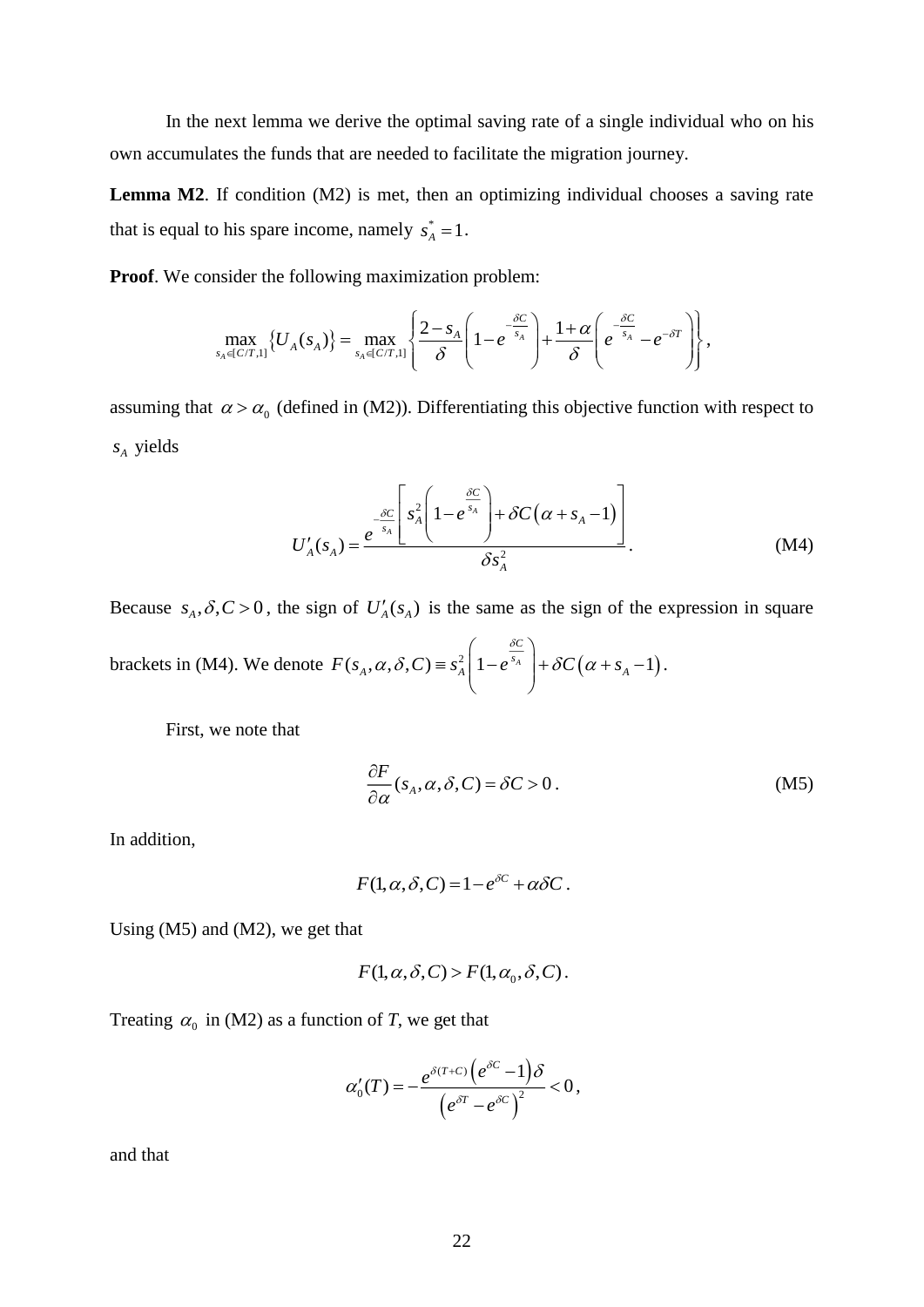In the next lemma we derive the optimal saving rate of a single individual who on his own accumulates the funds that are needed to facilitate the migration journey.

**Lemma M2**. If condition (M2) is met, then an optimizing individual chooses a saving rate that is equal to his spare income, namely $s_A^* = 1$.

**Proof**. We consider the following maximization problem:

$$\max_{s_A \in [C/T,1]} \{U_A(s_A)\} = \max_{s_A \in [C/T,1]} \left\{ \frac{2 - s_A}{\delta}\left(1 - e^{-\frac{\delta C}{s_A}}\right) + \frac{1+\alpha}{\delta}\left(e^{-\frac{\delta C}{s_A}} - e^{-\delta T}\right) \right\},$$

assuming that $\alpha > \alpha_0$ (defined in (M2)). Differentiating this objective function with respect to $s_A$ yields

$$U_A'(s_A) = \frac{e^{-\frac{\delta C}{s_A}}\left[ s_A^2\left(1 - e^{\frac{\delta C}{s_A}}\right) + \delta C\left(\alpha + s_A - 1\right)\right]}{\delta s_A^2}. \tag{M4}$$

Because $s_A, \delta, C > 0$, the sign of $U_A'(s_A)$ is the same as the sign of the expression in square brackets in (M4). We denote $F(s_A, \alpha, \delta, C) \equiv s_A^2\left(1 - e^{\frac{\delta C}{s_A}}\right) + \delta C\left(\alpha + s_A - 1\right)$.

First, we note that

$$\frac{\partial F}{\partial \alpha}(s_A, \alpha, \delta, C) = \delta C > 0. \tag{M5}$$

In addition,

$$F(1, \alpha, \delta, C) = 1 - e^{\delta C} + \alpha \delta C.$$

Using (M5) and (M2), we get that

$$F(1, \alpha, \delta, C) > F(1, \alpha_0, \delta, C).$$

Treating $\alpha_0$ in (M2) as a function of *T*, we get that

$$\alpha_0'(T) = -\frac{e^{\delta(T+C)}\left(e^{\delta C} - 1\right)\delta}{\left(e^{\delta T} - e^{\delta C}\right)^2} < 0,$$

and that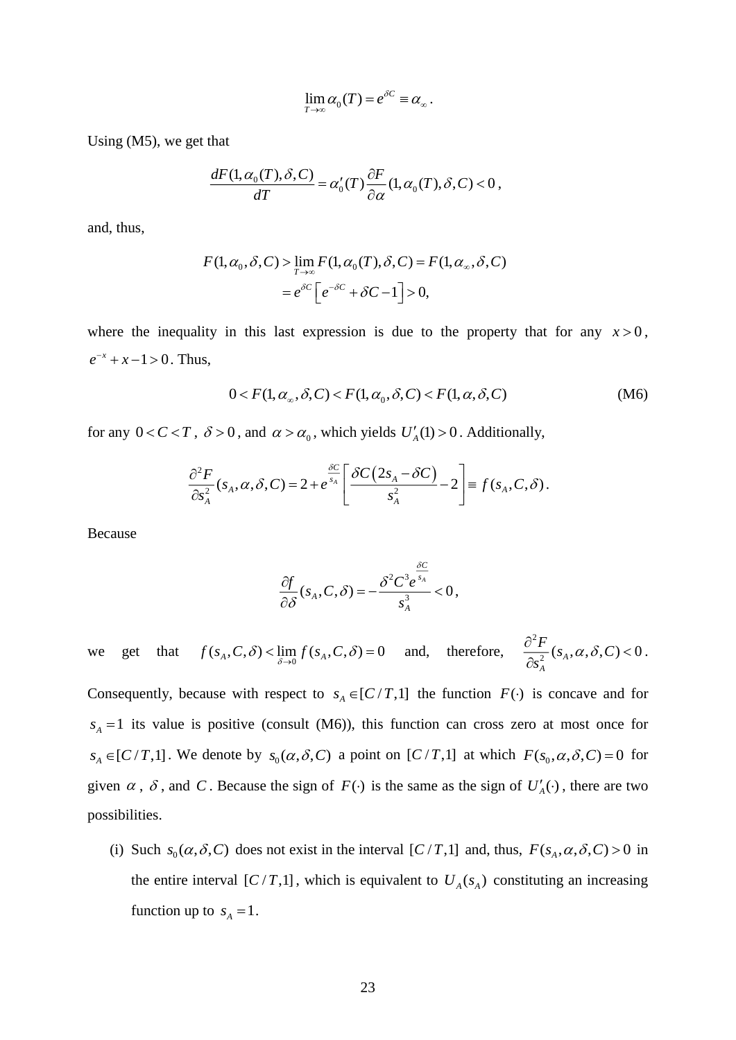$$\lim_{T\to\infty}\alpha_0(T) = e^{\delta C} \equiv \alpha_\infty .$$

Using (M5), we get that

$$\frac{dF(1,\alpha_0(T),\delta,C)}{dT} = \alpha_0'(T)\frac{\partial F}{\partial \alpha}(1,\alpha_0(T),\delta,C) < 0 ,$$

and, thus,

$$\begin{aligned} F(1,\alpha_0,\delta,C) &> \lim_{T\to\infty} F(1,\alpha_0(T),\delta,C) = F(1,\alpha_\infty,\delta,C) \\ &= e^{\delta C}\left[e^{-\delta C} + \delta C - 1\right] > 0, \end{aligned}$$

where the inequality in this last expression is due to the property that for any $x > 0$, $e^{-x} + x - 1 > 0$. Thus,

$$0 < F(1,\alpha_\infty,\delta,C) < F(1,\alpha_0,\delta,C) < F(1,\alpha,\delta,C) \tag{M6}$$

for any $0 < C < T$, $\delta > 0$, and $\alpha > \alpha_0$, which yields $U_A'(1) > 0$. Additionally,

$$\frac{\partial^2 F}{\partial s_A^2}(s_A,\alpha,\delta,C) = 2 + e^{\frac{\delta C}{s_A}}\left[\frac{\delta C\left(2s_A - \delta C\right)}{s_A^2} - 2\right] \equiv f(s_A,C,\delta).$$

Because

$$\frac{\partial f}{\partial \delta}(s_A,C,\delta) = -\frac{\delta^2 C^3 e^{\frac{\delta C}{s_A}}}{s_A^3} < 0 ,$$

we get that $f(s_A,C,\delta) < \lim_{\delta\to 0} f(s_A,C,\delta) = 0$ and, therefore, $\frac{\partial^2 F}{\partial s_A^2}(s_A,\alpha,\delta,C) < 0$. Consequently, because with respect to $s_A \in [C/T,1]$ the function $F(\cdot)$ is concave and for $s_A = 1$ its value is positive (consult (M6)), this function can cross zero at most once for $s_A \in [C/T,1]$. We denote by $s_0(\alpha,\delta,C)$ a point on $[C/T,1]$ at which $F(s_0,\alpha,\delta,C) = 0$ for given $\alpha$, $\delta$, and $C$. Because the sign of $F(\cdot)$ is the same as the sign of $U_A'(\cdot)$, there are two possibilities.

(i) Such $s_0(\alpha,\delta,C)$ does not exist in the interval $[C/T,1]$ and, thus, $F(s_A,\alpha,\delta,C) > 0$ in the entire interval $[C/T,1]$, which is equivalent to $U_A(s_A)$ constituting an increasing function up to $s_A = 1$.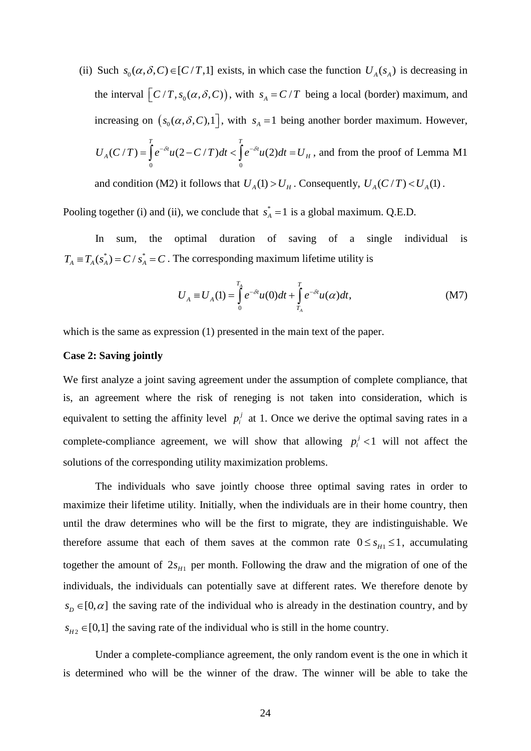(ii) Such $s_0(\alpha,\delta,C) \in [C/T,1]$ exists, in which case the function $U_A(s_A)$ is decreasing in the interval $\left[C/T, s_0(\alpha,\delta,C)\right)$, with $s_A = C/T$ being a local (border) maximum, and increasing on $\left(s_0(\alpha,\delta,C),1\right]$, with $s_A = 1$ being another border maximum. However, $U_A(C/T) = \int_0^T e^{-\delta t} u(2 - C/T)dt < \int_0^T e^{-\delta t} u(2)dt = U_H$, and from the proof of Lemma M1 and condition (M2) it follows that $U_A(1) > U_H$. Consequently, $U_A(C/T) < U_A(1)$.

Pooling together (i) and (ii), we conclude that $s_A^* = 1$ is a global maximum. Q.E.D.

In sum, the optimal duration of saving of a single individual is $T_A \equiv T_A(s_A^*) = C / s_A^* = C$. The corresponding maximum lifetime utility is

$$U_A \equiv U_A(1) = \int_0^{T_A} e^{-\delta t} u(0)dt + \int_{T_A}^{T} e^{-\delta t} u(\alpha)dt, \tag{M7}$$

which is the same as expression (1) presented in the main text of the paper.

**Case 2: Saving jointly**

We first analyze a joint saving agreement under the assumption of complete compliance, that is, an agreement where the risk of reneging is not taken into consideration, which is equivalent to setting the affinity level $p_i^j$ at 1. Once we derive the optimal saving rates in a complete-compliance agreement, we will show that allowing $p_i^j < 1$ will not affect the solutions of the corresponding utility maximization problems.

The individuals who save jointly choose three optimal saving rates in order to maximize their lifetime utility. Initially, when the individuals are in their home country, then until the draw determines who will be the first to migrate, they are indistinguishable. We therefore assume that each of them saves at the common rate $0 \le s_{H1} \le 1$, accumulating together the amount of $2s_{H1}$ per month. Following the draw and the migration of one of the individuals, the individuals can potentially save at different rates. We therefore denote by $s_D \in [0,\alpha]$ the saving rate of the individual who is already in the destination country, and by $s_{H2} \in [0,1]$ the saving rate of the individual who is still in the home country.

Under a complete-compliance agreement, the only random event is the one in which it is determined who will be the winner of the draw. The winner will be able to take the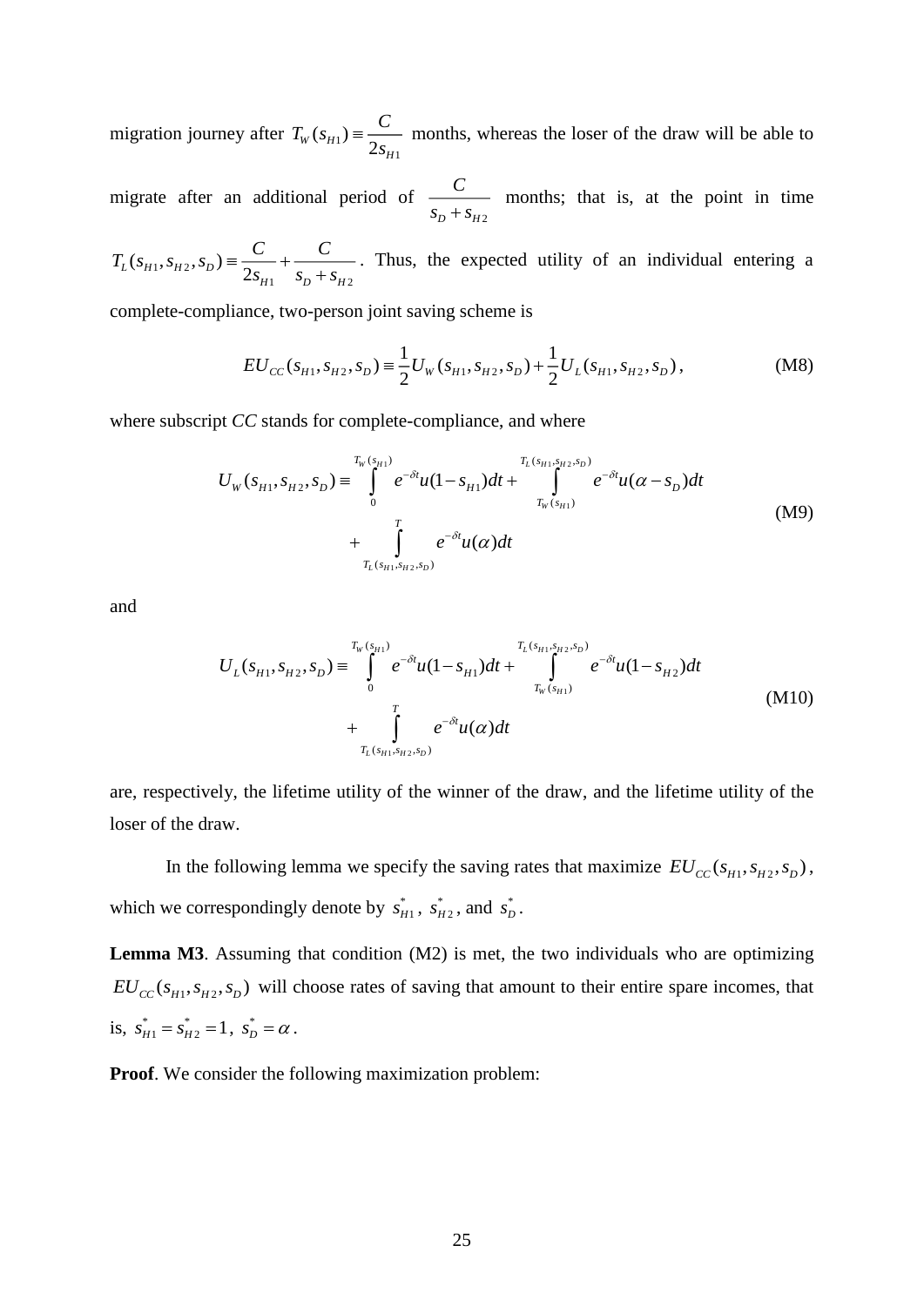migration journey after $T_W(s_{H1}) \equiv \dfrac{C}{2s_{H1}}$ months, whereas the loser of the draw will be able to migrate after an additional period of $\dfrac{C}{s_D + s_{H2}}$ months; that is, at the point in time $T_L(s_{H1}, s_{H2}, s_D) \equiv \dfrac{C}{2s_{H1}} + \dfrac{C}{s_D + s_{H2}}$. Thus, the expected utility of an individual entering a complete-compliance, two-person joint saving scheme is

$$EU_{CC}(s_{H1}, s_{H2}, s_D) \equiv \frac{1}{2}U_W(s_{H1}, s_{H2}, s_D) + \frac{1}{2}U_L(s_{H1}, s_{H2}, s_D), \tag{M8}$$

where subscript *CC* stands for complete-compliance, and where

$$\begin{aligned} U_W(s_{H1}, s_{H2}, s_D) \equiv & \int_0^{T_W(s_{H1})} e^{-\delta t} u(1 - s_{H1}) dt + \int_{T_W(s_{H1})}^{T_L(s_{H1}, s_{H2}, s_D)} e^{-\delta t} u(\alpha - s_D) dt \\ & + \int_{T_L(s_{H1}, s_{H2}, s_D)}^{T} e^{-\delta t} u(\alpha) dt \end{aligned} \tag{M9}$$

and

$$\begin{aligned} U_L(s_{H1}, s_{H2}, s_D) \equiv & \int_0^{T_W(s_{H1})} e^{-\delta t} u(1 - s_{H1}) dt + \int_{T_W(s_{H1})}^{T_L(s_{H1}, s_{H2}, s_D)} e^{-\delta t} u(1 - s_{H2}) dt \\ & + \int_{T_L(s_{H1}, s_{H2}, s_D)}^{T} e^{-\delta t} u(\alpha) dt \end{aligned} \tag{M10}$$

are, respectively, the lifetime utility of the winner of the draw, and the lifetime utility of the loser of the draw.

In the following lemma we specify the saving rates that maximize $EU_{CC}(s_{H1}, s_{H2}, s_D)$, which we correspondingly denote by $s_{H1}^*$, $s_{H2}^*$, and $s_D^*$.

**Lemma M3**. Assuming that condition (M2) is met, the two individuals who are optimizing $EU_{CC}(s_{H1}, s_{H2}, s_D)$ will choose rates of saving that amount to their entire spare incomes, that is, $s_{H1}^* = s_{H2}^* = 1$, $s_D^* = \alpha$.

**Proof**. We consider the following maximization problem: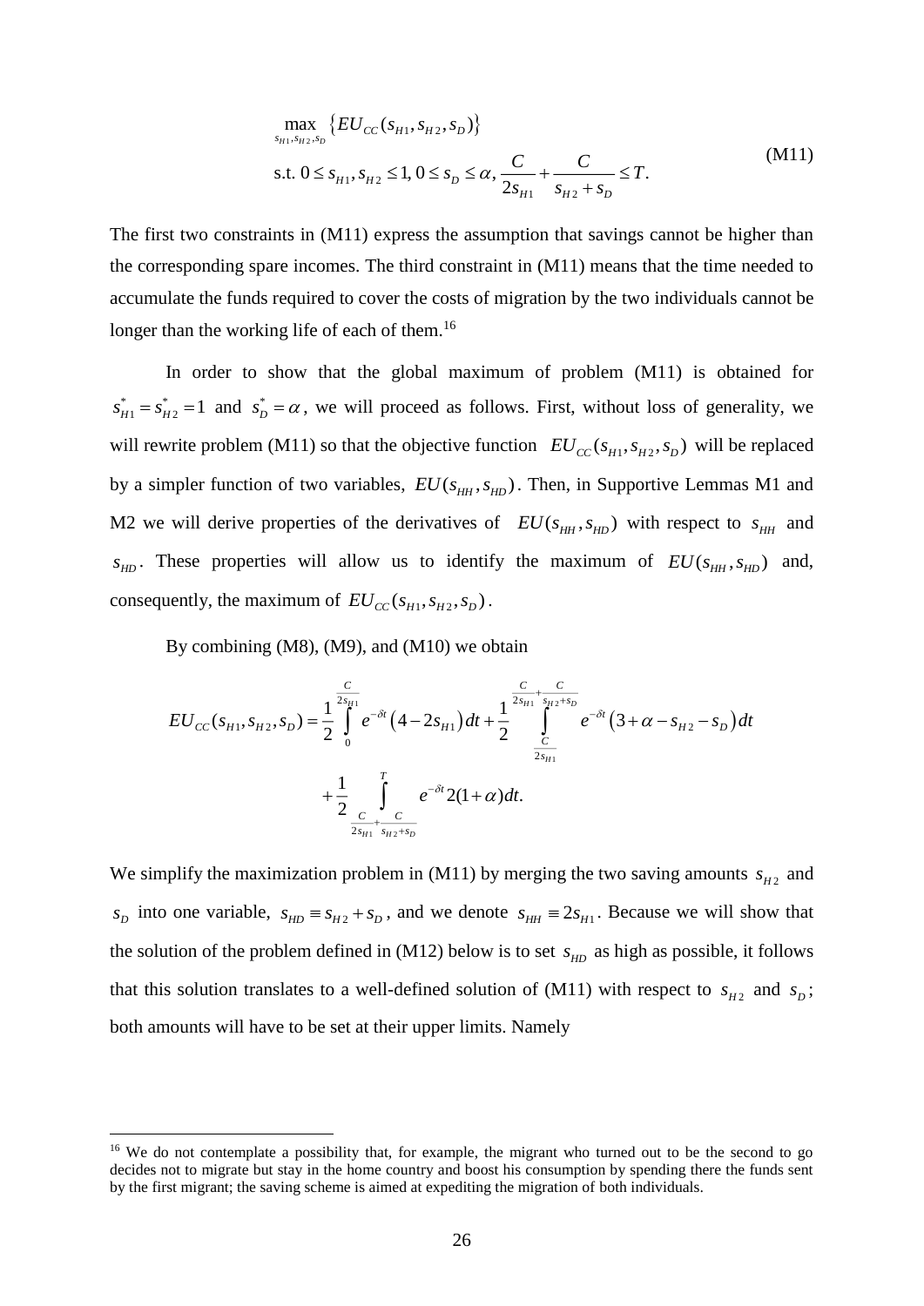$$
\max_{s_{H1},s_{H2},s_D} \left\{ EU_{CC}(s_{H1}, s_{H2}, s_D) \right\}
$$

$$
\text{s.t. } 0 \le s_{H1}, s_{H2} \le 1, 0 \le s_D \le \alpha, \frac{C}{2s_{H1}} + \frac{C}{s_{H2}+s_D} \le T. \tag{M11}
$$

The first two constraints in (M11) express the assumption that savings cannot be higher than the corresponding spare incomes. The third constraint in (M11) means that the time needed to accumulate the funds required to cover the costs of migration by the two individuals cannot be longer than the working life of each of them.[16]

In order to show that the global maximum of problem (M11) is obtained for $s_{H1}^* = s_{H2}^* = 1$ and $s_D^* = \alpha$, we will proceed as follows. First, without loss of generality, we will rewrite problem (M11) so that the objective function $EU_{CC}(s_{H1}, s_{H2}, s_D)$ will be replaced by a simpler function of two variables, $EU(s_{HH}, s_{HD})$. Then, in Supportive Lemmas M1 and M2 we will derive properties of the derivatives of $EU(s_{HH}, s_{HD})$ with respect to $s_{HH}$ and $s_{HD}$. These properties will allow us to identify the maximum of $EU(s_{HH}, s_{HD})$ and, consequently, the maximum of $EU_{CC}(s_{H1}, s_{H2}, s_D)$.

By combining (M8), (M9), and (M10) we obtain

$$
EU_{CC}(s_{H1}, s_{H2}, s_D) = \frac{1}{2}\int_0^{\frac{C}{2s_{H1}}} e^{-\delta t}\left(4 - 2s_{H1}\right)dt + \frac{1}{2}\int_{\frac{C}{2s_{H1}}}^{\frac{C}{2s_{H1}}+\frac{C}{s_{H2}+s_D}} e^{-\delta t}\left(3 + \alpha - s_{H2} - s_D\right)dt
$$

$$
+ \frac{1}{2}\int_{\frac{C}{2s_{H1}}+\frac{C}{s_{H2}+s_D}}^{T} e^{-\delta t} 2(1+\alpha)dt.
$$

We simplify the maximization problem in (M11) by merging the two saving amounts $s_{H2}$ and $s_D$ into one variable, $s_{HD} \equiv s_{H2} + s_D$, and we denote $s_{HH} \equiv 2s_{H1}$. Because we will show that the solution of the problem defined in (M12) below is to set $s_{HD}$ as high as possible, it follows that this solution translates to a well-defined solution of (M11) with respect to $s_{H2}$ and $s_D$; both amounts will have to be set at their upper limits. Namely

[16] We do not contemplate a possibility that, for example, the migrant who turned out to be the second to go decides not to migrate but stay in the home country and boost his consumption by spending there the funds sent by the first migrant; the saving scheme is aimed at expediting the migration of both individuals.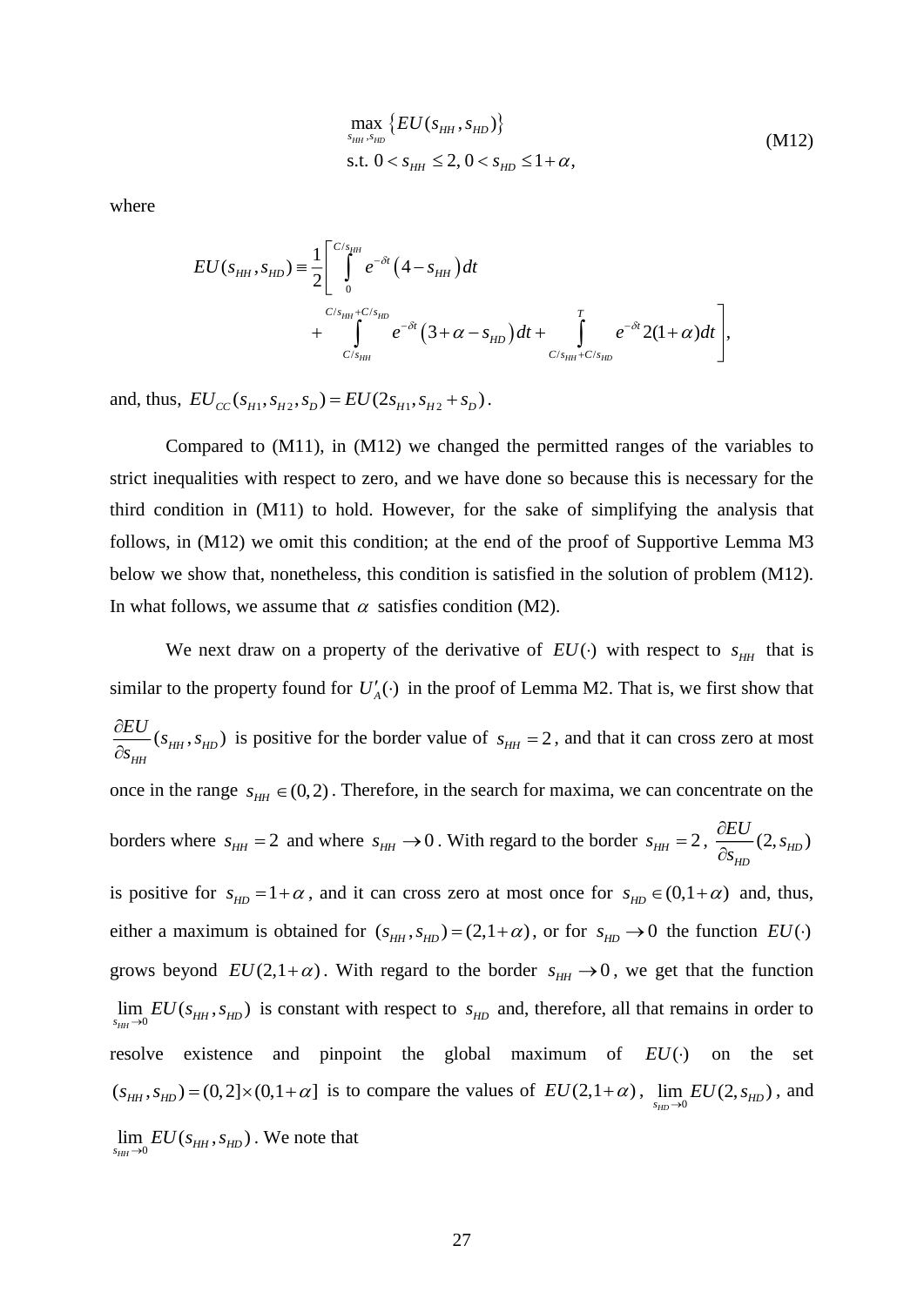$$\max_{s_{HH}, s_{HD}} \{EU(s_{HH}, s_{HD})\} \qquad \text{(M12)}$$
$$\text{s.t. } 0 < s_{HH} \le 2,\ 0 < s_{HD} \le 1+\alpha,$$

where

$$EU(s_{HH}, s_{HD}) \equiv \frac{1}{2}\left[\int_0^{C/s_{HH}} e^{-\delta t}\left(4 - s_{HH}\right)dt + \int_{C/s_{HH}}^{C/s_{HH}+C/s_{HD}} e^{-\delta t}\left(3+\alpha - s_{HD}\right)dt + \int_{C/s_{HH}+C/s_{HD}}^{T} e^{-\delta t}\, 2(1+\alpha)dt\right],$$

and, thus, $EU_{CC}(s_{H1}, s_{H2}, s_D) = EU(2s_{H1}, s_{H2} + s_D)$.

Compared to (M11), in (M12) we changed the permitted ranges of the variables to strict inequalities with respect to zero, and we have done so because this is necessary for the third condition in (M11) to hold. However, for the sake of simplifying the analysis that follows, in (M12) we omit this condition; at the end of the proof of Supportive Lemma M3 below we show that, nonetheless, this condition is satisfied in the solution of problem (M12). In what follows, we assume that $\alpha$ satisfies condition (M2).

We next draw on a property of the derivative of $EU(\cdot)$ with respect to $s_{HH}$ that is similar to the property found for $U_A'(\cdot)$ in the proof of Lemma M2. That is, we first show that $\frac{\partial EU}{\partial s_{HH}}(s_{HH}, s_{HD})$ is positive for the border value of $s_{HH} = 2$, and that it can cross zero at most once in the range $s_{HH} \in (0,2)$. Therefore, in the search for maxima, we can concentrate on the borders where $s_{HH} = 2$ and where $s_{HH} \to 0$. With regard to the border $s_{HH} = 2$, $\frac{\partial EU}{\partial s_{HD}}(2, s_{HD})$ is positive for $s_{HD} = 1+\alpha$, and it can cross zero at most once for $s_{HD} \in (0, 1+\alpha)$ and, thus, either a maximum is obtained for $(s_{HH}, s_{HD}) = (2, 1+\alpha)$, or for $s_{HD} \to 0$ the function $EU(\cdot)$ grows beyond $EU(2, 1+\alpha)$. With regard to the border $s_{HH} \to 0$, we get that the function $\lim_{s_{HH}\to 0} EU(s_{HH}, s_{HD})$ is constant with respect to $s_{HD}$ and, therefore, all that remains in order to resolve existence and pinpoint the global maximum of $EU(\cdot)$ on the set $(s_{HH}, s_{HD}) = (0,2] \times (0, 1+\alpha]$ is to compare the values of $EU(2, 1+\alpha)$, $\lim_{s_{HD}\to 0} EU(2, s_{HD})$, and $\lim_{s_{HH}\to 0} EU(s_{HH}, s_{HD})$. We note that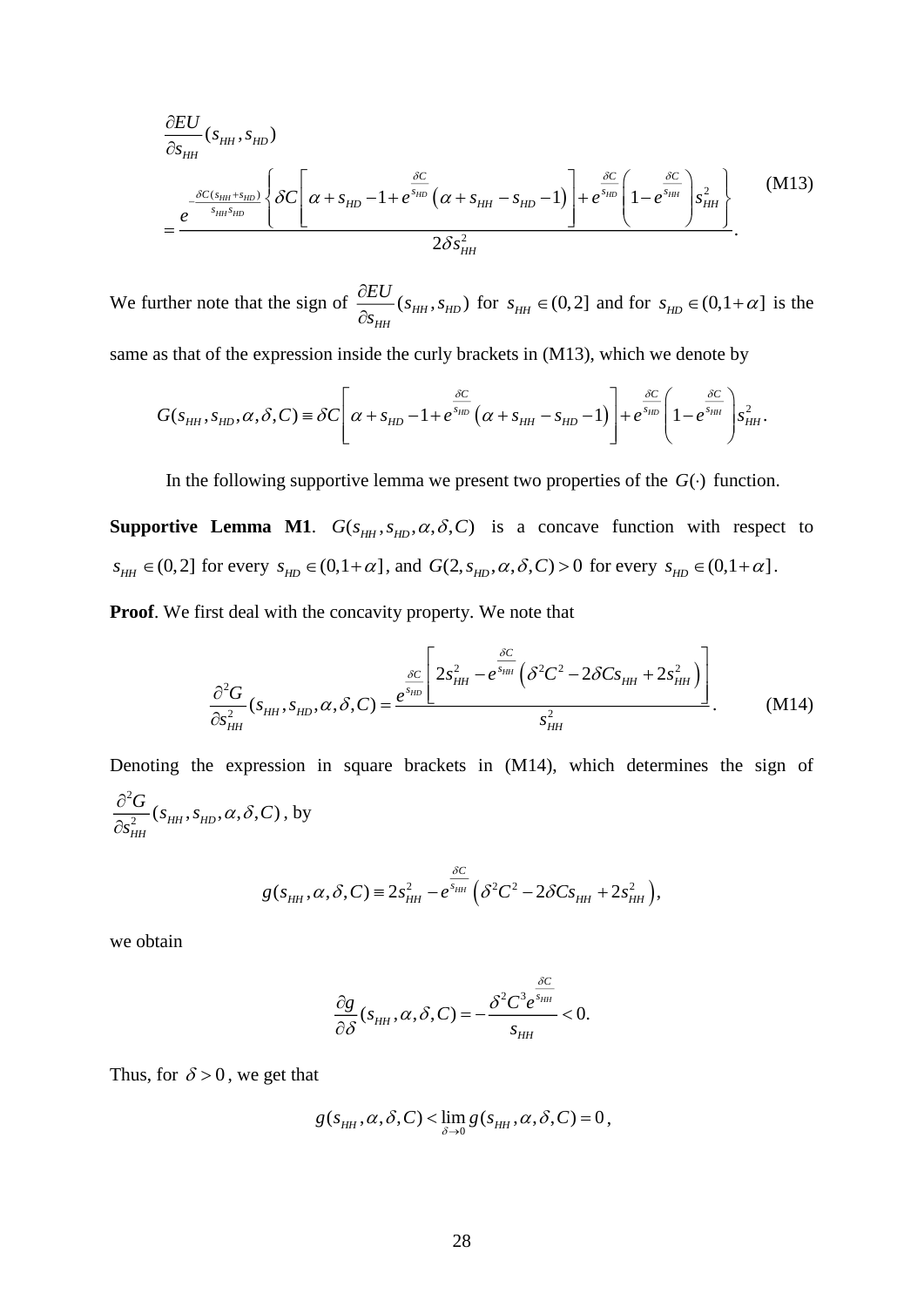$$\frac{\partial EU}{\partial s_{HH}}(s_{HH},s_{HD})$$

$$=\frac{e^{-\frac{\delta C(s_{HH}+s_{HD})}{s_{HH}s_{HD}}}\left\{\delta C\left[\alpha+s_{HD}-1+e^{\frac{\delta C}{s_{HD}}}\left(\alpha+s_{HH}-s_{HD}-1\right)\right]+e^{\frac{\delta C}{s_{HD}}}\left(1-e^{\frac{\delta C}{s_{HH}}}\right)s_{HH}^{2}\right\}}{2\delta s_{HH}^{2}}. \tag{M13}$$

We further note that the sign of $\frac{\partial EU}{\partial s_{HH}}(s_{HH},s_{HD})$ for $s_{HH}\in(0,2]$ and for $s_{HD}\in(0,1+\alpha]$ is the same as that of the expression inside the curly brackets in (M13), which we denote by

$$G(s_{HH},s_{HD},\alpha,\delta,C)\equiv\delta C\left[\alpha+s_{HD}-1+e^{\frac{\delta C}{s_{HD}}}\left(\alpha+s_{HH}-s_{HD}-1\right)\right]+e^{\frac{\delta C}{s_{HD}}}\left(1-e^{\frac{\delta C}{s_{HH}}}\right)s_{HH}^{2}.$$

In the following supportive lemma we present two properties of the $G(\cdot)$ function.

**Supportive Lemma M1**. $G(s_{HH},s_{HD},\alpha,\delta,C)$ is a concave function with respect to $s_{HH}\in(0,2]$ for every $s_{HD}\in(0,1+\alpha]$, and $G(2,s_{HD},\alpha,\delta,C)>0$ for every $s_{HD}\in(0,1+\alpha]$.

**Proof**. We first deal with the concavity property. We note that

$$\frac{\partial^{2}G}{\partial s_{HH}^{2}}(s_{HH},s_{HD},\alpha,\delta,C)=\frac{e^{\frac{\delta C}{s_{HD}}}\left[2s_{HH}^{2}-e^{\frac{\delta C}{s_{HH}}}\left(\delta^{2}C^{2}-2\delta Cs_{HH}+2s_{HH}^{2}\right)\right]}{s_{HH}^{2}}. \tag{M14}$$

Denoting the expression in square brackets in (M14), which determines the sign of $\frac{\partial^{2}G}{\partial s_{HH}^{2}}(s_{HH},s_{HD},\alpha,\delta,C)$, by

$$g(s_{HH},\alpha,\delta,C)\equiv 2s_{HH}^{2}-e^{\frac{\delta C}{s_{HH}}}\left(\delta^{2}C^{2}-2\delta Cs_{HH}+2s_{HH}^{2}\right),$$

we obtain

$$\frac{\partial g}{\partial\delta}(s_{HH},\alpha,\delta,C)=-\frac{\delta^{2}C^{3}e^{\frac{\delta C}{s_{HH}}}}{s_{HH}}<0.$$

Thus, for $\delta>0$, we get that

$$g(s_{HH},\alpha,\delta,C)<\lim_{\delta\to 0}g(s_{HH},\alpha,\delta,C)=0,$$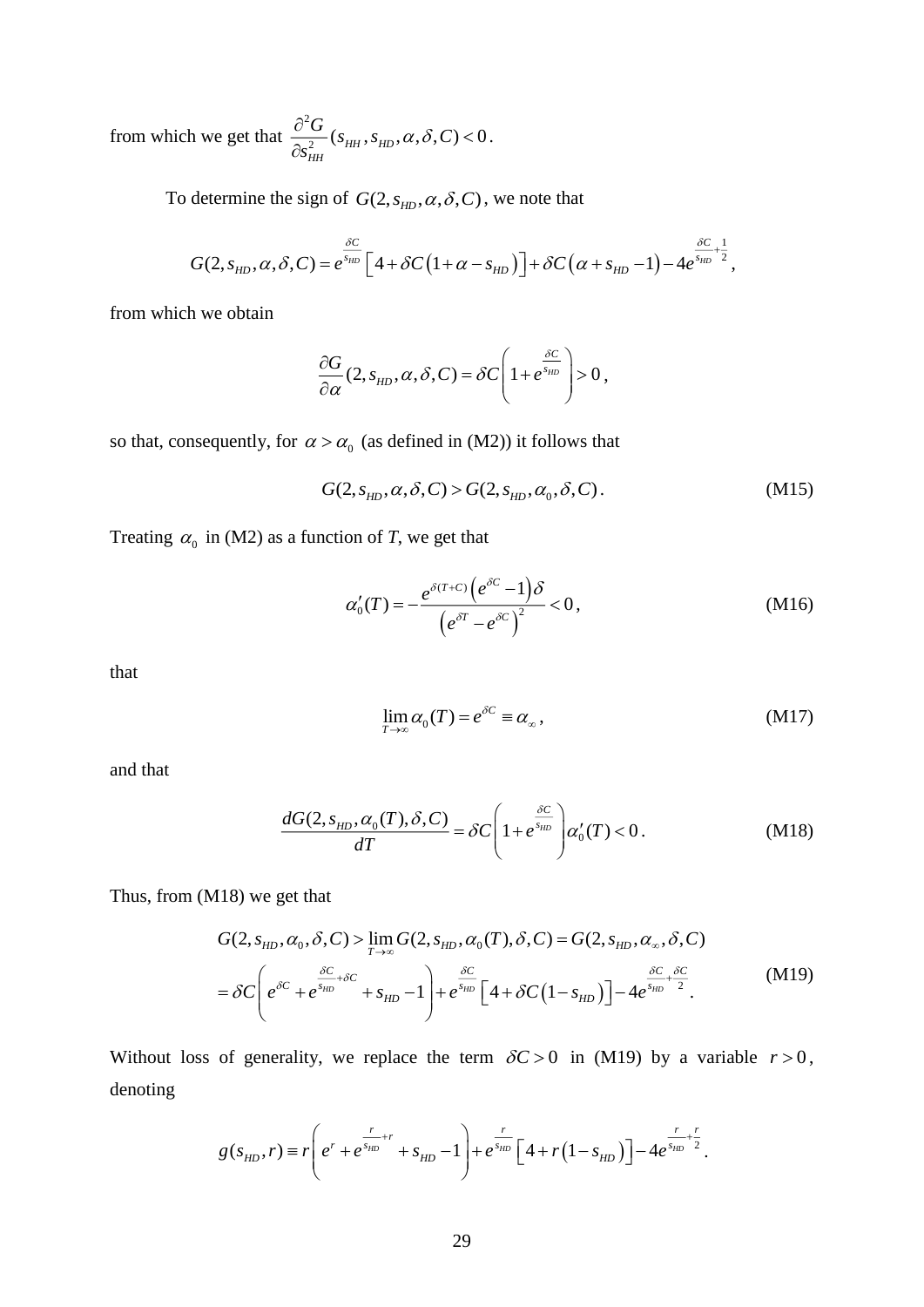from which we get that $\frac{\partial^2 G}{\partial s_{HH}^2}(s_{HH}, s_{HD}, \alpha, \delta, C) < 0$.

To determine the sign of $G(2, s_{HD}, \alpha, \delta, C)$, we note that

$$G(2, s_{HD}, \alpha, \delta, C) = e^{\frac{\delta C}{s_{HD}}}\left[4 + \delta C\left(1 + \alpha - s_{HD}\right)\right] + \delta C\left(\alpha + s_{HD} - 1\right) - 4e^{\frac{\delta C}{s_{HD}} + \frac{1}{2}},$$

from which we obtain

$$\frac{\partial G}{\partial \alpha}(2, s_{HD}, \alpha, \delta, C) = \delta C\left(1 + e^{\frac{\delta C}{s_{HD}}}\right) > 0,$$

so that, consequently, for $\alpha > \alpha_0$ (as defined in (M2)) it follows that

$$G(2, s_{HD}, \alpha, \delta, C) > G(2, s_{HD}, \alpha_0, \delta, C). \tag{M15}$$

Treating $\alpha_0$ in (M2) as a function of *T*, we get that

$$\alpha_0'(T) = -\frac{e^{\delta(T+C)}\left(e^{\delta C} - 1\right)\delta}{\left(e^{\delta T} - e^{\delta C}\right)^2} < 0, \tag{M16}$$

that

$$\lim_{T \to \infty} \alpha_0(T) = e^{\delta C} \equiv \alpha_\infty, \tag{M17}$$

and that

$$\frac{dG(2, s_{HD}, \alpha_0(T), \delta, C)}{dT} = \delta C\left(1 + e^{\frac{\delta C}{s_{HD}}}\right)\alpha_0'(T) < 0. \tag{M18}$$

Thus, from (M18) we get that

$$\begin{aligned} G(2, s_{HD}, \alpha_0, \delta, C) &> \lim_{T \to \infty} G(2, s_{HD}, \alpha_0(T), \delta, C) = G(2, s_{HD}, \alpha_\infty, \delta, C) \\ &= \delta C\left(e^{\delta C} + e^{\frac{\delta C}{s_{HD}} + \delta C} + s_{HD} - 1\right) + e^{\frac{\delta C}{s_{HD}}}\left[4 + \delta C\left(1 - s_{HD}\right)\right] - 4e^{\frac{\delta C}{s_{HD}} + \frac{\delta C}{2}}. \end{aligned} \tag{M19}$$

Without loss of generality, we replace the term $\delta C > 0$ in (M19) by a variable $r > 0$, denoting

$$g(s_{HD}, r) \equiv r\left(e^r + e^{\frac{r}{s_{HD}} + r} + s_{HD} - 1\right) + e^{\frac{r}{s_{HD}}}\left[4 + r\left(1 - s_{HD}\right)\right] - 4e^{\frac{r}{s_{HD}} + \frac{r}{2}}.$$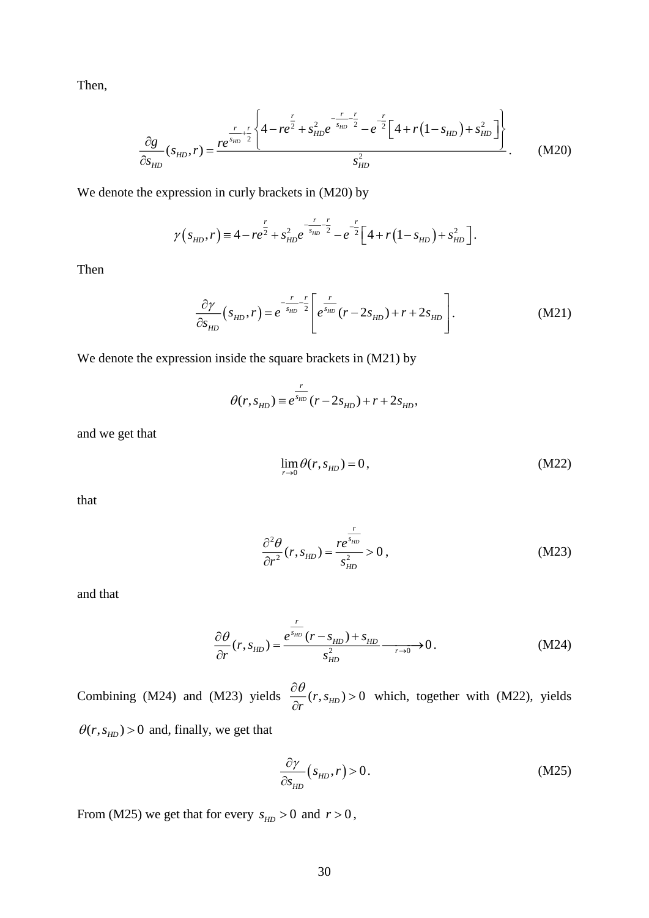Then,

$$\frac{\partial g}{\partial s_{HD}}(s_{HD},r)=\frac{re^{\frac{r}{s_{HD}}+\frac{r}{2}}\left\{4-re^{\frac{r}{2}}+s_{HD}^2e^{-\frac{r}{s_{HD}}-\frac{r}{2}}-e^{-\frac{r}{2}}\left[4+r\left(1-s_{HD}\right)+s_{HD}^2\right]\right\}}{s_{HD}^2}. \tag{M20}$$

We denote the expression in curly brackets in (M20) by

$$\gamma\left(s_{HD},r\right)\equiv 4-re^{\frac{r}{2}}+s_{HD}^2e^{-\frac{r}{s_{HD}}-\frac{r}{2}}-e^{-\frac{r}{2}}\left[4+r\left(1-s_{HD}\right)+s_{HD}^2\right].$$

Then

$$\frac{\partial \gamma}{\partial s_{HD}}\left(s_{HD},r\right)=e^{-\frac{r}{s_{HD}}-\frac{r}{2}}\left[e^{\frac{r}{s_{HD}}}(r-2s_{HD})+r+2s_{HD}\right]. \tag{M21}$$

We denote the expression inside the square brackets in (M21) by

$$\theta(r,s_{HD})\equiv e^{\frac{r}{s_{HD}}}(r-2s_{HD})+r+2s_{HD},$$

and we get that

$$\lim_{r\to 0}\theta(r,s_{HD})=0, \tag{M22}$$

that

$$\frac{\partial^2\theta}{\partial r^2}(r,s_{HD})=\frac{re^{\frac{r}{s_{HD}}}}{s_{HD}^2}>0, \tag{M23}$$

and that

$$\frac{\partial \theta}{\partial r}(r,s_{HD})=\frac{e^{\frac{r}{s_{HD}}}(r-s_{HD})+s_{HD}}{s_{HD}^2}\xrightarrow[r\to 0]{}0. \tag{M24}$$

Combining (M24) and (M23) yields $\frac{\partial \theta}{\partial r}(r,s_{HD})>0$ which, together with (M22), yields $\theta(r,s_{HD})>0$ and, finally, we get that

$$\frac{\partial \gamma}{\partial s_{HD}}\left(s_{HD},r\right)>0. \tag{M25}$$

From (M25) we get that for every $s_{HD}>0$ and $r>0$,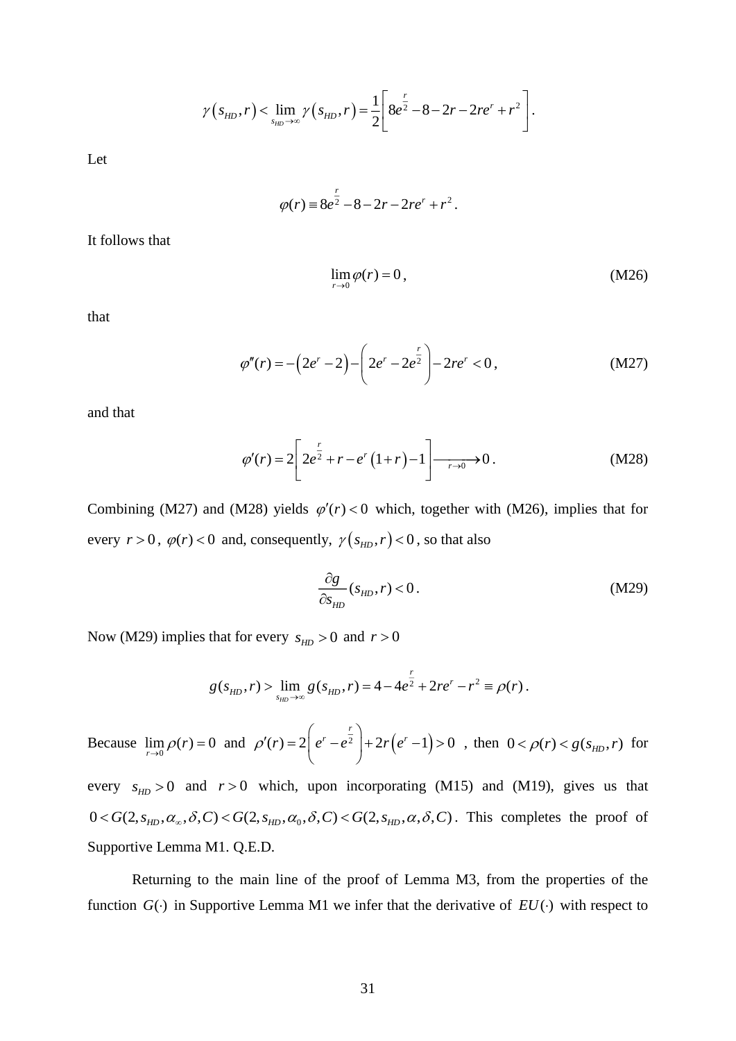$$\gamma\left(s_{HD}, r\right) < \lim_{s_{HD}\to\infty} \gamma\left(s_{HD}, r\right) = \frac{1}{2}\left[ 8e^{\frac{r}{2}} - 8 - 2r - 2re^{r} + r^{2} \right].$$

Let

$$\varphi(r) \equiv 8e^{\frac{r}{2}} - 8 - 2r - 2re^{r} + r^{2}.$$

It follows that

$$\lim_{r\to 0} \varphi(r) = 0, \tag{M26}$$

that

$$\varphi''(r) = -\left(2e^{r} - 2\right) - \left( 2e^{r} - 2e^{\frac{r}{2}} \right) - 2re^{r} < 0, \tag{M27}$$

and that

$$\varphi'(r) = 2\left[ 2e^{\frac{r}{2}} + r - e^{r}\left(1+r\right) - 1 \right] \xrightarrow[r\to 0]{} 0. \tag{M28}$$

Combining (M27) and (M28) yields $\varphi'(r) < 0$ which, together with (M26), implies that for every $r > 0$, $\varphi(r) < 0$ and, consequently, $\gamma\left(s_{HD}, r\right) < 0$, so that also

$$\frac{\partial g}{\partial s_{HD}}(s_{HD}, r) < 0. \tag{M29}$$

Now (M29) implies that for every $s_{HD} > 0$ and $r > 0$

$$g(s_{HD}, r) > \lim_{s_{HD}\to\infty} g(s_{HD}, r) = 4 - 4e^{\frac{r}{2}} + 2re^{r} - r^{2} \equiv \rho(r).$$

Because $\lim_{r\to 0} \rho(r) = 0$ and $\rho'(r) = 2\left( e^{r} - e^{\frac{r}{2}} \right) + 2r\left(e^{r} - 1\right) > 0$ , then $0 < \rho(r) < g(s_{HD}, r)$ for every $s_{HD} > 0$ and $r > 0$ which, upon incorporating (M15) and (M19), gives us that $0 < G(2, s_{HD}, \alpha_{\infty}, \delta, C) < G(2, s_{HD}, \alpha_{0}, \delta, C) < G(2, s_{HD}, \alpha, \delta, C)$. This completes the proof of Supportive Lemma M1. Q.E.D.

Returning to the main line of the proof of Lemma M3, from the properties of the function $G(\cdot)$ in Supportive Lemma M1 we infer that the derivative of $EU(\cdot)$ with respect to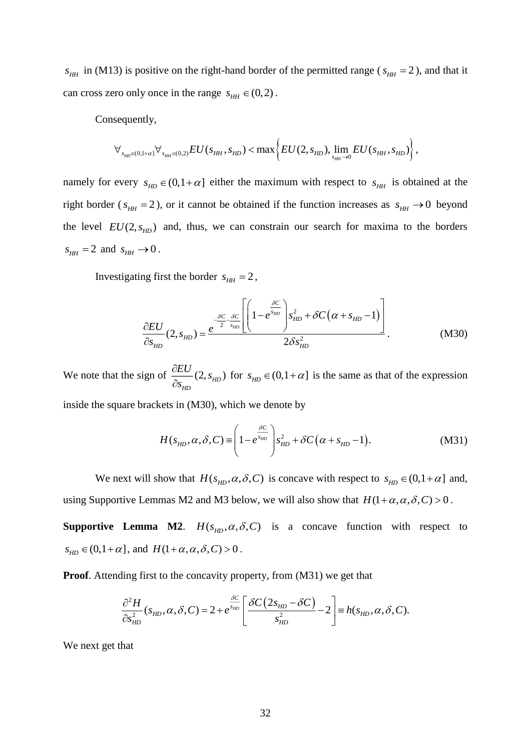$s_{HH}$ in (M13) is positive on the right-hand border of the permitted range ($s_{HH} = 2$), and that it can cross zero only once in the range $s_{HH} \in (0,2)$.

Consequently,

$$\forall_{s_{HD} \in (0,1+\alpha]} \forall_{s_{HH} \in (0,2)} EU(s_{HH}, s_{HD}) < \max\left\{ EU(2, s_{HD}), \lim_{s_{HH} \to 0} EU(s_{HH}, s_{HD}) \right\},$$

namely for every $s_{HD} \in (0,1+\alpha]$ either the maximum with respect to $s_{HH}$ is obtained at the right border ($s_{HH} = 2$), or it cannot be obtained if the function increases as $s_{HH} \to 0$ beyond the level $EU(2, s_{HD})$ and, thus, we can constrain our search for maxima to the borders $s_{HH} = 2$ and $s_{HH} \to 0$.

Investigating first the border $s_{HH} = 2$,

$$\frac{\partial EU}{\partial s_{HD}}(2, s_{HD}) = \frac{e^{-\frac{\delta C}{2} - \frac{\delta C}{s_{HD}}} \left[ \left( 1 - e^{\frac{\delta C}{s_{HD}}} \right) s_{HD}^2 + \delta C \left( \alpha + s_{HD} - 1 \right) \right]}{2 \delta s_{HD}^2}. \tag{M30}$$

We note that the sign of $\frac{\partial EU}{\partial s_{HD}}(2, s_{HD})$ for $s_{HD} \in (0,1+\alpha]$ is the same as that of the expression inside the square brackets in (M30), which we denote by

$$H(s_{HD}, \alpha, \delta, C) \equiv \left( 1 - e^{\frac{\delta C}{s_{HD}}} \right) s_{HD}^2 + \delta C \left( \alpha + s_{HD} - 1 \right). \tag{M31}$$

We next will show that $H(s_{HD}, \alpha, \delta, C)$ is concave with respect to $s_{HD} \in (0,1+\alpha]$ and, using Supportive Lemmas M2 and M3 below, we will also show that $H(1+\alpha, \alpha, \delta, C) > 0$.

**Supportive Lemma M2**. $H(s_{HD}, \alpha, \delta, C)$ is a concave function with respect to $s_{HD} \in (0,1+\alpha]$, and $H(1+\alpha, \alpha, \delta, C) > 0$.

**Proof**. Attending first to the concavity property, from (M31) we get that

$$\frac{\partial^2 H}{\partial s_{HD}^2}(s_{HD}, \alpha, \delta, C) = 2 + e^{\frac{\delta C}{s_{HD}}} \left[ \frac{\delta C \left( 2 s_{HD} - \delta C \right)}{s_{HD}^2} - 2 \right] \equiv h(s_{HD}, \alpha, \delta, C).$$

We next get that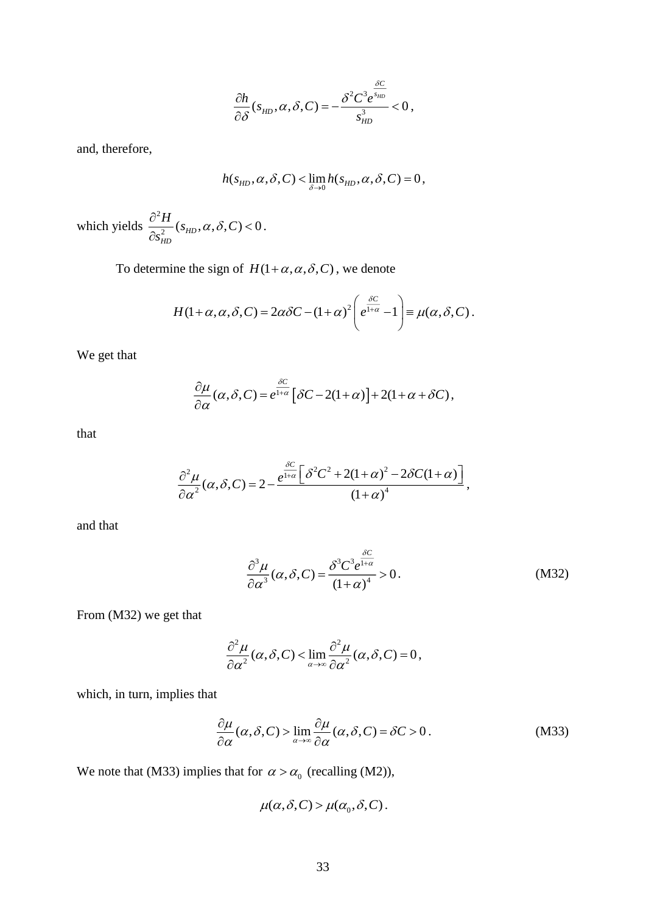$$\frac{\partial h}{\partial \delta}(s_{HD}, \alpha, \delta, C) = -\frac{\delta^2 C^3 e^{\frac{\delta C}{s_{HD}}}}{s_{HD}^3} < 0 \, ,$$

and, therefore,

$$h(s_{HD}, \alpha, \delta, C) < \lim_{\delta \to 0} h(s_{HD}, \alpha, \delta, C) = 0 \, ,$$

which yields $\frac{\partial^2 H}{\partial s_{HD}^2}(s_{HD}, \alpha, \delta, C) < 0$.

To determine the sign of $H(1+\alpha, \alpha, \delta, C)$, we denote

$$H(1+\alpha, \alpha, \delta, C) = 2\alpha\delta C - (1+\alpha)^2 \left( e^{\frac{\delta C}{1+\alpha}} - 1 \right) \equiv \mu(\alpha, \delta, C) \, .$$

We get that

$$\frac{\partial \mu}{\partial \alpha}(\alpha, \delta, C) = e^{\frac{\delta C}{1+\alpha}} \left[ \delta C - 2(1+\alpha) \right] + 2(1+\alpha+\delta C) \, ,$$

that

$$\frac{\partial^2 \mu}{\partial \alpha^2}(\alpha, \delta, C) = 2 - \frac{e^{\frac{\delta C}{1+\alpha}} \left[ \delta^2 C^2 + 2(1+\alpha)^2 - 2\delta C(1+\alpha) \right]}{(1+\alpha)^4} \, ,$$

and that

$$\frac{\partial^3 \mu}{\partial \alpha^3}(\alpha, \delta, C) = \frac{\delta^3 C^3 e^{\frac{\delta C}{1+\alpha}}}{(1+\alpha)^4} > 0 \, . \tag{M32}$$

From (M32) we get that

$$\frac{\partial^2 \mu}{\partial \alpha^2}(\alpha, \delta, C) < \lim_{\alpha \to \infty} \frac{\partial^2 \mu}{\partial \alpha^2}(\alpha, \delta, C) = 0 \, ,$$

which, in turn, implies that

$$\frac{\partial \mu}{\partial \alpha}(\alpha, \delta, C) > \lim_{\alpha \to \infty} \frac{\partial \mu}{\partial \alpha}(\alpha, \delta, C) = \delta C > 0 \, . \tag{M33}$$

We note that (M33) implies that for $\alpha > \alpha_0$ (recalling (M2)),

$$\mu(\alpha, \delta, C) > \mu(\alpha_0, \delta, C) \, .$$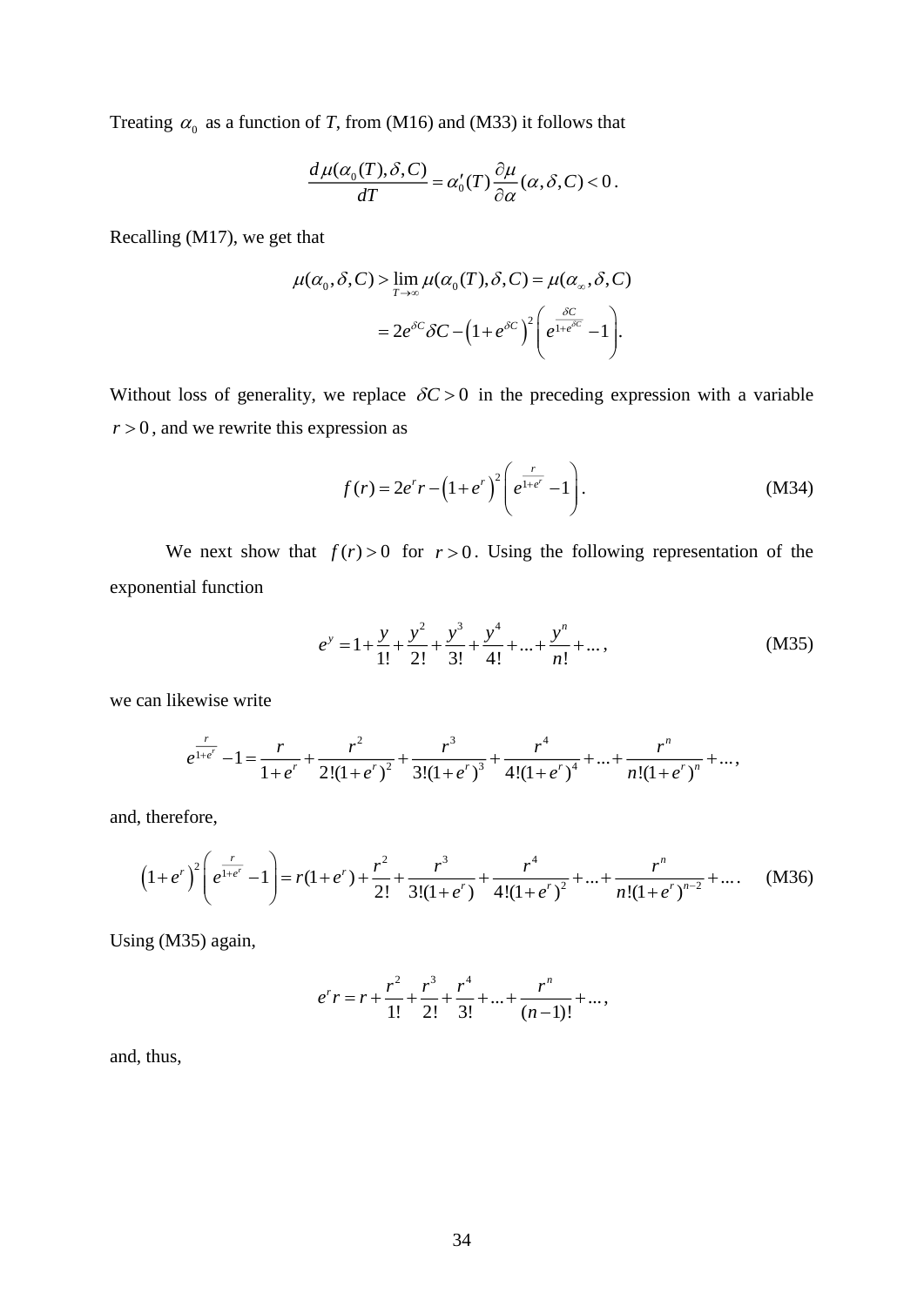Treating $\alpha_0$ as a function of *T*, from (M16) and (M33) it follows that

$$\frac{d\mu(\alpha_0(T),\delta,C)}{dT} = \alpha_0'(T)\frac{\partial \mu}{\partial \alpha}(\alpha,\delta,C) < 0\,.$$

Recalling (M17), we get that

$$\begin{aligned}\mu(\alpha_0,\delta,C) &> \lim_{T\to\infty}\mu(\alpha_0(T),\delta,C) = \mu(\alpha_\infty,\delta,C)\\ &= 2e^{\delta C}\delta C - \left(1+e^{\delta C}\right)^2\left(e^{\frac{\delta C}{1+e^{\delta C}}}-1\right).\end{aligned}$$

Without loss of generality, we replace $\delta C > 0$ in the preceding expression with a variable $r > 0$, and we rewrite this expression as

$$f(r) = 2e^r r - \left(1+e^r\right)^2\left(e^{\frac{r}{1+e^r}}-1\right). \tag{M34}$$

We next show that $f(r) > 0$ for $r > 0$. Using the following representation of the exponential function

$$e^y = 1 + \frac{y}{1!} + \frac{y^2}{2!} + \frac{y^3}{3!} + \frac{y^4}{4!} + \ldots + \frac{y^n}{n!} + \ldots, \tag{M35}$$

we can likewise write

$$e^{\frac{r}{1+e^r}} - 1 = \frac{r}{1+e^r} + \frac{r^2}{2!(1+e^r)^2} + \frac{r^3}{3!(1+e^r)^3} + \frac{r^4}{4!(1+e^r)^4} + \ldots + \frac{r^n}{n!(1+e^r)^n} + \ldots,$$

and, therefore,

$$\left(1+e^r\right)^2\left(e^{\frac{r}{1+e^r}}-1\right) = r(1+e^r) + \frac{r^2}{2!} + \frac{r^3}{3!(1+e^r)} + \frac{r^4}{4!(1+e^r)^2} + \ldots + \frac{r^n}{n!(1+e^r)^{n-2}} + \ldots. \tag{M36}$$

Using (M35) again,

$$e^r r = r + \frac{r^2}{1!} + \frac{r^3}{2!} + \frac{r^4}{3!} + \ldots + \frac{r^n}{(n-1)!} + \ldots,$$

and, thus,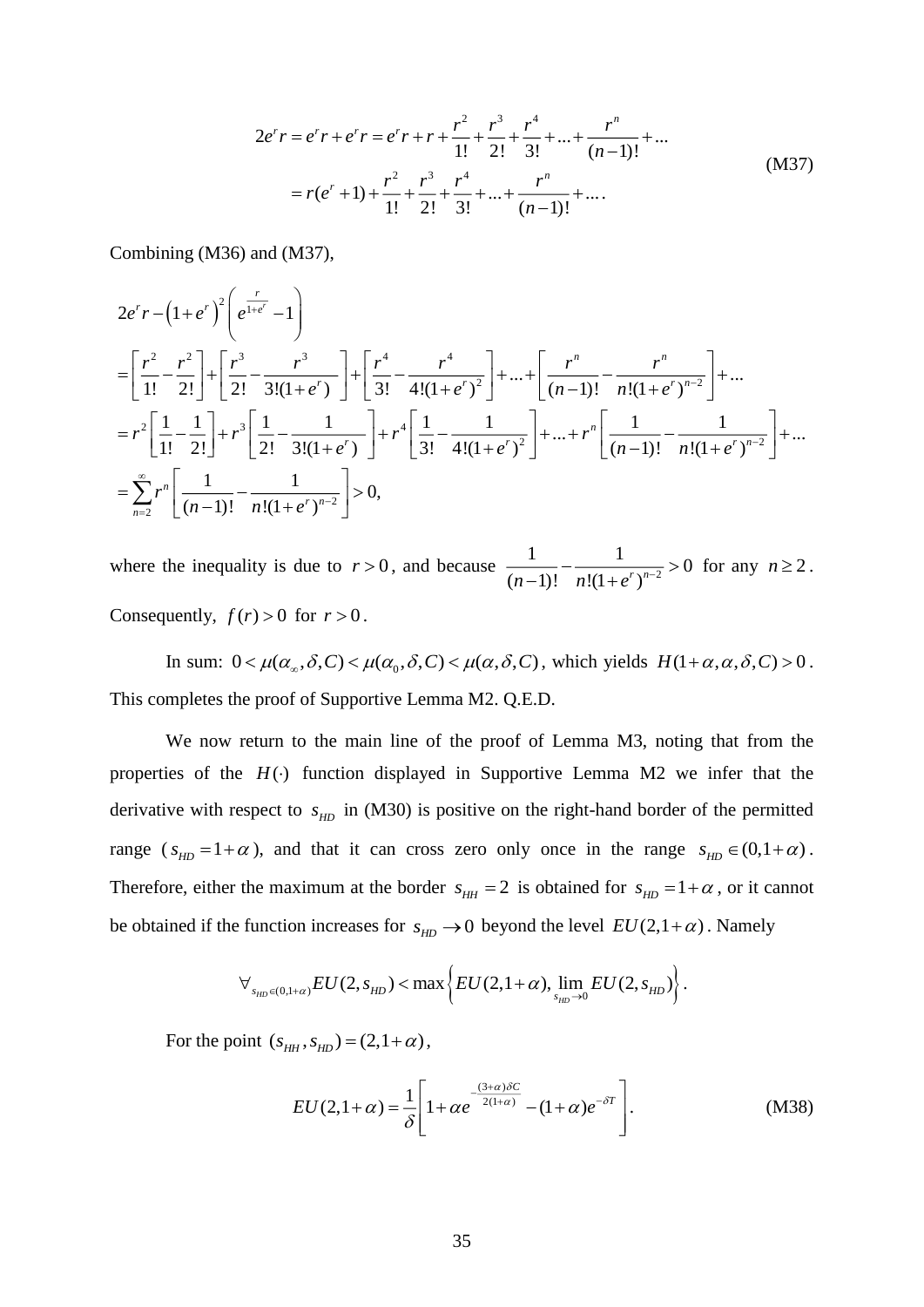$$
\begin{aligned}
2e^r r = e^r r + e^r r &= e^r r + r + \frac{r^2}{1!} + \frac{r^3}{2!} + \frac{r^4}{3!} + \ldots + \frac{r^n}{(n-1)!} + \ldots \\
&= r(e^r + 1) + \frac{r^2}{1!} + \frac{r^3}{2!} + \frac{r^4}{3!} + \ldots + \frac{r^n}{(n-1)!} + \ldots .
\end{aligned} \tag{M37}
$$

Combining (M36) and (M37),

$$
\begin{aligned}
&2e^r r - \left(1+e^r\right)^2 \left( e^{\frac{r}{1+e^r}} - 1 \right) \\
&= \left[ \frac{r^2}{1!} - \frac{r^2}{2!} \right] + \left[ \frac{r^3}{2!} - \frac{r^3}{3!(1+e^r)} \right] + \left[ \frac{r^4}{3!} - \frac{r^4}{4!(1+e^r)^2} \right] + \ldots + \left[ \frac{r^n}{(n-1)!} - \frac{r^n}{n!(1+e^r)^{n-2}} \right] + \ldots \\
&= r^2 \left[ \frac{1}{1!} - \frac{1}{2!} \right] + r^3 \left[ \frac{1}{2!} - \frac{1}{3!(1+e^r)} \right] + r^4 \left[ \frac{1}{3!} - \frac{1}{4!(1+e^r)^2} \right] + \ldots + r^n \left[ \frac{1}{(n-1)!} - \frac{1}{n!(1+e^r)^{n-2}} \right] + \ldots \\
&= \sum_{n=2}^{\infty} r^n \left[ \frac{1}{(n-1)!} - \frac{1}{n!(1+e^r)^{n-2}} \right] > 0,
\end{aligned}
$$

where the inequality is due to $r > 0$, and because $\frac{1}{(n-1)!} - \frac{1}{n!(1+e^r)^{n-2}} > 0$ for any $n \geq 2$. Consequently, $f(r) > 0$ for $r > 0$.

In sum: $0 < \mu(\alpha_\infty, \delta, C) < \mu(\alpha_0, \delta, C) < \mu(\alpha, \delta, C)$, which yields $H(1+\alpha, \alpha, \delta, C) > 0$. This completes the proof of Supportive Lemma M2. Q.E.D.

We now return to the main line of the proof of Lemma M3, noting that from the properties of the $H(\cdot)$ function displayed in Supportive Lemma M2 we infer that the derivative with respect to $s_{HD}$ in (M30) is positive on the right-hand border of the permitted range ($s_{HD} = 1+\alpha$), and that it can cross zero only once in the range $s_{HD} \in (0, 1+\alpha)$. Therefore, either the maximum at the border $s_{HH} = 2$ is obtained for $s_{HD} = 1+\alpha$, or it cannot be obtained if the function increases for $s_{HD} \to 0$ beyond the level $EU(2, 1+\alpha)$. Namely

$$
\forall_{s_{HD} \in (0, 1+\alpha)} EU(2, s_{HD}) < \max \left\{ EU(2, 1+\alpha), \lim_{s_{HD} \to 0} EU(2, s_{HD}) \right\}.
$$

For the point $(s_{HH}, s_{HD}) = (2, 1+\alpha)$,

$$
EU(2, 1+\alpha) = \frac{1}{\delta} \left[ 1 + \alpha e^{-\frac{(3+\alpha)\delta C}{2(1+\alpha)}} - (1+\alpha) e^{-\delta T} \right]. \tag{M38}
$$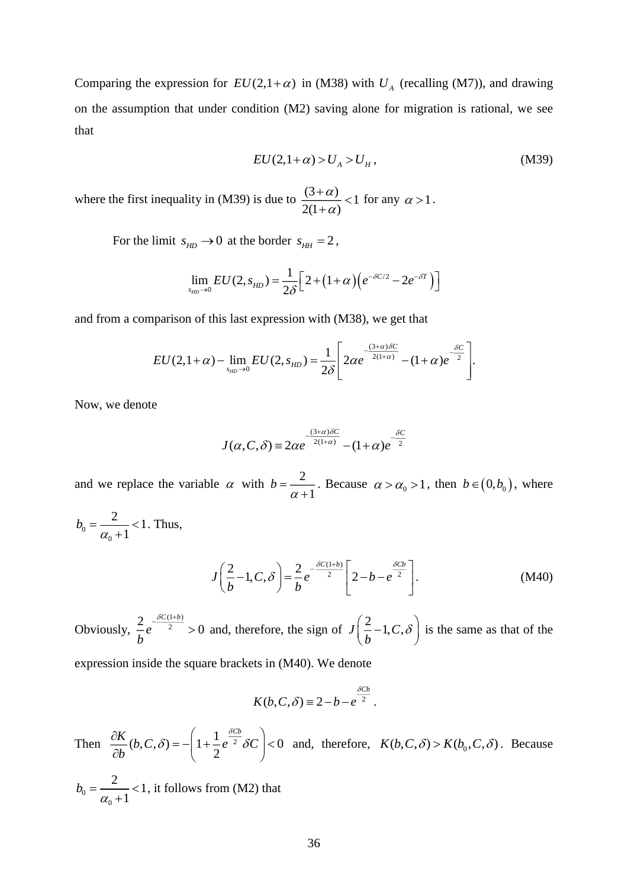Comparing the expression for $EU(2,1+\alpha)$ in (M38) with $U_A$ (recalling (M7)), and drawing on the assumption that under condition (M2) saving alone for migration is rational, we see that

$$EU(2,1+\alpha) > U_A > U_H\,, \tag{M39}$$

where the first inequality in (M39) is due to $\dfrac{(3+\alpha)}{2(1+\alpha)} < 1$ for any $\alpha > 1$.

For the limit $s_{HD} \to 0$ at the border $s_{HH} = 2$,

$$\lim_{s_{HD}\to 0} EU(2,s_{HD}) = \frac{1}{2\delta}\left[2 + (1+\alpha)\left(e^{-\delta C/2} - 2e^{-\delta T}\right)\right]$$

and from a comparison of this last expression with (M38), we get that

$$EU(2,1+\alpha) - \lim_{s_{HD}\to 0} EU(2,s_{HD}) = \frac{1}{2\delta}\left[2\alpha e^{-\frac{(3+\alpha)\delta C}{2(1+\alpha)}} - (1+\alpha)e^{-\frac{\delta C}{2}}\right].$$

Now, we denote

$$J(\alpha,C,\delta) \equiv 2\alpha e^{-\frac{(3+\alpha)\delta C}{2(1+\alpha)}} - (1+\alpha)e^{-\frac{\delta C}{2}}$$

and we replace the variable $\alpha$ with $b = \dfrac{2}{\alpha+1}$. Because $\alpha > \alpha_0 > 1$, then $b \in (0, b_0)$, where $b_0 = \dfrac{2}{\alpha_0+1} < 1$. Thus,

$$J\left(\frac{2}{b}-1, C, \delta\right) = \frac{2}{b}e^{-\frac{\delta C(1+b)}{2}}\left[2 - b - e^{\frac{\delta C b}{2}}\right]. \tag{M40}$$

Obviously, $\dfrac{2}{b}e^{-\frac{\delta C(1+b)}{2}} > 0$ and, therefore, the sign of $J\left(\dfrac{2}{b}-1, C, \delta\right)$ is the same as that of the expression inside the square brackets in (M40). We denote

$$K(b,C,\delta) \equiv 2 - b - e^{\frac{\delta C b}{2}}.$$

Then $\dfrac{\partial K}{\partial b}(b,C,\delta) = -\left(1 + \dfrac{1}{2}e^{\frac{\delta C b}{2}}\delta C\right) < 0$ and, therefore, $K(b,C,\delta) > K(b_0,C,\delta)$. Because $b_0 = \dfrac{2}{\alpha_0+1} < 1$, it follows from (M2) that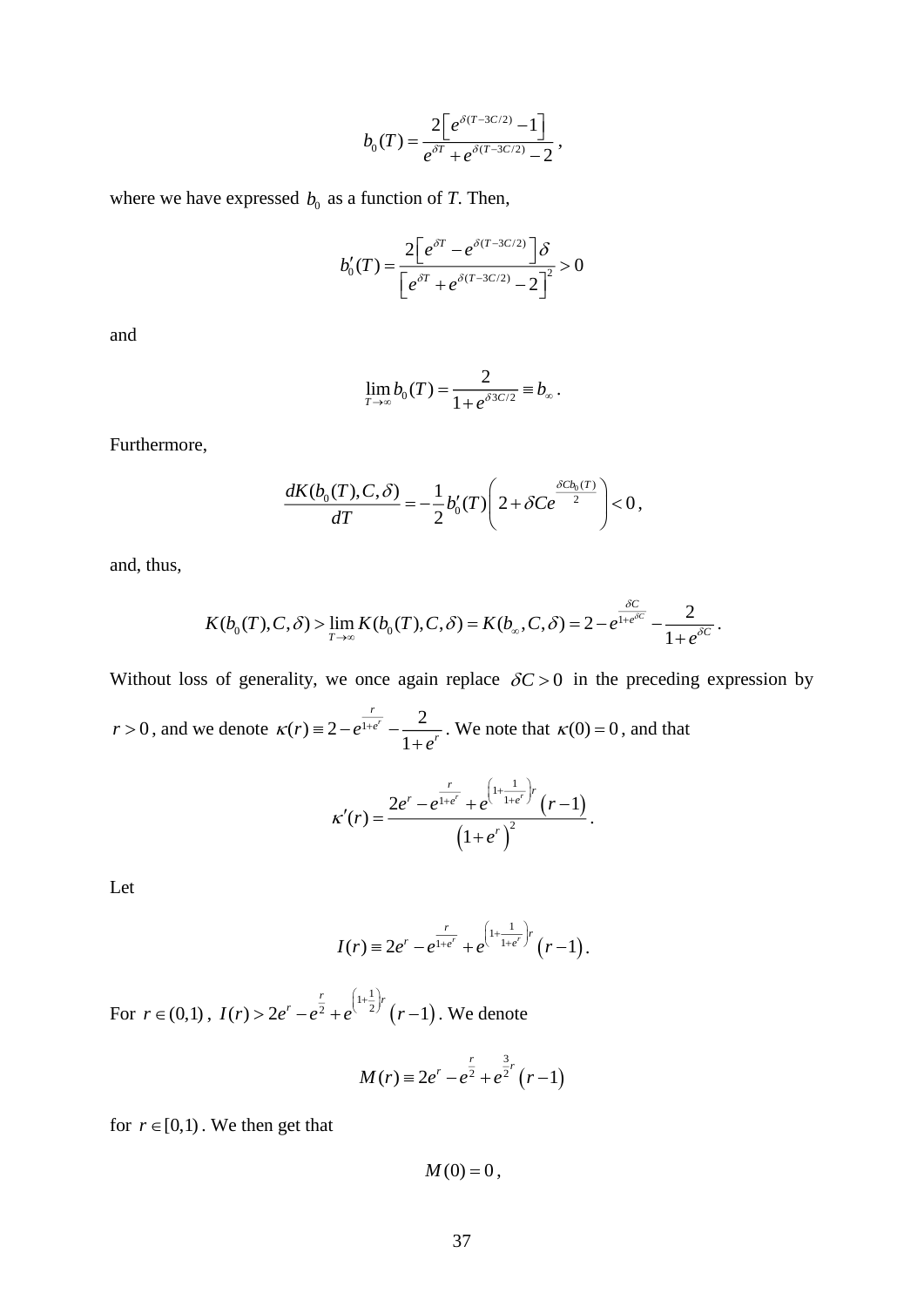$$b_0(T) = \frac{2\left[e^{\delta(T-3C/2)} - 1\right]}{e^{\delta T} + e^{\delta(T-3C/2)} - 2},$$

where we have expressed $b_0$ as a function of *T*. Then,

$$b_0'(T) = \frac{2\left[e^{\delta T} - e^{\delta(T-3C/2)}\right]\delta}{\left[e^{\delta T} + e^{\delta(T-3C/2)} - 2\right]^2} > 0$$

and

$$\lim_{T\to\infty} b_0(T) = \frac{2}{1+e^{\delta 3C/2}} \equiv b_\infty .$$

Furthermore,

$$\frac{dK(b_0(T), C, \delta)}{dT} = -\frac{1}{2} b_0'(T)\left(2 + \delta C e^{\frac{\delta C b_0(T)}{2}}\right) < 0,$$

and, thus,

$$K(b_0(T), C, \delta) > \lim_{T\to\infty} K(b_0(T), C, \delta) = K(b_\infty, C, \delta) = 2 - e^{\frac{\delta C}{1+e^{\delta C}}} - \frac{2}{1+e^{\delta C}} .$$

Without loss of generality, we once again replace $\delta C > 0$ in the preceding expression by $r > 0$, and we denote $\kappa(r) \equiv 2 - e^{\frac{r}{1+e^r}} - \frac{2}{1+e^r}$. We note that $\kappa(0) = 0$, and that

$$\kappa'(r) = \frac{2e^r - e^{\frac{r}{1+e^r}} + e^{\left(1+\frac{1}{1+e^r}\right)r}\left(r-1\right)}{\left(1+e^r\right)^2} .$$

Let

$$I(r) \equiv 2e^r - e^{\frac{r}{1+e^r}} + e^{\left(1+\frac{1}{1+e^r}\right)r}\left(r-1\right).$$

For $r \in (0,1)$, $I(r) > 2e^r - e^{\frac{r}{2}} + e^{\left(1+\frac{1}{2}\right)r}\left(r-1\right)$. We denote

$$M(r) \equiv 2e^r - e^{\frac{r}{2}} + e^{\frac{3}{2}r}\left(r-1\right)$$

for $r \in [0,1)$. We then get that

$$M(0) = 0,$$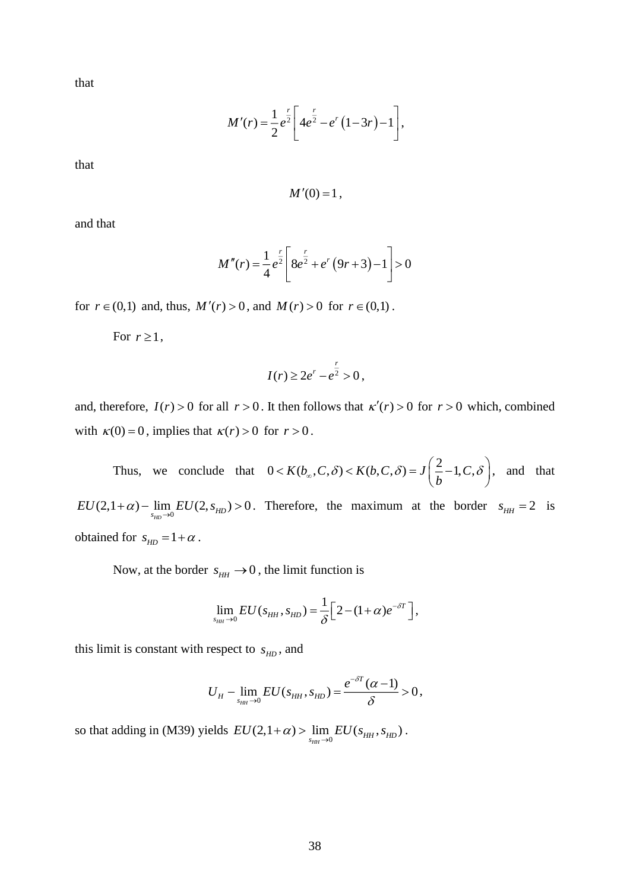that

$$M'(r) = \frac{1}{2}e^{\frac{r}{2}}\left[4e^{\frac{r}{2}} - e^{r}\left(1-3r\right)-1\right],$$

that

$$M'(0) = 1,$$

and that

$$M''(r) = \frac{1}{4}e^{\frac{r}{2}}\left[8e^{\frac{r}{2}} + e^{r}\left(9r+3\right)-1\right] > 0$$

for $r \in (0,1)$ and, thus, $M'(r) > 0$, and $M(r) > 0$ for $r \in (0,1)$.

For $r \geq 1$,

$$I(r) \geq 2e^{r} - e^{\frac{r}{2}} > 0,$$

and, therefore, $I(r) > 0$ for all $r > 0$. It then follows that $\kappa'(r) > 0$ for $r > 0$ which, combined with $\kappa(0) = 0$, implies that $\kappa(r) > 0$ for $r > 0$.

Thus, we conclude that $0 < K(b_{\infty}, C, \delta) < K(b, C, \delta) = J\left(\frac{2}{b} - 1, C, \delta\right)$, and that $EU(2, 1+\alpha) - \lim_{s_{HD} \to 0} EU(2, s_{HD}) > 0$. Therefore, the maximum at the border $s_{HH} = 2$ is obtained for $s_{HD} = 1 + \alpha$.

Now, at the border $s_{HH} \to 0$, the limit function is

$$\lim_{s_{HH} \to 0} EU(s_{HH}, s_{HD}) = \frac{1}{\delta}\left[2 - (1+\alpha)e^{-\delta T}\right],$$

this limit is constant with respect to $s_{HD}$, and

$$U_H - \lim_{s_{HH} \to 0} EU(s_{HH}, s_{HD}) = \frac{e^{-\delta T}(\alpha - 1)}{\delta} > 0,$$

so that adding in (M39) yields $EU(2, 1+\alpha) > \lim_{s_{HH} \to 0} EU(s_{HH}, s_{HD})$.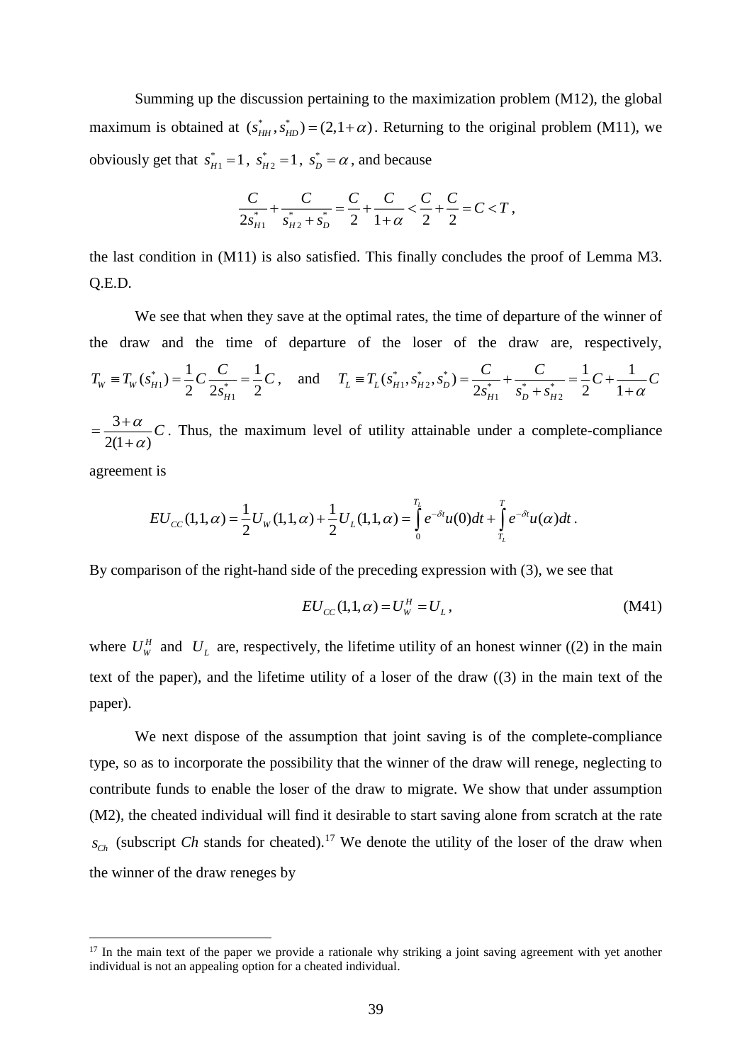Summing up the discussion pertaining to the maximization problem (M12), the global maximum is obtained at $(s_{HH}^*, s_{HD}^*) = (2, 1+\alpha)$. Returning to the original problem (M11), we obviously get that $s_{H1}^* = 1$, $s_{H2}^* = 1$, $s_D^* = \alpha$, and because

$$\frac{C}{2s_{H1}^*} + \frac{C}{s_{H2}^* + s_D^*} = \frac{C}{2} + \frac{C}{1+\alpha} < \frac{C}{2} + \frac{C}{2} = C < T \, ,$$

the last condition in (M11) is also satisfied. This finally concludes the proof of Lemma M3. Q.E.D.

We see that when they save at the optimal rates, the time of departure of the winner of the draw and the time of departure of the loser of the draw are, respectively, $T_W \equiv T_W(s_{H1}^*) = \frac{1}{2}C\frac{C}{2s_{H1}^*} = \frac{1}{2}C$, and $T_L \equiv T_L(s_{H1}^*, s_{H2}^*, s_D^*) = \frac{C}{2s_{H1}^*} + \frac{C}{s_D^* + s_{H2}^*} = \frac{1}{2}C + \frac{1}{1+\alpha}C$ $= \frac{3+\alpha}{2(1+\alpha)}C$. Thus, the maximum level of utility attainable under a complete-compliance agreement is

$$EU_{CC}(1,1,\alpha) = \frac{1}{2}U_W(1,1,\alpha) + \frac{1}{2}U_L(1,1,\alpha) = \int_0^{T_L} e^{-\delta t}u(0)dt + \int_{T_L}^{T} e^{-\delta t}u(\alpha)dt \, .$$

By comparison of the right-hand side of the preceding expression with (3), we see that

$$EU_{CC}(1,1,\alpha) = U_W^H = U_L \, , \tag{M41}$$

where $U_W^H$ and $U_L$ are, respectively, the lifetime utility of an honest winner ((2) in the main text of the paper), and the lifetime utility of a loser of the draw ((3) in the main text of the paper).

We next dispose of the assumption that joint saving is of the complete-compliance type, so as to incorporate the possibility that the winner of the draw will renege, neglecting to contribute funds to enable the loser of the draw to migrate. We show that under assumption (M2), the cheated individual will find it desirable to start saving alone from scratch at the rate $s_{Ch}$ (subscript *Ch* stands for cheated).[17] We denote the utility of the loser of the draw when the winner of the draw reneges by

[17] In the main text of the paper we provide a rationale why striking a joint saving agreement with yet another individual is not an appealing option for a cheated individual.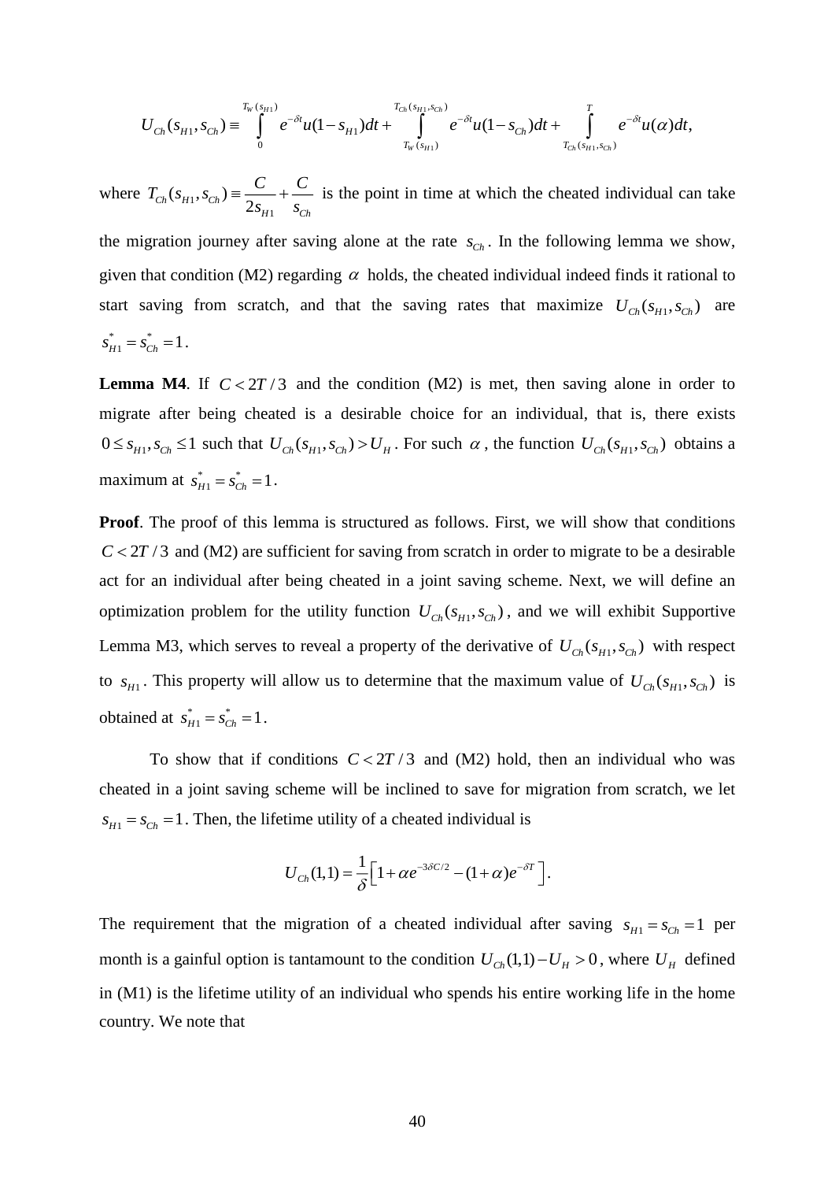$$U_{Ch}(s_{H1},s_{Ch}) \equiv \int_{0}^{T_W(s_{H1})} e^{-\delta t}u(1-s_{H1})dt + \int_{T_W(s_{H1})}^{T_{Ch}(s_{H1},s_{Ch})} e^{-\delta t}u(1-s_{Ch})dt + \int_{T_{Ch}(s_{H1},s_{Ch})}^{T} e^{-\delta t}u(\alpha)dt,$$

where $T_{Ch}(s_{H1},s_{Ch}) \equiv \dfrac{C}{2s_{H1}} + \dfrac{C}{s_{Ch}}$ is the point in time at which the cheated individual can take the migration journey after saving alone at the rate $s_{Ch}$. In the following lemma we show, given that condition (M2) regarding $\alpha$ holds, the cheated individual indeed finds it rational to start saving from scratch, and that the saving rates that maximize $U_{Ch}(s_{H1},s_{Ch})$ are $s^*_{H1} = s^*_{Ch} = 1$.

**Lemma M4**. If $C < 2T/3$ and the condition (M2) is met, then saving alone in order to migrate after being cheated is a desirable choice for an individual, that is, there exists $0 \le s_{H1}, s_{Ch} \le 1$ such that $U_{Ch}(s_{H1},s_{Ch}) > U_H$. For such $\alpha$, the function $U_{Ch}(s_{H1},s_{Ch})$ obtains a maximum at $s^*_{H1} = s^*_{Ch} = 1$.

**Proof**. The proof of this lemma is structured as follows. First, we will show that conditions $C < 2T/3$ and (M2) are sufficient for saving from scratch in order to migrate to be a desirable act for an individual after being cheated in a joint saving scheme. Next, we will define an optimization problem for the utility function $U_{Ch}(s_{H1},s_{Ch})$, and we will exhibit Supportive Lemma M3, which serves to reveal a property of the derivative of $U_{Ch}(s_{H1},s_{Ch})$ with respect to $s_{H1}$. This property will allow us to determine that the maximum value of $U_{Ch}(s_{H1},s_{Ch})$ is obtained at $s^*_{H1} = s^*_{Ch} = 1$.

To show that if conditions $C < 2T/3$ and (M2) hold, then an individual who was cheated in a joint saving scheme will be inclined to save for migration from scratch, we let $s_{H1} = s_{Ch} = 1$. Then, the lifetime utility of a cheated individual is

$$U_{Ch}(1,1) = \frac{1}{\delta}\left[1 + \alpha e^{-3\delta C/2} - (1+\alpha)e^{-\delta T}\right].$$

The requirement that the migration of a cheated individual after saving $s_{H1} = s_{Ch} = 1$ per month is a gainful option is tantamount to the condition $U_{Ch}(1,1) - U_H > 0$, where $U_H$ defined in (M1) is the lifetime utility of an individual who spends his entire working life in the home country. We note that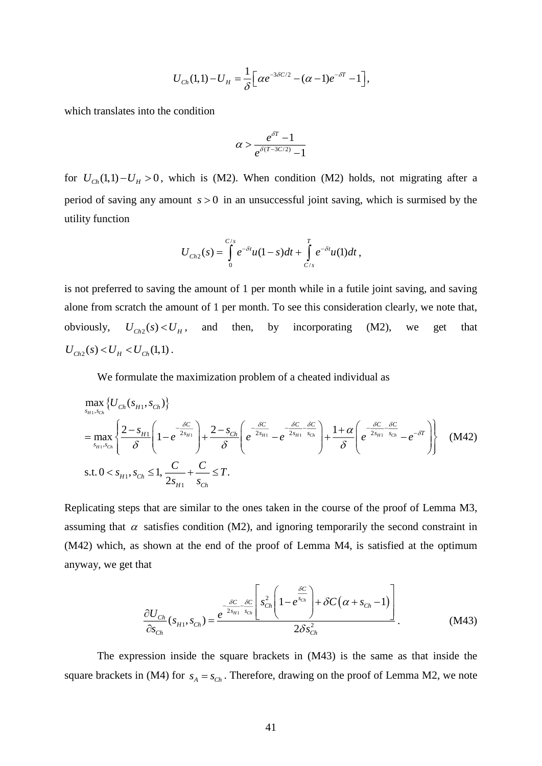$$U_{Ch}(1,1)-U_H=\frac{1}{\delta}\Big[\alpha e^{-3\delta C/2}-(\alpha-1)e^{-\delta T}-1\Big],$$

which translates into the condition

$$\alpha>\frac{e^{\delta T}-1}{e^{\delta(T-3C/2)}-1}$$

for $U_{Ch}(1,1)-U_H>0$, which is (M2). When condition (M2) holds, not migrating after a period of saving any amount $s>0$ in an unsuccessful joint saving, which is surmised by the utility function

$$U_{Ch2}(s)=\int_0^{C/s}e^{-\delta t}u(1-s)dt+\int_{C/s}^{T}e^{-\delta t}u(1)dt,$$

is not preferred to saving the amount of 1 per month while in a futile joint saving, and saving alone from scratch the amount of 1 per month. To see this consideration clearly, we note that, obviously, $U_{Ch2}(s)<U_H$, and then, by incorporating (M2), we get that $U_{Ch2}(s)<U_H<U_{Ch}(1,1)$.

We formulate the maximization problem of a cheated individual as

$$\begin{aligned}
&\max_{s_{H1},s_{Ch}}\left\{U_{Ch}(s_{H1},s_{Ch})\right\}\\
&=\max_{s_{H1},s_{Ch}}\left\{\frac{2-s_{H1}}{\delta}\left(1-e^{-\frac{\delta C}{2s_{H1}}}\right)+\frac{2-s_{Ch}}{\delta}\left(e^{-\frac{\delta C}{2s_{H1}}}-e^{-\frac{\delta C}{2s_{H1}}-\frac{\delta C}{s_{Ch}}}\right)+\frac{1+\alpha}{\delta}\left(e^{-\frac{\delta C}{2s_{H1}}-\frac{\delta C}{s_{Ch}}}-e^{-\delta T}\right)\right\} \qquad \text{(M42)}\\
&\text{s.t. } 0<s_{H1},s_{Ch}\le 1,\ \frac{C}{2s_{H1}}+\frac{C}{s_{Ch}}\le T.
\end{aligned}$$

Replicating steps that are similar to the ones taken in the course of the proof of Lemma M3, assuming that $\alpha$ satisfies condition (M2), and ignoring temporarily the second constraint in (M42) which, as shown at the end of the proof of Lemma M4, is satisfied at the optimum anyway, we get that

$$\frac{\partial U_{Ch}}{\partial s_{Ch}}(s_{H1},s_{Ch})=\frac{e^{-\frac{\delta C}{2s_{H1}}-\frac{\delta C}{s_{Ch}}}\left[s_{Ch}^2\left(1-e^{\frac{\delta C}{s_{Ch}}}\right)+\delta C\left(\alpha+s_{Ch}-1\right)\right]}{2\delta s_{Ch}^2}. \qquad \text{(M43)}$$

The expression inside the square brackets in (M43) is the same as that inside the square brackets in (M4) for $s_A=s_{Ch}$. Therefore, drawing on the proof of Lemma M2, we note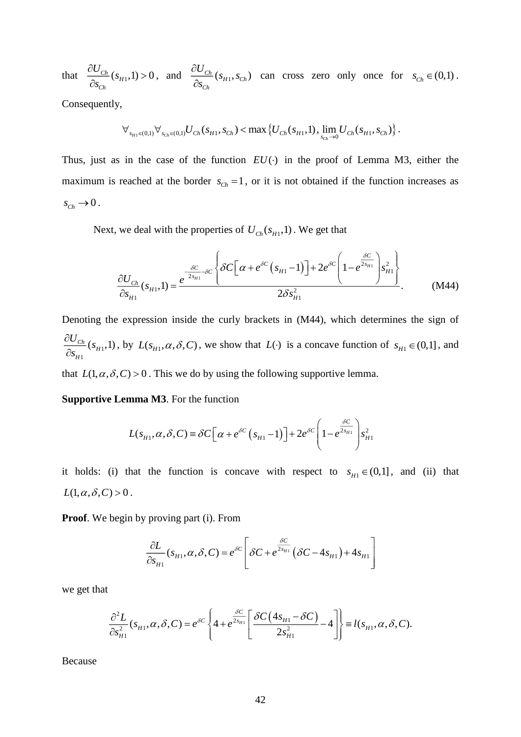that $\frac{\partial U_{Ch}}{\partial s_{Ch}}(s_{H1},1) > 0$, and $\frac{\partial U_{Ch}}{\partial s_{Ch}}(s_{H1},s_{Ch})$ can cross zero only once for $s_{Ch} \in (0,1)$. Consequently,

$$\forall_{s_{H1}\in(0,1)} \forall_{s_{Ch}\in(0,1)} U_{Ch}(s_{H1},s_{Ch}) < \max\left\{U_{Ch}(s_{H1},1), \lim_{s_{Ch}\to 0} U_{Ch}(s_{H1},s_{Ch})\right\}.$$

Thus, just as in the case of the function $EU(\cdot)$ in the proof of Lemma M3, either the maximum is reached at the border $s_{Ch} = 1$, or it is not obtained if the function increases as $s_{Ch} \to 0$.

Next, we deal with the properties of $U_{Ch}(s_{H1},1)$. We get that

$$\frac{\partial U_{Ch}}{\partial s_{H1}}(s_{H1},1) = \frac{e^{-\frac{\delta C}{2s_{H1}}-\delta C}\left\{\delta C\left[\alpha + e^{\delta C}\left(s_{H1}-1\right)\right] + 2e^{\delta C}\left(1-e^{\frac{\delta C}{2s_{H1}}}\right)s_{H1}^2\right\}}{2\delta s_{H1}^2}. \tag{M44}$$

Denoting the expression inside the curly brackets in (M44), which determines the sign of $\frac{\partial U_{Ch}}{\partial s_{H1}}(s_{H1},1)$, by $L(s_{H1},\alpha,\delta,C)$, we show that $L(\cdot)$ is a concave function of $s_{H1} \in (0,1]$, and that $L(1,\alpha,\delta,C) > 0$. This we do by using the following supportive lemma.

**Supportive Lemma M3**. For the function

$$L(s_{H1},\alpha,\delta,C) \equiv \delta C\left[\alpha + e^{\delta C}\left(s_{H1}-1\right)\right] + 2e^{\delta C}\left(1-e^{\frac{\delta C}{2s_{H1}}}\right)s_{H1}^2$$

it holds: (i) that the function is concave with respect to $s_{H1} \in (0,1]$, and (ii) that $L(1,\alpha,\delta,C) > 0$.

**Proof**. We begin by proving part (i). From

$$\frac{\partial L}{\partial s_{H1}}(s_{H1},\alpha,\delta,C) = e^{\delta C}\left[\delta C + e^{\frac{\delta C}{2s_{H1}}}\left(\delta C - 4s_{H1}\right) + 4s_{H1}\right]$$

we get that

$$\frac{\partial^2 L}{\partial s_{H1}^2}(s_{H1},\alpha,\delta,C) = e^{\delta C}\left\{4 + e^{\frac{\delta C}{2s_{H1}}}\left[\frac{\delta C\left(4s_{H1}-\delta C\right)}{2s_{H1}^2} - 4\right]\right\} \equiv l(s_{H1},\alpha,\delta,C).$$

Because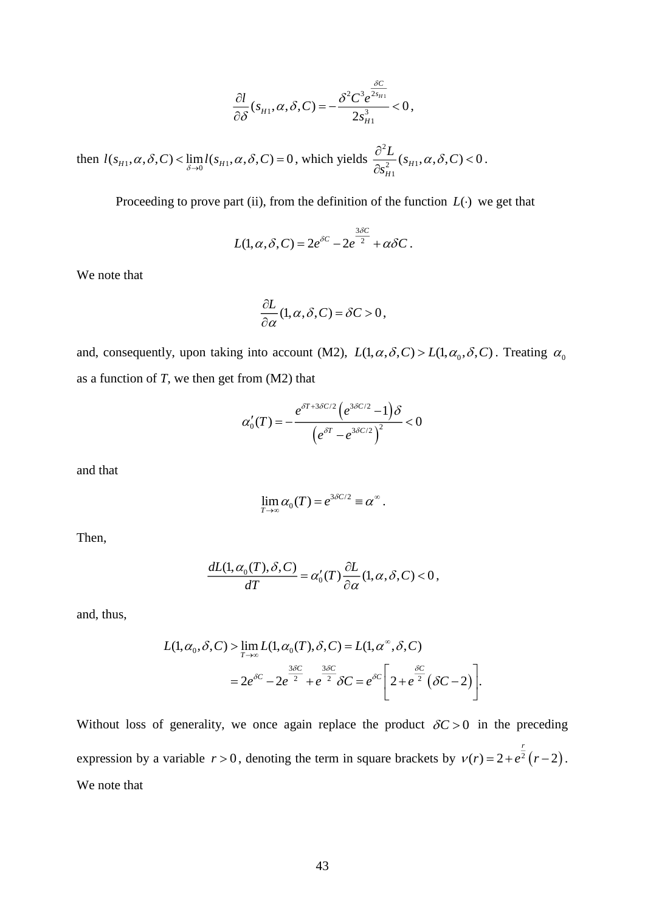$$\frac{\partial l}{\partial \delta}(s_{H1}, \alpha, \delta, C) = -\frac{\delta^2 C^3 e^{\frac{\delta C}{2 s_{H1}}}}{2 s_{H1}^3} < 0,$$

then $l(s_{H1}, \alpha, \delta, C) < \lim_{\delta \to 0} l(s_{H1}, \alpha, \delta, C) = 0$, which yields $\frac{\partial^2 L}{\partial s_{H1}^2}(s_{H1}, \alpha, \delta, C) < 0$.

Proceeding to prove part (ii), from the definition of the function $L(\cdot)$ we get that

$$L(1, \alpha, \delta, C) = 2e^{\delta C} - 2e^{\frac{3\delta C}{2}} + \alpha \delta C.$$

We note that

$$\frac{\partial L}{\partial \alpha}(1, \alpha, \delta, C) = \delta C > 0,$$

and, consequently, upon taking into account (M2), $L(1, \alpha, \delta, C) > L(1, \alpha_0, \delta, C)$. Treating $\alpha_0$ as a function of *T*, we then get from (M2) that

$$\alpha_0'(T) = -\frac{e^{\delta T + 3\delta C/2}\left(e^{3\delta C/2} - 1\right)\delta}{\left(e^{\delta T} - e^{3\delta C/2}\right)^2} < 0$$

and that

$$\lim_{T \to \infty} \alpha_0(T) = e^{3\delta C/2} \equiv \alpha^{\infty}.$$

Then,

$$\frac{dL(1, \alpha_0(T), \delta, C)}{dT} = \alpha_0'(T) \frac{\partial L}{\partial \alpha}(1, \alpha, \delta, C) < 0,$$

and, thus,

$$\begin{aligned} L(1, \alpha_0, \delta, C) &> \lim_{T \to \infty} L(1, \alpha_0(T), \delta, C) = L(1, \alpha^{\infty}, \delta, C) \\ &= 2e^{\delta C} - 2e^{\frac{3\delta C}{2}} + e^{\frac{3\delta C}{2}} \delta C = e^{\delta C}\left[2 + e^{\frac{\delta C}{2}}\left(\delta C - 2\right)\right]. \end{aligned}$$

Without loss of generality, we once again replace the product $\delta C > 0$ in the preceding expression by a variable $r > 0$, denoting the term in square brackets by $\nu(r) = 2 + e^{\frac{r}{2}}\left(r - 2\right)$. We note that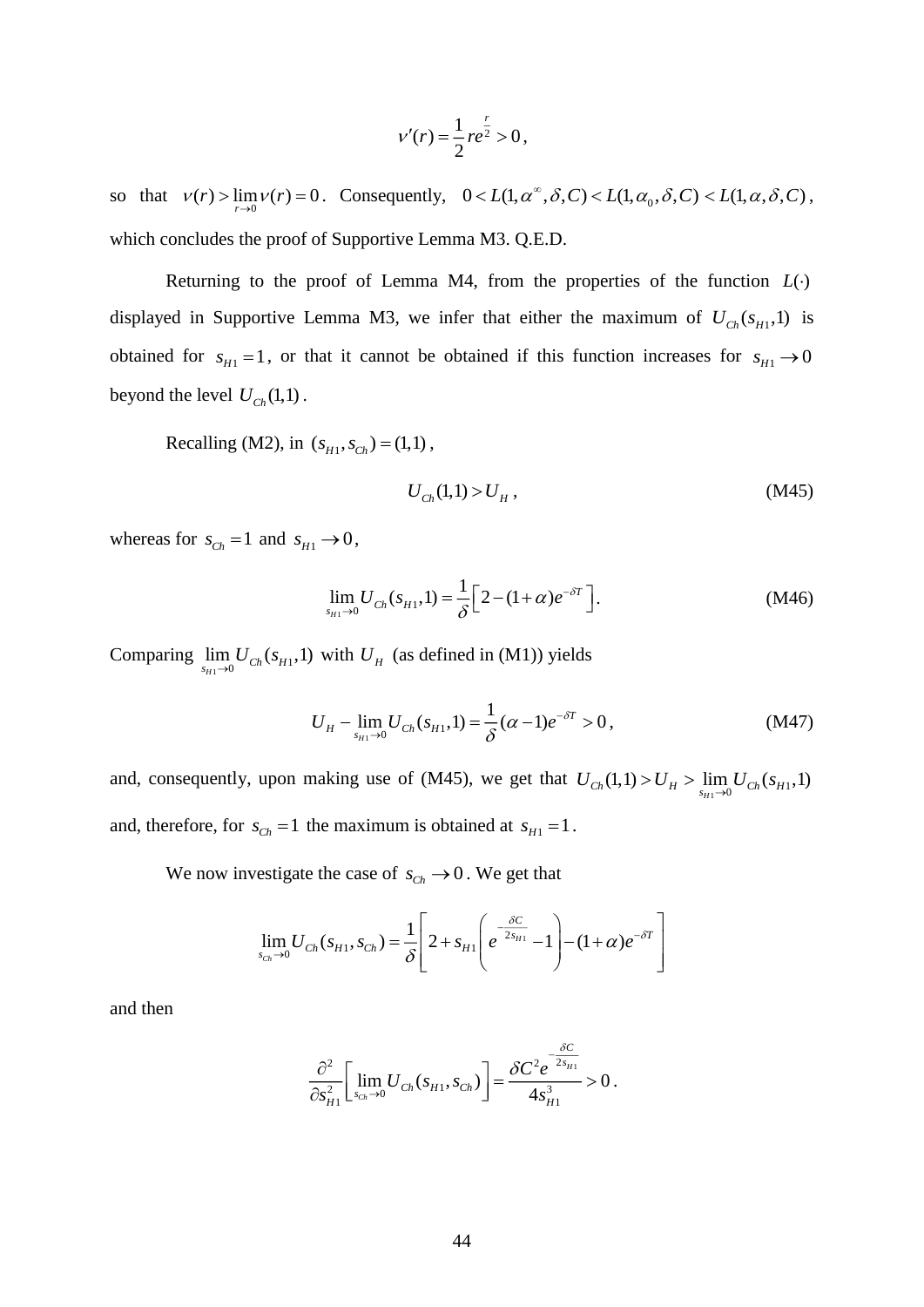$$\nu'(r) = \frac{1}{2} r e^{\frac{r}{2}} > 0,$$

so that $\nu(r) > \lim_{r \to 0} \nu(r) = 0$. Consequently, $0 < L(1, \alpha^{\infty}, \delta, C) < L(1, \alpha_0, \delta, C) < L(1, \alpha, \delta, C)$, which concludes the proof of Supportive Lemma M3. Q.E.D.

Returning to the proof of Lemma M4, from the properties of the function $L(\cdot)$ displayed in Supportive Lemma M3, we infer that either the maximum of $U_{Ch}(s_{H1}, 1)$ is obtained for $s_{H1} = 1$, or that it cannot be obtained if this function increases for $s_{H1} \to 0$ beyond the level $U_{Ch}(1,1)$.

Recalling (M2), in $(s_{H1}, s_{Ch}) = (1,1)$,

$$U_{Ch}(1,1) > U_H, \tag{M45}$$

whereas for $s_{Ch} = 1$ and $s_{H1} \to 0$,

$$\lim_{s_{H1} \to 0} U_{Ch}(s_{H1}, 1) = \frac{1}{\delta}\left[2 - (1+\alpha) e^{-\delta T}\right]. \tag{M46}$$

Comparing $\lim_{s_{H1} \to 0} U_{Ch}(s_{H1}, 1)$ with $U_H$ (as defined in (M1)) yields

$$U_H - \lim_{s_{H1} \to 0} U_{Ch}(s_{H1}, 1) = \frac{1}{\delta}(\alpha - 1) e^{-\delta T} > 0, \tag{M47}$$

and, consequently, upon making use of (M45), we get that $U_{Ch}(1,1) > U_H > \lim_{s_{H1} \to 0} U_{Ch}(s_{H1}, 1)$ and, therefore, for $s_{Ch} = 1$ the maximum is obtained at $s_{H1} = 1$.

We now investigate the case of $s_{Ch} \to 0$. We get that

$$\lim_{s_{Ch} \to 0} U_{Ch}(s_{H1}, s_{Ch}) = \frac{1}{\delta}\left[2 + s_{H1}\left(e^{-\frac{\delta C}{2 s_{H1}}} - 1\right) - (1+\alpha) e^{-\delta T}\right]$$

and then

$$\frac{\partial^2}{\partial s_{H1}^2}\left[\lim_{s_{Ch} \to 0} U_{Ch}(s_{H1}, s_{Ch})\right] = \frac{\delta C^2 e^{-\frac{\delta C}{2 s_{H1}}}}{4 s_{H1}^3} > 0.$$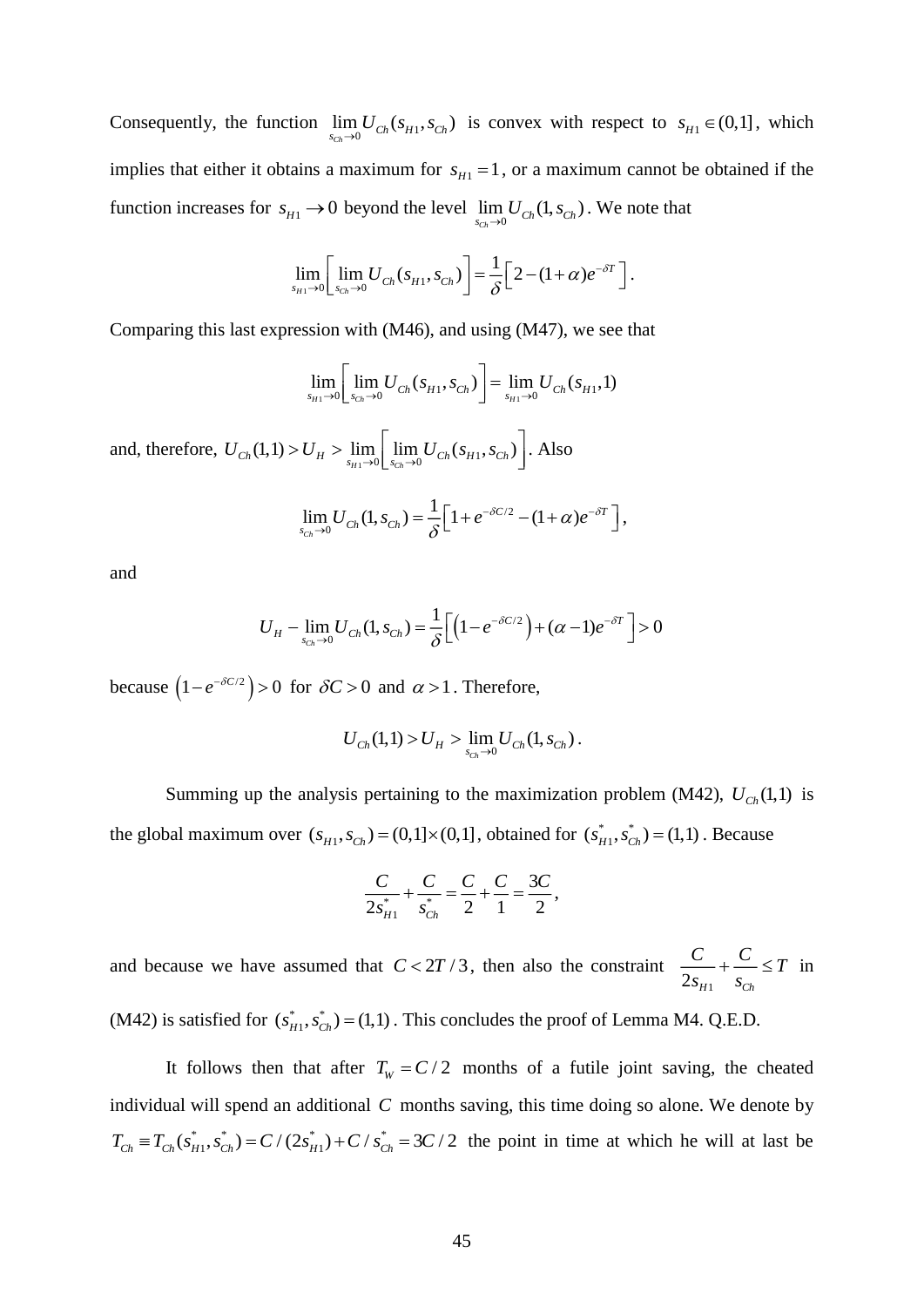Consequently, the function $\lim_{s_{Ch} \to 0} U_{Ch}(s_{H1}, s_{Ch})$ is convex with respect to $s_{H1} \in (0,1]$, which implies that either it obtains a maximum for $s_{H1} = 1$, or a maximum cannot be obtained if the function increases for $s_{H1} \to 0$ beyond the level $\lim_{s_{Ch} \to 0} U_{Ch}(1, s_{Ch})$. We note that

$$\lim_{s_{H1} \to 0} \left[ \lim_{s_{Ch} \to 0} U_{Ch}(s_{H1}, s_{Ch}) \right] = \frac{1}{\delta} \left[ 2 - (1+\alpha) e^{-\delta T} \right].$$

Comparing this last expression with (M46), and using (M47), we see that

$$\lim_{s_{H1} \to 0} \left[ \lim_{s_{Ch} \to 0} U_{Ch}(s_{H1}, s_{Ch}) \right] = \lim_{s_{H1} \to 0} U_{Ch}(s_{H1}, 1)$$

and, therefore, $U_{Ch}(1,1) > U_H > \lim_{s_{H1} \to 0} \left[ \lim_{s_{Ch} \to 0} U_{Ch}(s_{H1}, s_{Ch}) \right]$. Also

$$\lim_{s_{Ch} \to 0} U_{Ch}(1, s_{Ch}) = \frac{1}{\delta} \left[ 1 + e^{-\delta C/2} - (1+\alpha) e^{-\delta T} \right],$$

and

$$U_H - \lim_{s_{Ch} \to 0} U_{Ch}(1, s_{Ch}) = \frac{1}{\delta} \left[ \left(1 - e^{-\delta C/2}\right) + (\alpha - 1) e^{-\delta T} \right] > 0$$

because $\left(1 - e^{-\delta C/2}\right) > 0$ for $\delta C > 0$ and $\alpha > 1$. Therefore,

$$U_{Ch}(1,1) > U_H > \lim_{s_{Ch} \to 0} U_{Ch}(1, s_{Ch}).$$

Summing up the analysis pertaining to the maximization problem (M42), $U_{Ch}(1,1)$ is the global maximum over $(s_{H1}, s_{Ch}) = (0,1] \times (0,1]$, obtained for $(s_{H1}^*, s_{Ch}^*) = (1,1)$. Because

$$\frac{C}{2s_{H1}^*} + \frac{C}{s_{Ch}^*} = \frac{C}{2} + \frac{C}{1} = \frac{3C}{2},$$

and because we have assumed that $C < 2T/3$, then also the constraint $\frac{C}{2s_{H1}} + \frac{C}{s_{Ch}} \leq T$ in (M42) is satisfied for $(s_{H1}^*, s_{Ch}^*) = (1,1)$. This concludes the proof of Lemma M4. Q.E.D.

It follows then that after $T_W = C/2$ months of a futile joint saving, the cheated individual will spend an additional $C$ months saving, this time doing so alone. We denote by $T_{Ch} \equiv T_{Ch}(s_{H1}^*, s_{Ch}^*) = C/(2s_{H1}^*) + C/s_{Ch}^* = 3C/2$ the point in time at which he will at last be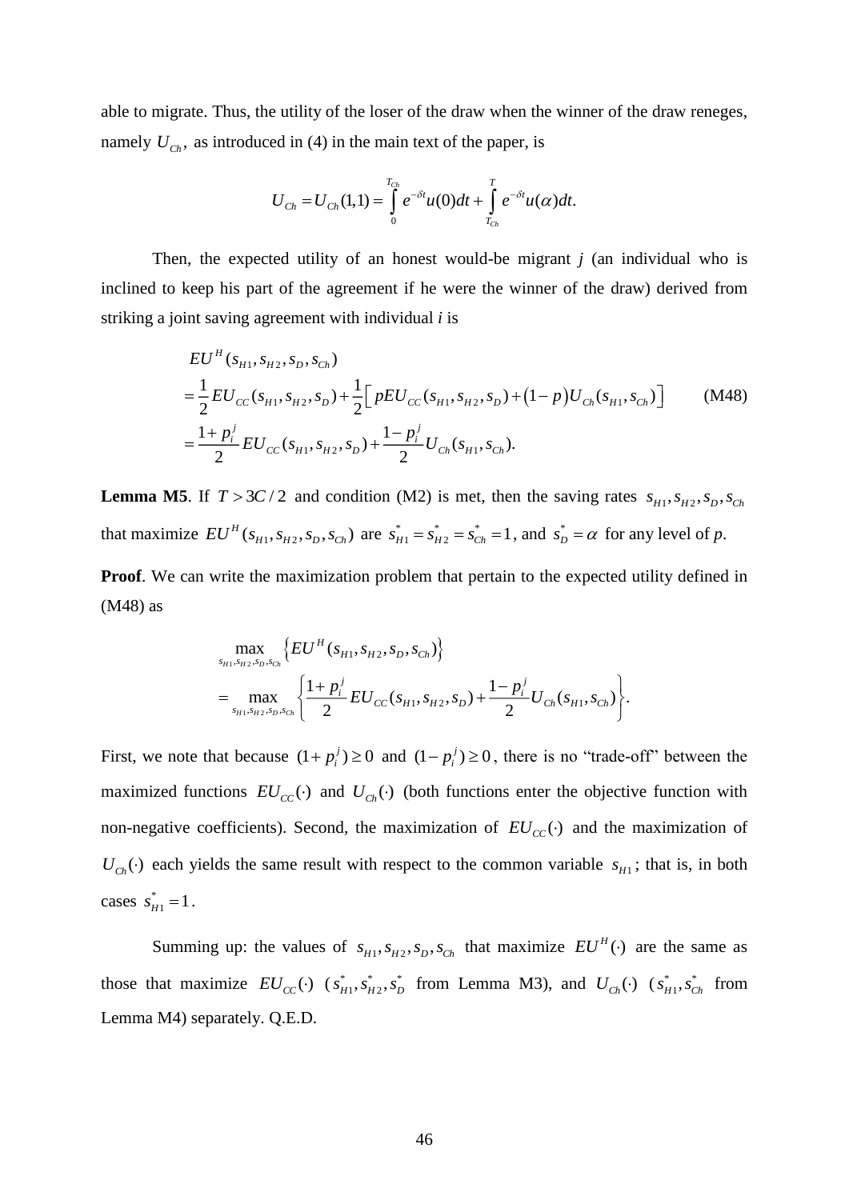able to migrate. Thus, the utility of the loser of the draw when the winner of the draw reneges, namely $U_{Ch}$, as introduced in (4) in the main text of the paper, is

$$U_{Ch} = U_{Ch}(1,1) = \int_{0}^{T_{Ch}} e^{-\delta t} u(0) dt + \int_{T_{Ch}}^{T} e^{-\delta t} u(\alpha) dt.$$

Then, the expected utility of an honest would-be migrant *j* (an individual who is inclined to keep his part of the agreement if he were the winner of the draw) derived from striking a joint saving agreement with individual *i* is

$$\begin{aligned}
& EU^{H}(s_{H1}, s_{H2}, s_D, s_{Ch}) \\
&= \frac{1}{2} EU_{CC}(s_{H1}, s_{H2}, s_D) + \frac{1}{2}\left[ pEU_{CC}(s_{H1}, s_{H2}, s_D) + (1-p) U_{Ch}(s_{H1}, s_{Ch}) \right] \qquad \text{(M48)} \\
&= \frac{1+p_i^j}{2} EU_{CC}(s_{H1}, s_{H2}, s_D) + \frac{1-p_i^j}{2} U_{Ch}(s_{H1}, s_{Ch}).
\end{aligned}$$

**Lemma M5**. If $T > 3C/2$ and condition (M2) is met, then the saving rates $s_{H1}, s_{H2}, s_D, s_{Ch}$ that maximize $EU^{H}(s_{H1}, s_{H2}, s_D, s_{Ch})$ are $s_{H1}^{*} = s_{H2}^{*} = s_{Ch}^{*} = 1$, and $s_D^{*} = \alpha$ for any level of *p*.

**Proof**. We can write the maximization problem that pertain to the expected utility defined in (M48) as

$$\begin{aligned}
& \max_{s_{H1}, s_{H2}, s_D, s_{Ch}} \left\{ EU^{H}(s_{H1}, s_{H2}, s_D, s_{Ch}) \right\} \\
&= \max_{s_{H1}, s_{H2}, s_D, s_{Ch}} \left\{ \frac{1+p_i^j}{2} EU_{CC}(s_{H1}, s_{H2}, s_D) + \frac{1-p_i^j}{2} U_{Ch}(s_{H1}, s_{Ch}) \right\}.
\end{aligned}$$

First, we note that because $(1+p_i^j) \geq 0$ and $(1-p_i^j) \geq 0$, there is no "trade-off" between the maximized functions $EU_{CC}(\cdot)$ and $U_{Ch}(\cdot)$ (both functions enter the objective function with non-negative coefficients). Second, the maximization of $EU_{CC}(\cdot)$ and the maximization of $U_{Ch}(\cdot)$ each yields the same result with respect to the common variable $s_{H1}$; that is, in both cases $s_{H1}^{*} = 1$.

Summing up: the values of $s_{H1}, s_{H2}, s_D, s_{Ch}$ that maximize $EU^{H}(\cdot)$ are the same as those that maximize $EU_{CC}(\cdot)$ ($s_{H1}^{*}, s_{H2}^{*}, s_D^{*}$ from Lemma M3), and $U_{Ch}(\cdot)$ ($s_{H1}^{*}, s_{Ch}^{*}$ from Lemma M4) separately. Q.E.D.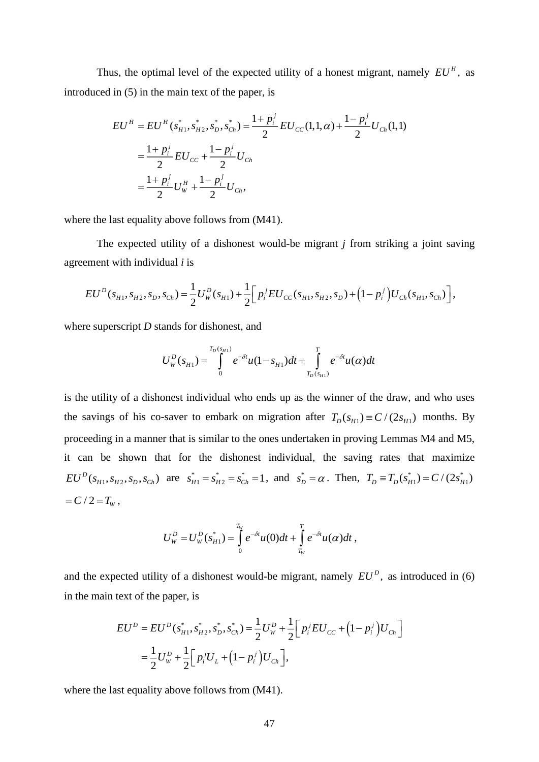Thus, the optimal level of the expected utility of a honest migrant, namely $EU^H$, as introduced in (5) in the main text of the paper, is

$$
\begin{aligned}
EU^H &= EU^H(s_{H1}^*, s_{H2}^*, s_D^*, s_{Ch}^*) = \frac{1+p_i^j}{2} EU_{CC}(1,1,\alpha) + \frac{1-p_i^j}{2} U_{Ch}(1,1) \\
&= \frac{1+p_i^j}{2} EU_{CC} + \frac{1-p_i^j}{2} U_{Ch} \\
&= \frac{1+p_i^j}{2} U_W^H + \frac{1-p_i^j}{2} U_{Ch},
\end{aligned}
$$

where the last equality above follows from (M41).

The expected utility of a dishonest would-be migrant *j* from striking a joint saving agreement with individual *i* is

$$
EU^D(s_{H1}, s_{H2}, s_D, s_{Ch}) = \frac{1}{2} U_W^D(s_{H1}) + \frac{1}{2}\Big[ p_i^j EU_{CC}(s_{H1}, s_{H2}, s_D) + \big(1-p_i^j\big) U_{Ch}(s_{H1}, s_{Ch}) \Big],
$$

where superscript *D* stands for dishonest, and

$$
U_W^D(s_{H1}) = \int_0^{T_D(s_{H1})} e^{-\delta t} u(1-s_{H1}) dt + \int_{T_D(s_{H1})}^{T} e^{-\delta t} u(\alpha) dt
$$

is the utility of a dishonest individual who ends up as the winner of the draw, and who uses the savings of his co-saver to embark on migration after $T_D(s_{H1}) \equiv C/(2s_{H1})$ months. By proceeding in a manner that is similar to the ones undertaken in proving Lemmas M4 and M5, it can be shown that for the dishonest individual, the saving rates that maximize $EU^D(s_{H1}, s_{H2}, s_D, s_{Ch})$ are $s_{H1}^* = s_{H2}^* = s_{Ch}^* = 1$, and $s_D^* = \alpha$. Then, $T_D \equiv T_D(s_{H1}^*) = C/(2s_{H1}^*)$ $= C/2 = T_W$,

$$
U_W^D = U_W^D(s_{H1}^*) = \int_0^{T_W} e^{-\delta t} u(0) dt + \int_{T_W}^{T} e^{-\delta t} u(\alpha) dt,
$$

and the expected utility of a dishonest would-be migrant, namely $EU^D$, as introduced in (6) in the main text of the paper, is

$$
\begin{aligned}
EU^D &= EU^D(s_{H1}^*, s_{H2}^*, s_D^*, s_{Ch}^*) = \frac{1}{2} U_W^D + \frac{1}{2}\Big[ p_i^j EU_{CC} + \big(1-p_i^j\big) U_{Ch} \Big] \\
&= \frac{1}{2} U_W^D + \frac{1}{2}\Big[ p_i^j U_L + \big(1-p_i^j\big) U_{Ch} \Big],
\end{aligned}
$$

where the last equality above follows from (M41).